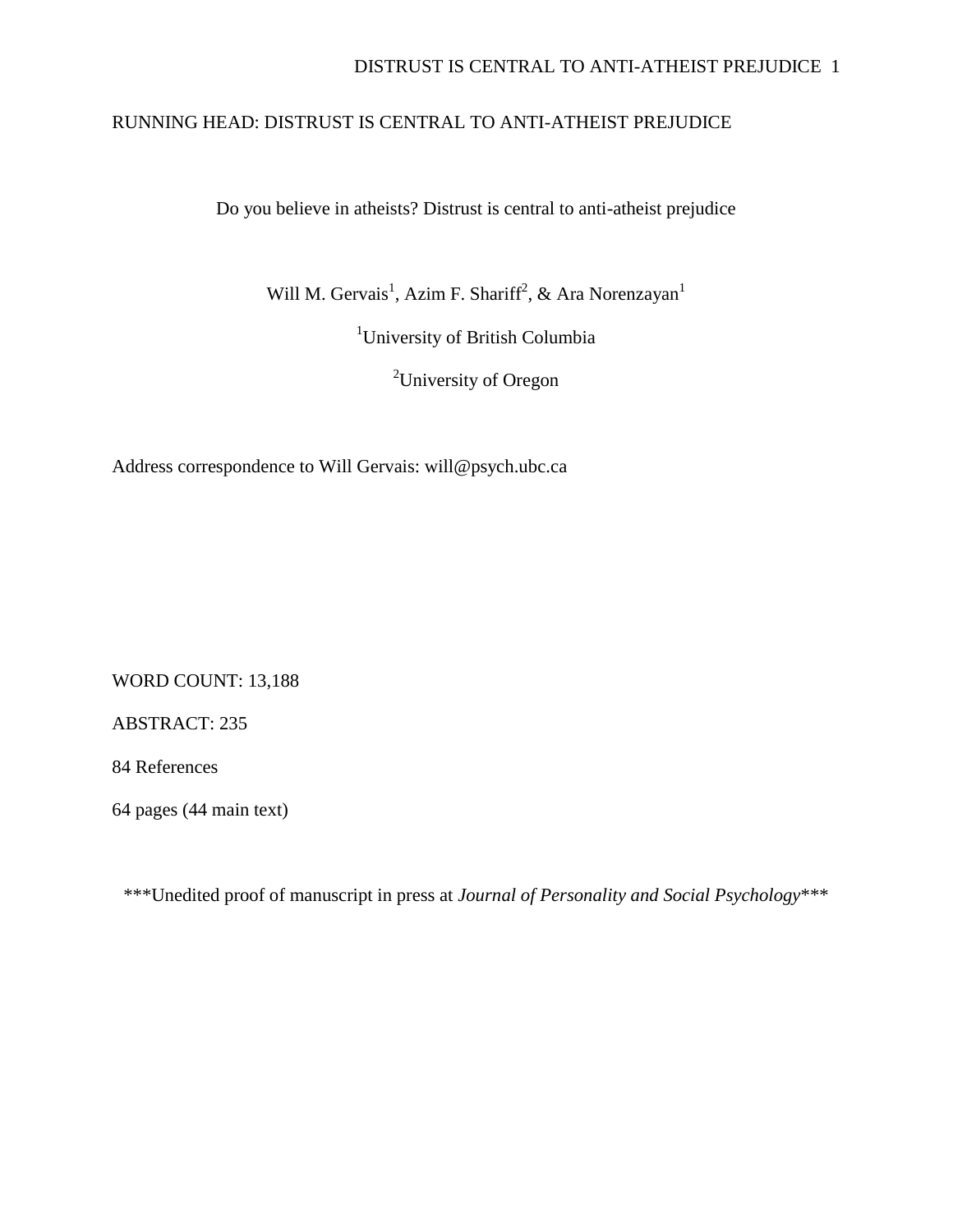RUNNING HEAD: DISTRUST IS CENTRAL TO ANTI-ATHEIST PREJUDICE

# Do you believe in atheists? Distrust is central to anti-atheist prejudice

Will M. Gervais[1], Azim F. Shariff[2], & Ara Norenzayan[1]

[1]University of British Columbia

[2]University of Oregon

Address correspondence to Will Gervais: will@psych.ubc.ca

WORD COUNT: 13,188

ABSTRACT: 235

84 References

64 pages (44 main text)

***Unedited proof of manuscript in press at *Journal of Personality and Social Psychology****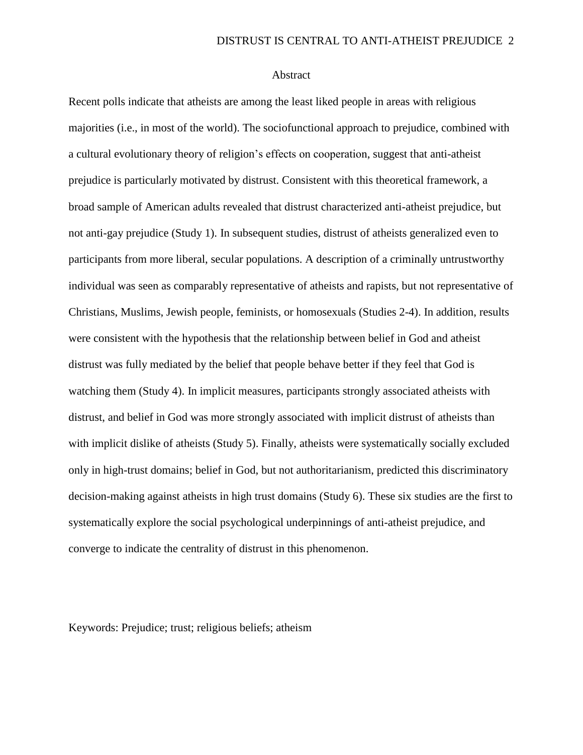## Abstract

Recent polls indicate that atheists are among the least liked people in areas with religious majorities (i.e., in most of the world). The sociofunctional approach to prejudice, combined with a cultural evolutionary theory of religion's effects on cooperation, suggest that anti-atheist prejudice is particularly motivated by distrust. Consistent with this theoretical framework, a broad sample of American adults revealed that distrust characterized anti-atheist prejudice, but not anti-gay prejudice (Study 1). In subsequent studies, distrust of atheists generalized even to participants from more liberal, secular populations. A description of a criminally untrustworthy individual was seen as comparably representative of atheists and rapists, but not representative of Christians, Muslims, Jewish people, feminists, or homosexuals (Studies 2-4). In addition, results were consistent with the hypothesis that the relationship between belief in God and atheist distrust was fully mediated by the belief that people behave better if they feel that God is watching them (Study 4). In implicit measures, participants strongly associated atheists with distrust, and belief in God was more strongly associated with implicit distrust of atheists than with implicit dislike of atheists (Study 5). Finally, atheists were systematically socially excluded only in high-trust domains; belief in God, but not authoritarianism, predicted this discriminatory decision-making against atheists in high trust domains (Study 6). These six studies are the first to systematically explore the social psychological underpinnings of anti-atheist prejudice, and converge to indicate the centrality of distrust in this phenomenon.

Keywords: Prejudice; trust; religious beliefs; atheism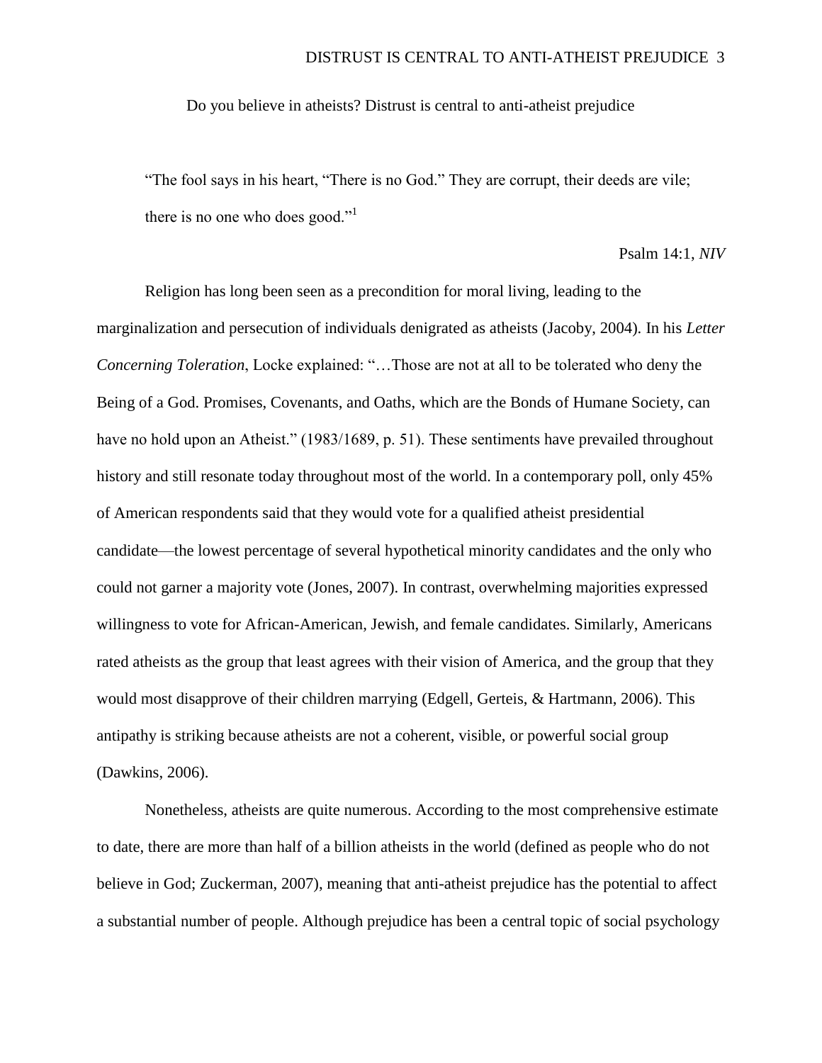# Do you believe in atheists? Distrust is central to anti-atheist prejudice

> "The fool says in his heart, "There is no God." They are corrupt, their deeds are vile; there is no one who does good."[1]
>
> Psalm 14:1, *NIV*

Religion has long been seen as a precondition for moral living, leading to the marginalization and persecution of individuals denigrated as atheists (Jacoby, 2004). In his *Letter Concerning Toleration*, Locke explained: "…Those are not at all to be tolerated who deny the Being of a God. Promises, Covenants, and Oaths, which are the Bonds of Humane Society, can have no hold upon an Atheist." (1983/1689, p. 51). These sentiments have prevailed throughout history and still resonate today throughout most of the world. In a contemporary poll, only 45% of American respondents said that they would vote for a qualified atheist presidential candidate—the lowest percentage of several hypothetical minority candidates and the only who could not garner a majority vote (Jones, 2007). In contrast, overwhelming majorities expressed willingness to vote for African-American, Jewish, and female candidates. Similarly, Americans rated atheists as the group that least agrees with their vision of America, and the group that they would most disapprove of their children marrying (Edgell, Gerteis, & Hartmann, 2006). This antipathy is striking because atheists are not a coherent, visible, or powerful social group (Dawkins, 2006).

Nonetheless, atheists are quite numerous. According to the most comprehensive estimate to date, there are more than half of a billion atheists in the world (defined as people who do not believe in God; Zuckerman, 2007), meaning that anti-atheist prejudice has the potential to affect a substantial number of people. Although prejudice has been a central topic of social psychology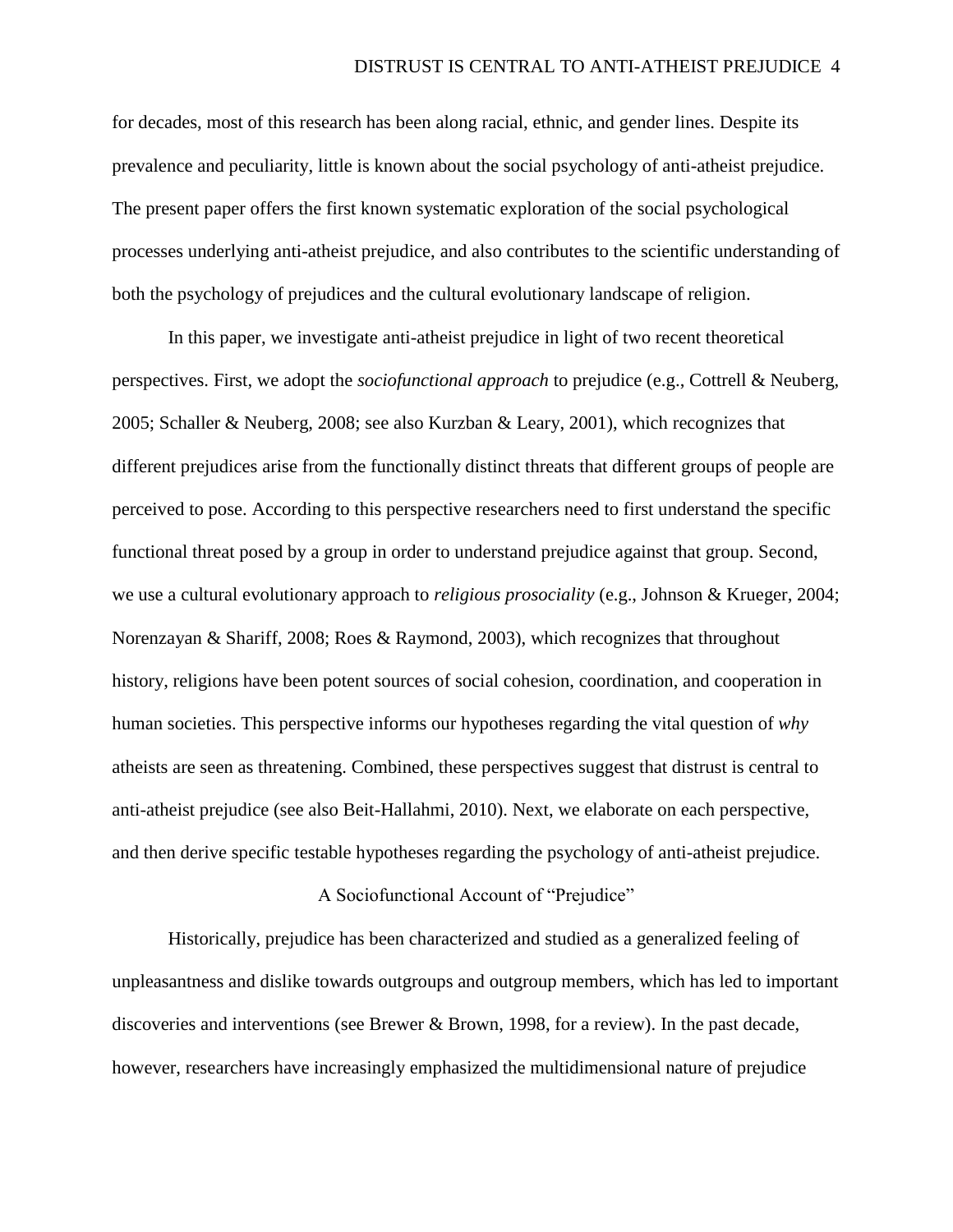for decades, most of this research has been along racial, ethnic, and gender lines. Despite its prevalence and peculiarity, little is known about the social psychology of anti-atheist prejudice. The present paper offers the first known systematic exploration of the social psychological processes underlying anti-atheist prejudice, and also contributes to the scientific understanding of both the psychology of prejudices and the cultural evolutionary landscape of religion.

In this paper, we investigate anti-atheist prejudice in light of two recent theoretical perspectives. First, we adopt the *sociofunctional approach* to prejudice (e.g., Cottrell & Neuberg, 2005; Schaller & Neuberg, 2008; see also Kurzban & Leary, 2001), which recognizes that different prejudices arise from the functionally distinct threats that different groups of people are perceived to pose. According to this perspective researchers need to first understand the specific functional threat posed by a group in order to understand prejudice against that group. Second, we use a cultural evolutionary approach to *religious prosociality* (e.g., Johnson & Krueger, 2004; Norenzayan & Shariff, 2008; Roes & Raymond, 2003), which recognizes that throughout history, religions have been potent sources of social cohesion, coordination, and cooperation in human societies. This perspective informs our hypotheses regarding the vital question of *why* atheists are seen as threatening. Combined, these perspectives suggest that distrust is central to anti-atheist prejudice (see also Beit-Hallahmi, 2010). Next, we elaborate on each perspective, and then derive specific testable hypotheses regarding the psychology of anti-atheist prejudice.

## A Sociofunctional Account of "Prejudice"

Historically, prejudice has been characterized and studied as a generalized feeling of unpleasantness and dislike towards outgroups and outgroup members, which has led to important discoveries and interventions (see Brewer & Brown, 1998, for a review). In the past decade, however, researchers have increasingly emphasized the multidimensional nature of prejudice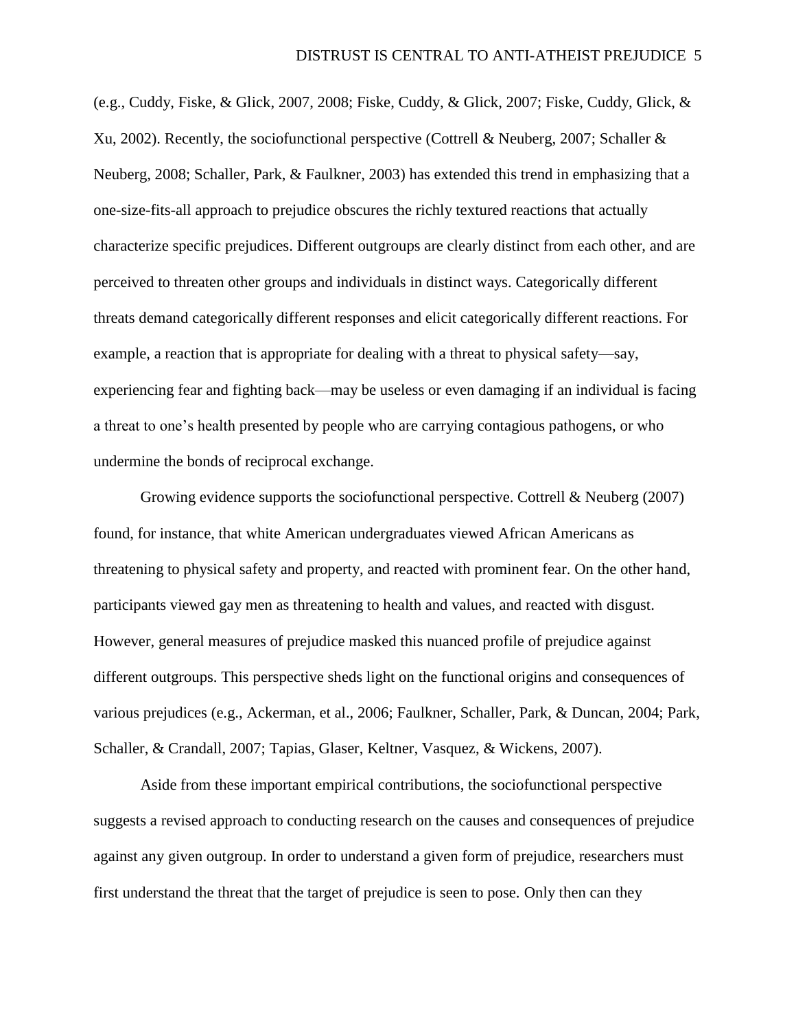(e.g., Cuddy, Fiske, & Glick, 2007, 2008; Fiske, Cuddy, & Glick, 2007; Fiske, Cuddy, Glick, & Xu, 2002). Recently, the sociofunctional perspective (Cottrell & Neuberg, 2007; Schaller & Neuberg, 2008; Schaller, Park, & Faulkner, 2003) has extended this trend in emphasizing that a one-size-fits-all approach to prejudice obscures the richly textured reactions that actually characterize specific prejudices. Different outgroups are clearly distinct from each other, and are perceived to threaten other groups and individuals in distinct ways. Categorically different threats demand categorically different responses and elicit categorically different reactions. For example, a reaction that is appropriate for dealing with a threat to physical safety—say, experiencing fear and fighting back—may be useless or even damaging if an individual is facing a threat to one's health presented by people who are carrying contagious pathogens, or who undermine the bonds of reciprocal exchange.

Growing evidence supports the sociofunctional perspective. Cottrell & Neuberg (2007) found, for instance, that white American undergraduates viewed African Americans as threatening to physical safety and property, and reacted with prominent fear. On the other hand, participants viewed gay men as threatening to health and values, and reacted with disgust. However, general measures of prejudice masked this nuanced profile of prejudice against different outgroups. This perspective sheds light on the functional origins and consequences of various prejudices (e.g., Ackerman, et al., 2006; Faulkner, Schaller, Park, & Duncan, 2004; Park, Schaller, & Crandall, 2007; Tapias, Glaser, Keltner, Vasquez, & Wickens, 2007).

Aside from these important empirical contributions, the sociofunctional perspective suggests a revised approach to conducting research on the causes and consequences of prejudice against any given outgroup. In order to understand a given form of prejudice, researchers must first understand the threat that the target of prejudice is seen to pose. Only then can they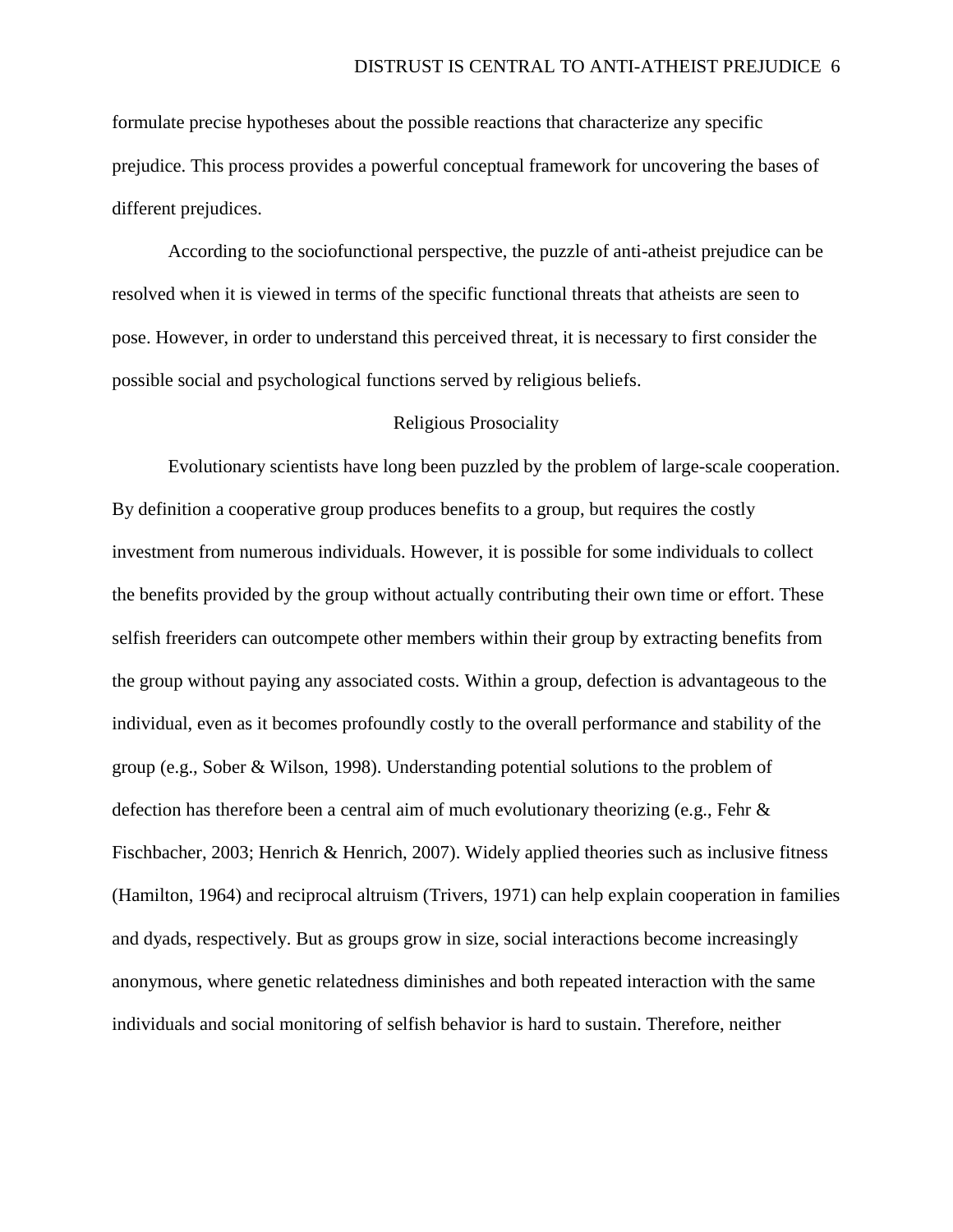formulate precise hypotheses about the possible reactions that characterize any specific prejudice. This process provides a powerful conceptual framework for uncovering the bases of different prejudices.

According to the sociofunctional perspective, the puzzle of anti-atheist prejudice can be resolved when it is viewed in terms of the specific functional threats that atheists are seen to pose. However, in order to understand this perceived threat, it is necessary to first consider the possible social and psychological functions served by religious beliefs.

## Religious Prosociality

Evolutionary scientists have long been puzzled by the problem of large-scale cooperation. By definition a cooperative group produces benefits to a group, but requires the costly investment from numerous individuals. However, it is possible for some individuals to collect the benefits provided by the group without actually contributing their own time or effort. These selfish freeriders can outcompete other members within their group by extracting benefits from the group without paying any associated costs. Within a group, defection is advantageous to the individual, even as it becomes profoundly costly to the overall performance and stability of the group (e.g., Sober & Wilson, 1998). Understanding potential solutions to the problem of defection has therefore been a central aim of much evolutionary theorizing (e.g., Fehr & Fischbacher, 2003; Henrich & Henrich, 2007). Widely applied theories such as inclusive fitness (Hamilton, 1964) and reciprocal altruism (Trivers, 1971) can help explain cooperation in families and dyads, respectively. But as groups grow in size, social interactions become increasingly anonymous, where genetic relatedness diminishes and both repeated interaction with the same individuals and social monitoring of selfish behavior is hard to sustain. Therefore, neither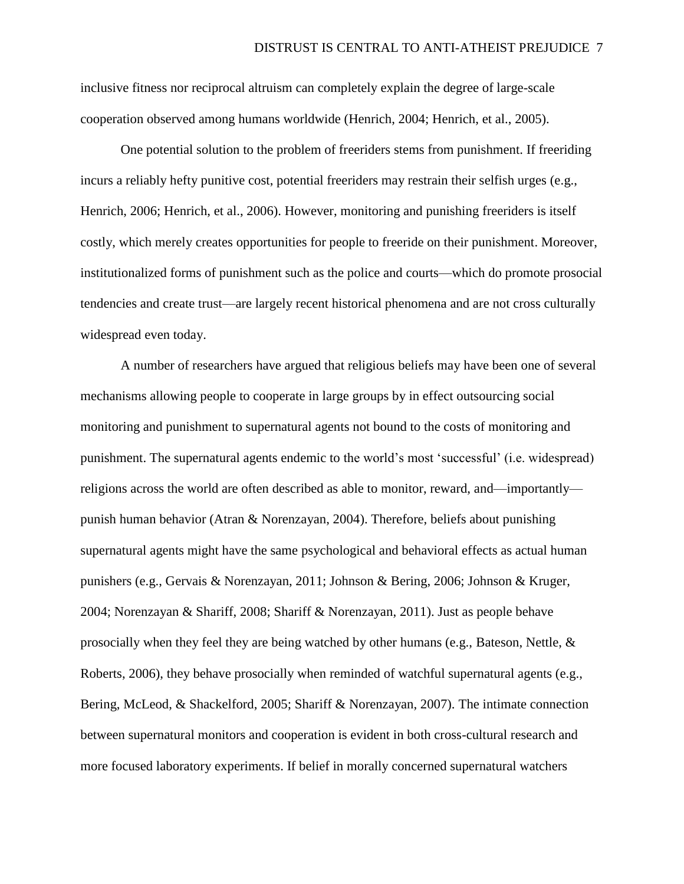inclusive fitness nor reciprocal altruism can completely explain the degree of large-scale cooperation observed among humans worldwide (Henrich, 2004; Henrich, et al., 2005).

One potential solution to the problem of freeriders stems from punishment. If freeriding incurs a reliably hefty punitive cost, potential freeriders may restrain their selfish urges (e.g., Henrich, 2006; Henrich, et al., 2006). However, monitoring and punishing freeriders is itself costly, which merely creates opportunities for people to freeride on their punishment. Moreover, institutionalized forms of punishment such as the police and courts—which do promote prosocial tendencies and create trust—are largely recent historical phenomena and are not cross culturally widespread even today.

A number of researchers have argued that religious beliefs may have been one of several mechanisms allowing people to cooperate in large groups by in effect outsourcing social monitoring and punishment to supernatural agents not bound to the costs of monitoring and punishment. The supernatural agents endemic to the world's most 'successful' (i.e. widespread) religions across the world are often described as able to monitor, reward, and—importantly—punish human behavior (Atran & Norenzayan, 2004). Therefore, beliefs about punishing supernatural agents might have the same psychological and behavioral effects as actual human punishers (e.g., Gervais & Norenzayan, 2011; Johnson & Bering, 2006; Johnson & Kruger, 2004; Norenzayan & Shariff, 2008; Shariff & Norenzayan, 2011). Just as people behave prosocially when they feel they are being watched by other humans (e.g., Bateson, Nettle, & Roberts, 2006), they behave prosocially when reminded of watchful supernatural agents (e.g., Bering, McLeod, & Shackelford, 2005; Shariff & Norenzayan, 2007). The intimate connection between supernatural monitors and cooperation is evident in both cross-cultural research and more focused laboratory experiments. If belief in morally concerned supernatural watchers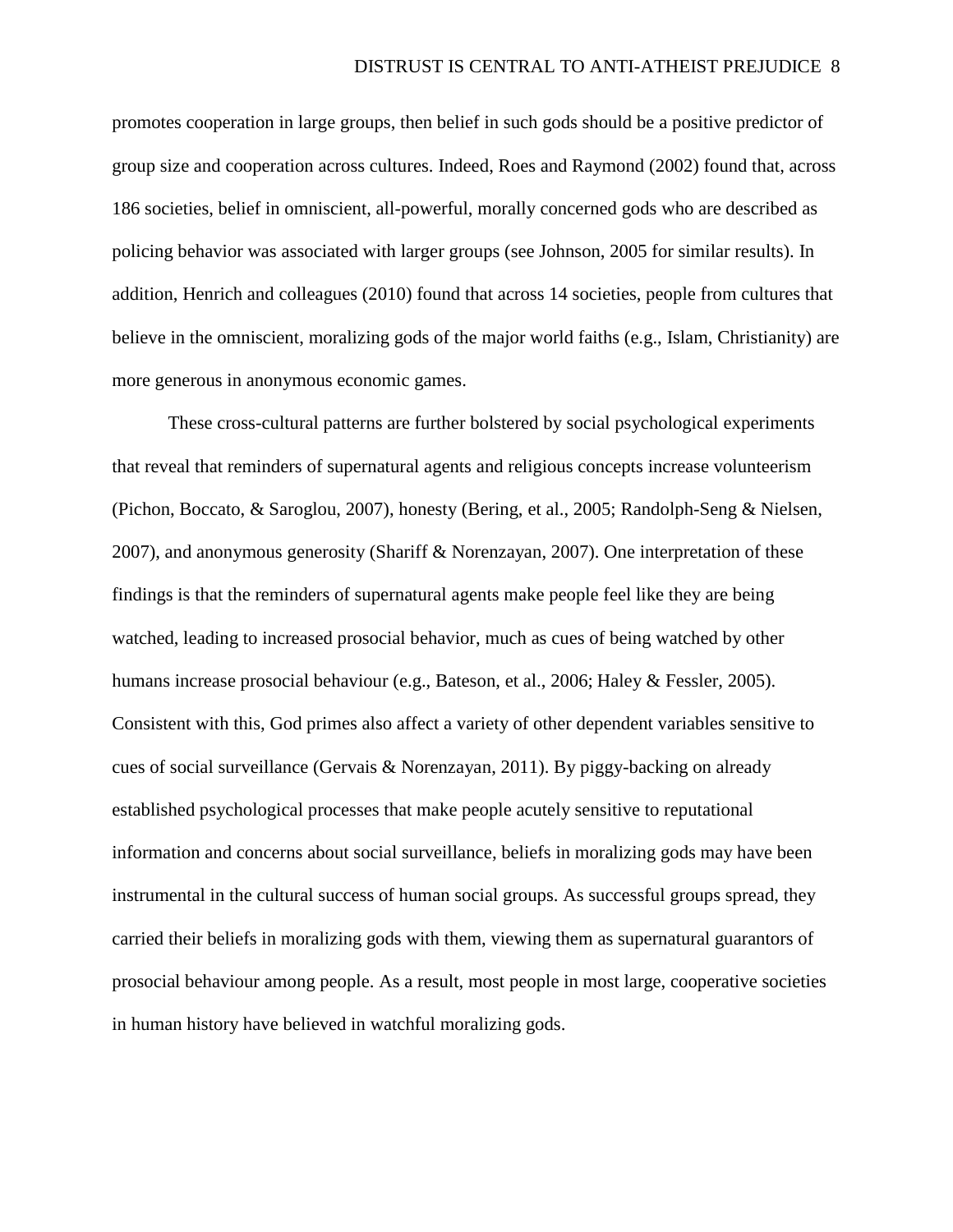promotes cooperation in large groups, then belief in such gods should be a positive predictor of group size and cooperation across cultures. Indeed, Roes and Raymond (2002) found that, across 186 societies, belief in omniscient, all-powerful, morally concerned gods who are described as policing behavior was associated with larger groups (see Johnson, 2005 for similar results). In addition, Henrich and colleagues (2010) found that across 14 societies, people from cultures that believe in the omniscient, moralizing gods of the major world faiths (e.g., Islam, Christianity) are more generous in anonymous economic games.

These cross-cultural patterns are further bolstered by social psychological experiments that reveal that reminders of supernatural agents and religious concepts increase volunteerism (Pichon, Boccato, & Saroglou, 2007), honesty (Bering, et al., 2005; Randolph-Seng & Nielsen, 2007), and anonymous generosity (Shariff & Norenzayan, 2007). One interpretation of these findings is that the reminders of supernatural agents make people feel like they are being watched, leading to increased prosocial behavior, much as cues of being watched by other humans increase prosocial behaviour (e.g., Bateson, et al., 2006; Haley & Fessler, 2005). Consistent with this, God primes also affect a variety of other dependent variables sensitive to cues of social surveillance (Gervais & Norenzayan, 2011). By piggy-backing on already established psychological processes that make people acutely sensitive to reputational information and concerns about social surveillance, beliefs in moralizing gods may have been instrumental in the cultural success of human social groups. As successful groups spread, they carried their beliefs in moralizing gods with them, viewing them as supernatural guarantors of prosocial behaviour among people. As a result, most people in most large, cooperative societies in human history have believed in watchful moralizing gods.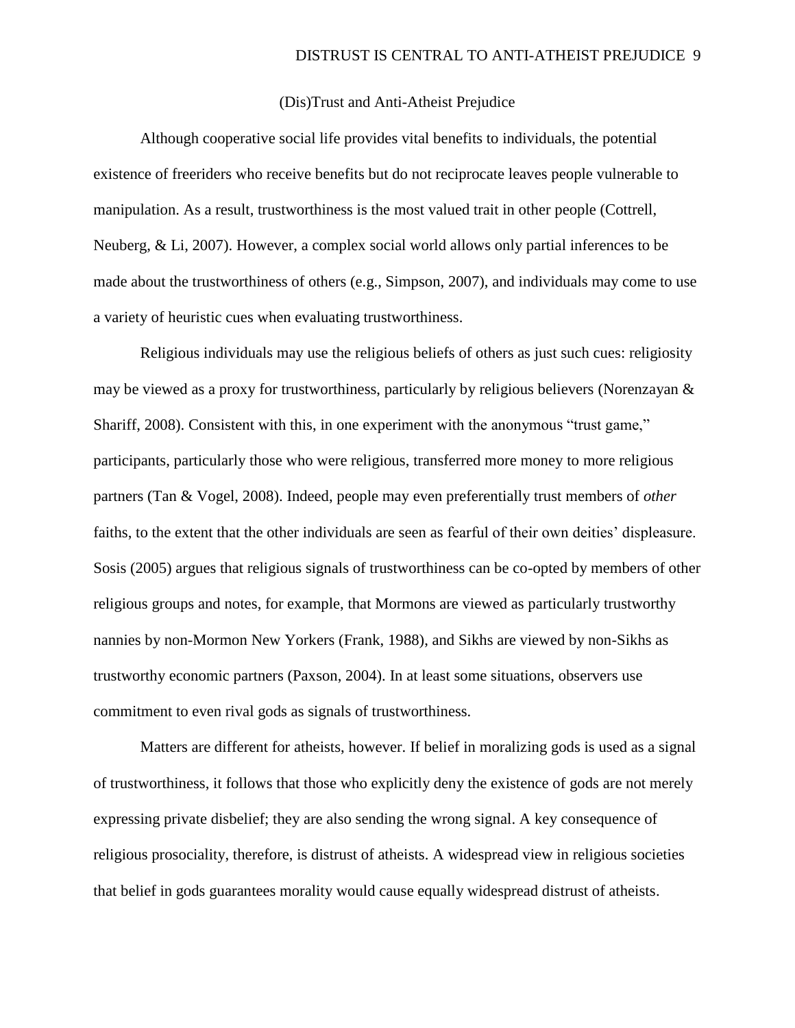## (Dis)Trust and Anti-Atheist Prejudice

Although cooperative social life provides vital benefits to individuals, the potential existence of freeriders who receive benefits but do not reciprocate leaves people vulnerable to manipulation. As a result, trustworthiness is the most valued trait in other people (Cottrell, Neuberg, & Li, 2007). However, a complex social world allows only partial inferences to be made about the trustworthiness of others (e.g., Simpson, 2007), and individuals may come to use a variety of heuristic cues when evaluating trustworthiness.

Religious individuals may use the religious beliefs of others as just such cues: religiosity may be viewed as a proxy for trustworthiness, particularly by religious believers (Norenzayan & Shariff, 2008). Consistent with this, in one experiment with the anonymous "trust game," participants, particularly those who were religious, transferred more money to more religious partners (Tan & Vogel, 2008). Indeed, people may even preferentially trust members of *other* faiths, to the extent that the other individuals are seen as fearful of their own deities' displeasure. Sosis (2005) argues that religious signals of trustworthiness can be co-opted by members of other religious groups and notes, for example, that Mormons are viewed as particularly trustworthy nannies by non-Mormon New Yorkers (Frank, 1988), and Sikhs are viewed by non-Sikhs as trustworthy economic partners (Paxson, 2004). In at least some situations, observers use commitment to even rival gods as signals of trustworthiness.

Matters are different for atheists, however. If belief in moralizing gods is used as a signal of trustworthiness, it follows that those who explicitly deny the existence of gods are not merely expressing private disbelief; they are also sending the wrong signal. A key consequence of religious prosociality, therefore, is distrust of atheists. A widespread view in religious societies that belief in gods guarantees morality would cause equally widespread distrust of atheists.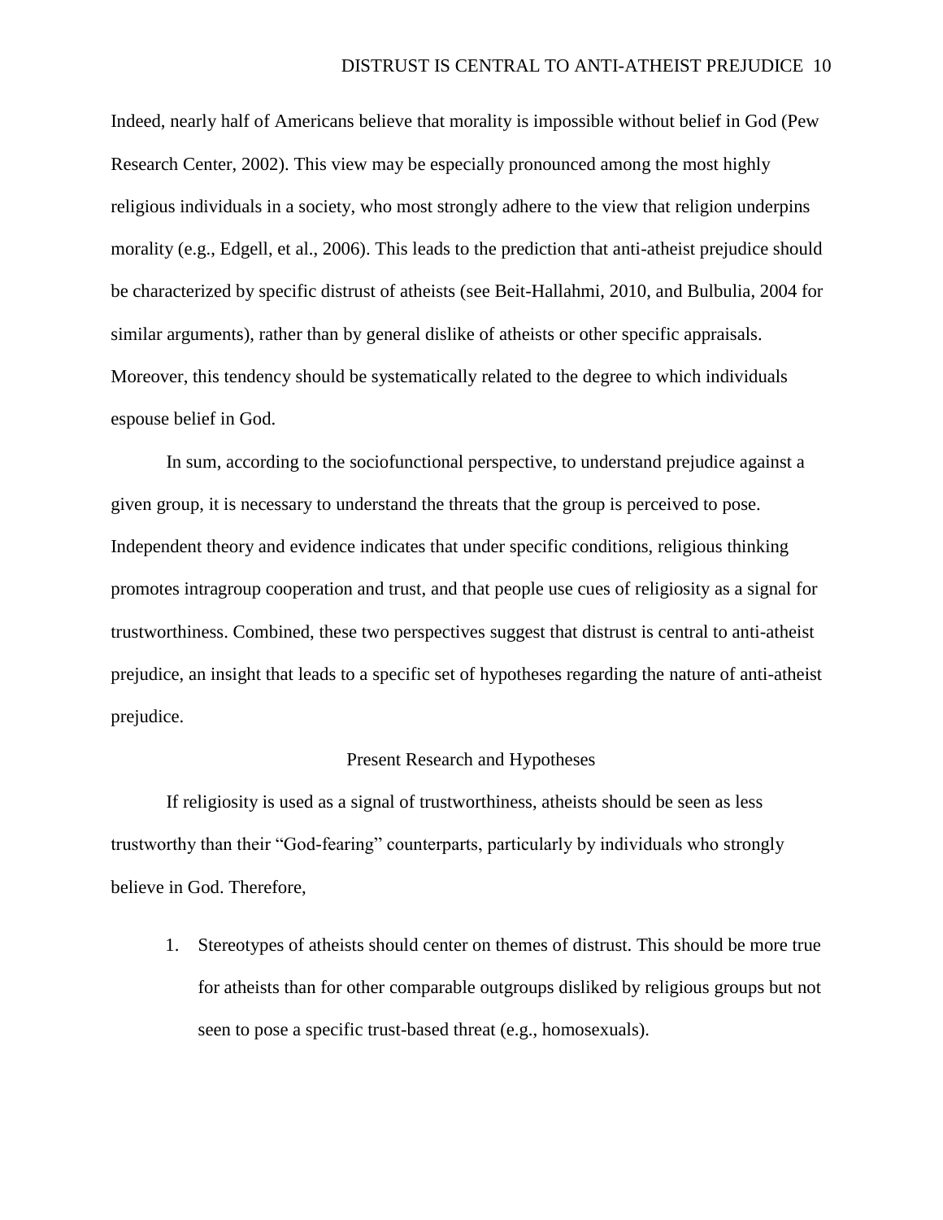Indeed, nearly half of Americans believe that morality is impossible without belief in God (Pew Research Center, 2002). This view may be especially pronounced among the most highly religious individuals in a society, who most strongly adhere to the view that religion underpins morality (e.g., Edgell, et al., 2006). This leads to the prediction that anti-atheist prejudice should be characterized by specific distrust of atheists (see Beit-Hallahmi, 2010, and Bulbulia, 2004 for similar arguments), rather than by general dislike of atheists or other specific appraisals. Moreover, this tendency should be systematically related to the degree to which individuals espouse belief in God.

In sum, according to the sociofunctional perspective, to understand prejudice against a given group, it is necessary to understand the threats that the group is perceived to pose. Independent theory and evidence indicates that under specific conditions, religious thinking promotes intragroup cooperation and trust, and that people use cues of religiosity as a signal for trustworthiness. Combined, these two perspectives suggest that distrust is central to anti-atheist prejudice, an insight that leads to a specific set of hypotheses regarding the nature of anti-atheist prejudice.

## Present Research and Hypotheses

If religiosity is used as a signal of trustworthiness, atheists should be seen as less trustworthy than their "God-fearing" counterparts, particularly by individuals who strongly believe in God. Therefore,

1. Stereotypes of atheists should center on themes of distrust. This should be more true for atheists than for other comparable outgroups disliked by religious groups but not seen to pose a specific trust-based threat (e.g., homosexuals).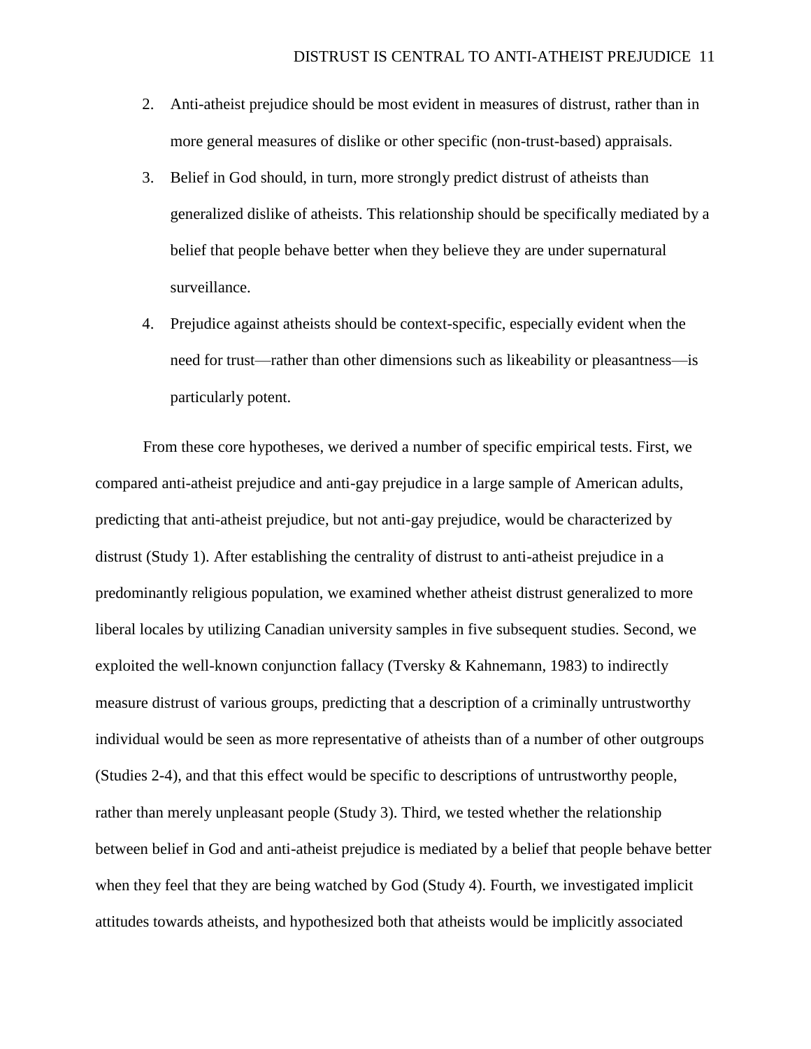2. Anti-atheist prejudice should be most evident in measures of distrust, rather than in more general measures of dislike or other specific (non-trust-based) appraisals.
3. Belief in God should, in turn, more strongly predict distrust of atheists than generalized dislike of atheists. This relationship should be specifically mediated by a belief that people behave better when they believe they are under supernatural surveillance.
4. Prejudice against atheists should be context-specific, especially evident when the need for trust—rather than other dimensions such as likeability or pleasantness—is particularly potent.

From these core hypotheses, we derived a number of specific empirical tests. First, we compared anti-atheist prejudice and anti-gay prejudice in a large sample of American adults, predicting that anti-atheist prejudice, but not anti-gay prejudice, would be characterized by distrust (Study 1). After establishing the centrality of distrust to anti-atheist prejudice in a predominantly religious population, we examined whether atheist distrust generalized to more liberal locales by utilizing Canadian university samples in five subsequent studies. Second, we exploited the well-known conjunction fallacy (Tversky & Kahnemann, 1983) to indirectly measure distrust of various groups, predicting that a description of a criminally untrustworthy individual would be seen as more representative of atheists than of a number of other outgroups (Studies 2-4), and that this effect would be specific to descriptions of untrustworthy people, rather than merely unpleasant people (Study 3). Third, we tested whether the relationship between belief in God and anti-atheist prejudice is mediated by a belief that people behave better when they feel that they are being watched by God (Study 4). Fourth, we investigated implicit attitudes towards atheists, and hypothesized both that atheists would be implicitly associated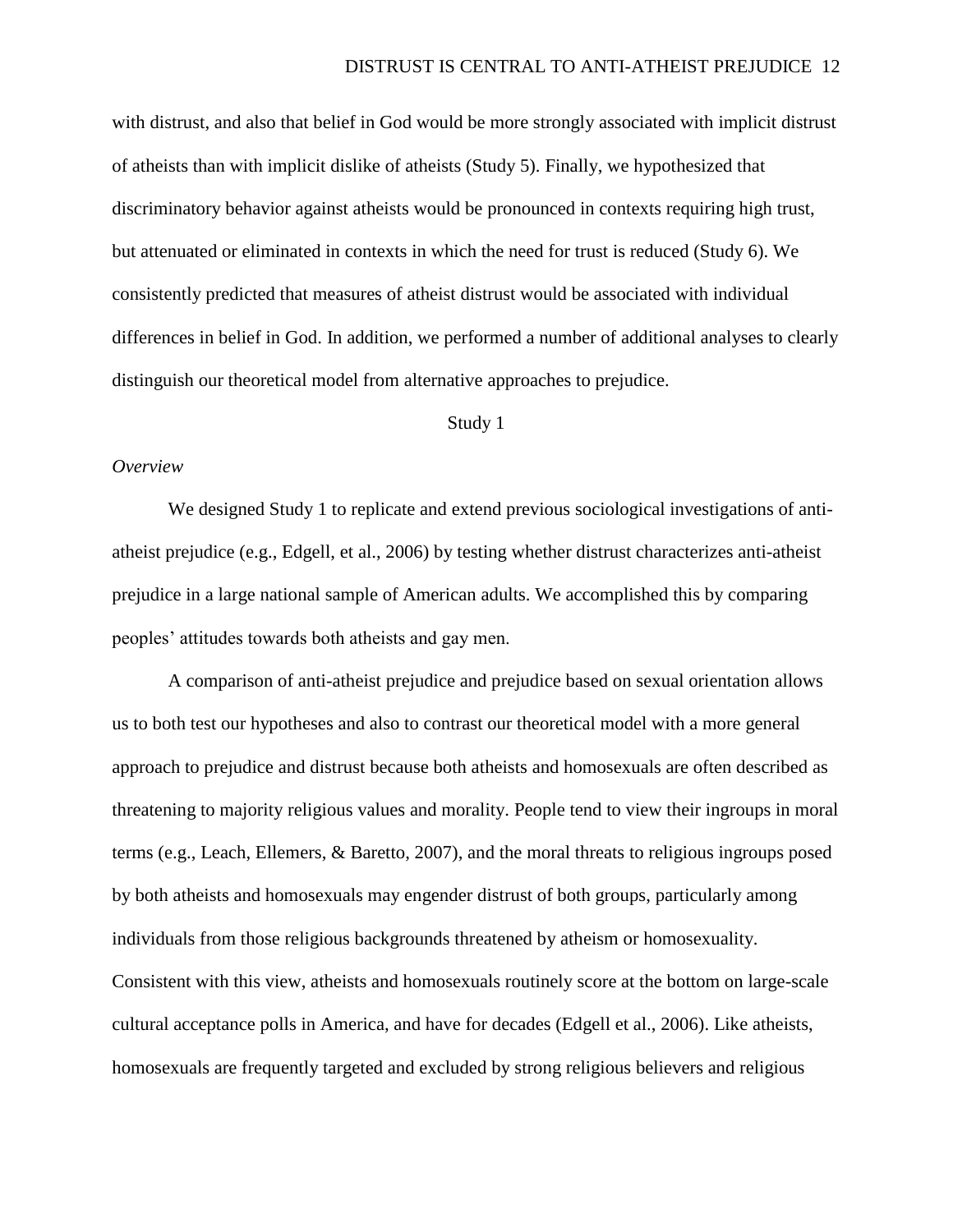with distrust, and also that belief in God would be more strongly associated with implicit distrust of atheists than with implicit dislike of atheists (Study 5). Finally, we hypothesized that discriminatory behavior against atheists would be pronounced in contexts requiring high trust, but attenuated or eliminated in contexts in which the need for trust is reduced (Study 6). We consistently predicted that measures of atheist distrust would be associated with individual differences in belief in God. In addition, we performed a number of additional analyses to clearly distinguish our theoretical model from alternative approaches to prejudice.

## Study 1

### *Overview*

We designed Study 1 to replicate and extend previous sociological investigations of anti-atheist prejudice (e.g., Edgell, et al., 2006) by testing whether distrust characterizes anti-atheist prejudice in a large national sample of American adults. We accomplished this by comparing peoples' attitudes towards both atheists and gay men.

A comparison of anti-atheist prejudice and prejudice based on sexual orientation allows us to both test our hypotheses and also to contrast our theoretical model with a more general approach to prejudice and distrust because both atheists and homosexuals are often described as threatening to majority religious values and morality. People tend to view their ingroups in moral terms (e.g., Leach, Ellemers, & Baretto, 2007), and the moral threats to religious ingroups posed by both atheists and homosexuals may engender distrust of both groups, particularly among individuals from those religious backgrounds threatened by atheism or homosexuality. Consistent with this view, atheists and homosexuals routinely score at the bottom on large-scale cultural acceptance polls in America, and have for decades (Edgell et al., 2006). Like atheists, homosexuals are frequently targeted and excluded by strong religious believers and religious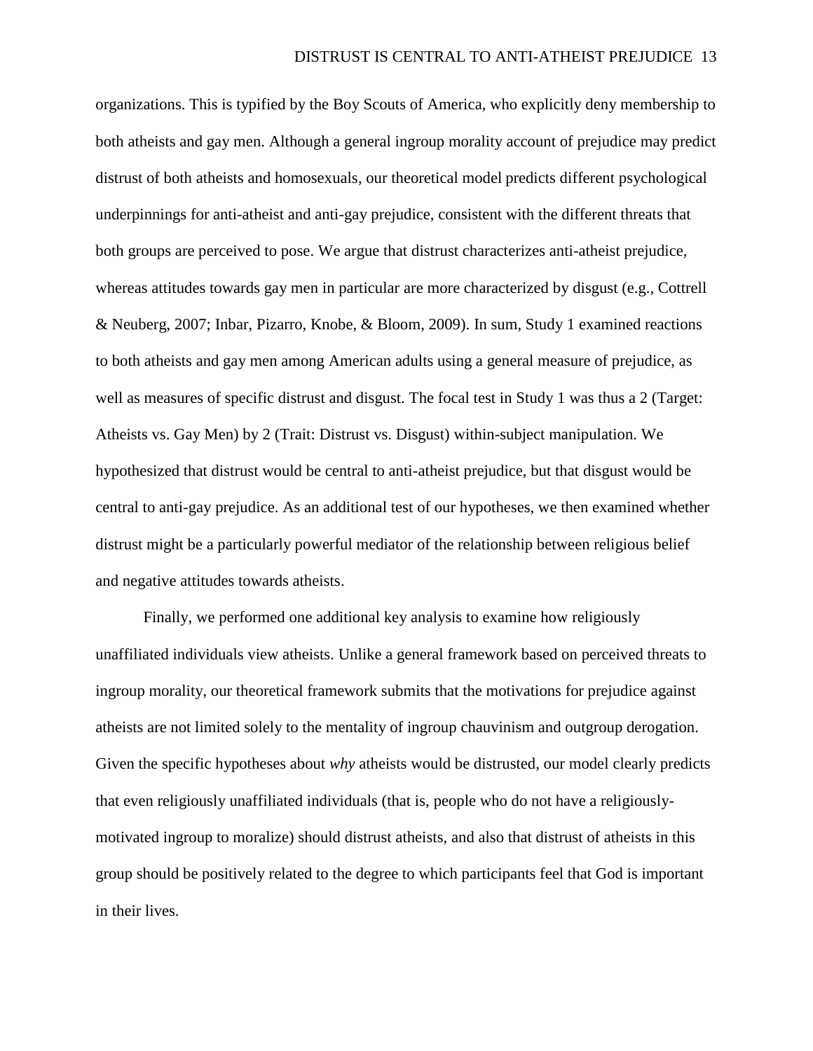organizations. This is typified by the Boy Scouts of America, who explicitly deny membership to both atheists and gay men. Although a general ingroup morality account of prejudice may predict distrust of both atheists and homosexuals, our theoretical model predicts different psychological underpinnings for anti-atheist and anti-gay prejudice, consistent with the different threats that both groups are perceived to pose. We argue that distrust characterizes anti-atheist prejudice, whereas attitudes towards gay men in particular are more characterized by disgust (e.g., Cottrell & Neuberg, 2007; Inbar, Pizarro, Knobe, & Bloom, 2009). In sum, Study 1 examined reactions to both atheists and gay men among American adults using a general measure of prejudice, as well as measures of specific distrust and disgust. The focal test in Study 1 was thus a 2 (Target: Atheists vs. Gay Men) by 2 (Trait: Distrust vs. Disgust) within-subject manipulation. We hypothesized that distrust would be central to anti-atheist prejudice, but that disgust would be central to anti-gay prejudice. As an additional test of our hypotheses, we then examined whether distrust might be a particularly powerful mediator of the relationship between religious belief and negative attitudes towards atheists.

Finally, we performed one additional key analysis to examine how religiously unaffiliated individuals view atheists. Unlike a general framework based on perceived threats to ingroup morality, our theoretical framework submits that the motivations for prejudice against atheists are not limited solely to the mentality of ingroup chauvinism and outgroup derogation. Given the specific hypotheses about *why* atheists would be distrusted, our model clearly predicts that even religiously unaffiliated individuals (that is, people who do not have a religiously-motivated ingroup to moralize) should distrust atheists, and also that distrust of atheists in this group should be positively related to the degree to which participants feel that God is important in their lives.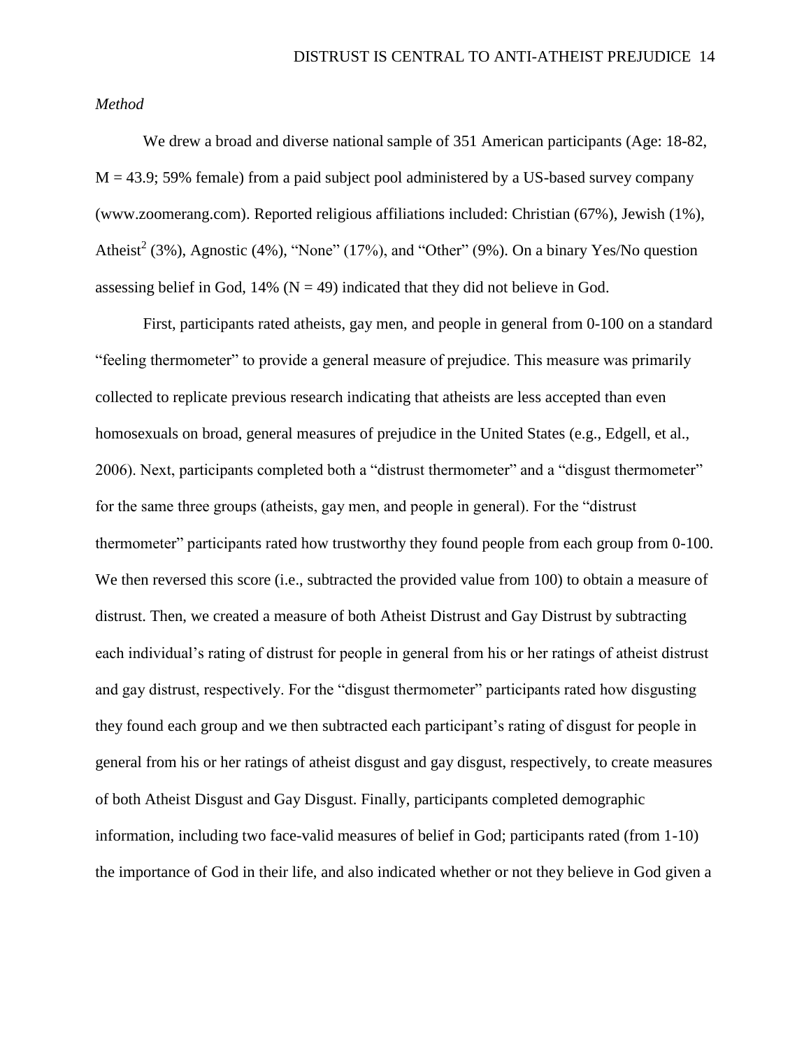*Method*

We drew a broad and diverse national sample of 351 American participants (Age: 18-82, $M = 43.9$; 59% female) from a paid subject pool administered by a US-based survey company (www.zoomerang.com). Reported religious affiliations included: Christian (67%), Jewish (1%), Atheist[2] (3%), Agnostic (4%), "None" (17%), and "Other" (9%). On a binary Yes/No question assessing belief in God, 14% ($N = 49$) indicated that they did not believe in God.

First, participants rated atheists, gay men, and people in general from 0-100 on a standard "feeling thermometer" to provide a general measure of prejudice. This measure was primarily collected to replicate previous research indicating that atheists are less accepted than even homosexuals on broad, general measures of prejudice in the United States (e.g., Edgell, et al., 2006). Next, participants completed both a "distrust thermometer" and a "disgust thermometer" for the same three groups (atheists, gay men, and people in general). For the "distrust thermometer" participants rated how trustworthy they found people from each group from 0-100. We then reversed this score (i.e., subtracted the provided value from 100) to obtain a measure of distrust. Then, we created a measure of both Atheist Distrust and Gay Distrust by subtracting each individual's rating of distrust for people in general from his or her ratings of atheist distrust and gay distrust, respectively. For the "disgust thermometer" participants rated how disgusting they found each group and we then subtracted each participant's rating of disgust for people in general from his or her ratings of atheist disgust and gay disgust, respectively, to create measures of both Atheist Disgust and Gay Disgust. Finally, participants completed demographic information, including two face-valid measures of belief in God; participants rated (from 1-10) the importance of God in their life, and also indicated whether or not they believe in God given a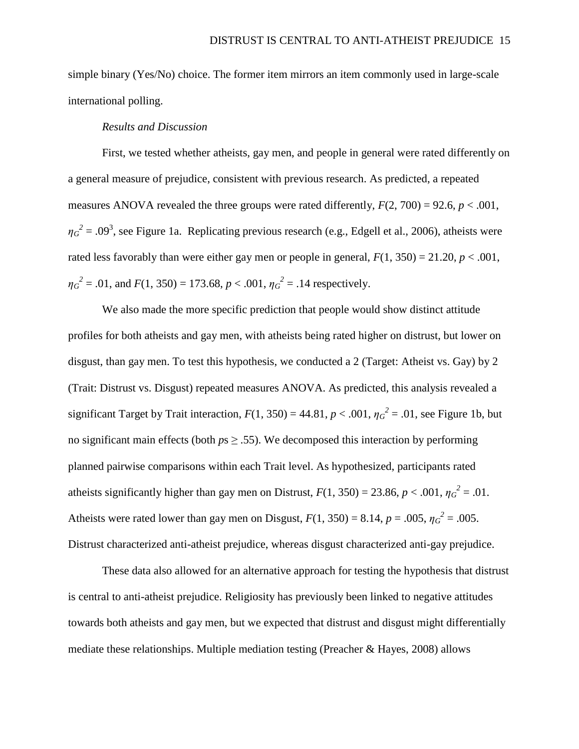simple binary (Yes/No) choice. The former item mirrors an item commonly used in large-scale international polling.

*Results and Discussion*

First, we tested whether atheists, gay men, and people in general were rated differently on a general measure of prejudice, consistent with previous research. As predicted, a repeated measures ANOVA revealed the three groups were rated differently, $F(2, 700) = 92.6$, $p < .001$, $\eta_G^2 = .09$[3], see Figure 1a. Replicating previous research (e.g., Edgell et al., 2006), atheists were rated less favorably than were either gay men or people in general, $F(1, 350) = 21.20$, $p < .001$, $\eta_G^2 = .01$, and $F(1, 350) = 173.68$, $p < .001$, $\eta_G^2 = .14$ respectively.

We also made the more specific prediction that people would show distinct attitude profiles for both atheists and gay men, with atheists being rated higher on distrust, but lower on disgust, than gay men. To test this hypothesis, we conducted a 2 (Target: Atheist vs. Gay) by 2 (Trait: Distrust vs. Disgust) repeated measures ANOVA. As predicted, this analysis revealed a significant Target by Trait interaction, $F(1, 350) = 44.81$, $p < .001$, $\eta_G^2 = .01$, see Figure 1b, but no significant main effects (both $p$s $\geq .55$). We decomposed this interaction by performing planned pairwise comparisons within each Trait level. As hypothesized, participants rated atheists significantly higher than gay men on Distrust, $F(1, 350) = 23.86$, $p < .001$, $\eta_G^2 = .01$. Atheists were rated lower than gay men on Disgust, $F(1, 350) = 8.14$, $p = .005$, $\eta_G^2 = .005$. Distrust characterized anti-atheist prejudice, whereas disgust characterized anti-gay prejudice.

These data also allowed for an alternative approach for testing the hypothesis that distrust is central to anti-atheist prejudice. Religiosity has previously been linked to negative attitudes towards both atheists and gay men, but we expected that distrust and disgust might differentially mediate these relationships. Multiple mediation testing (Preacher & Hayes, 2008) allows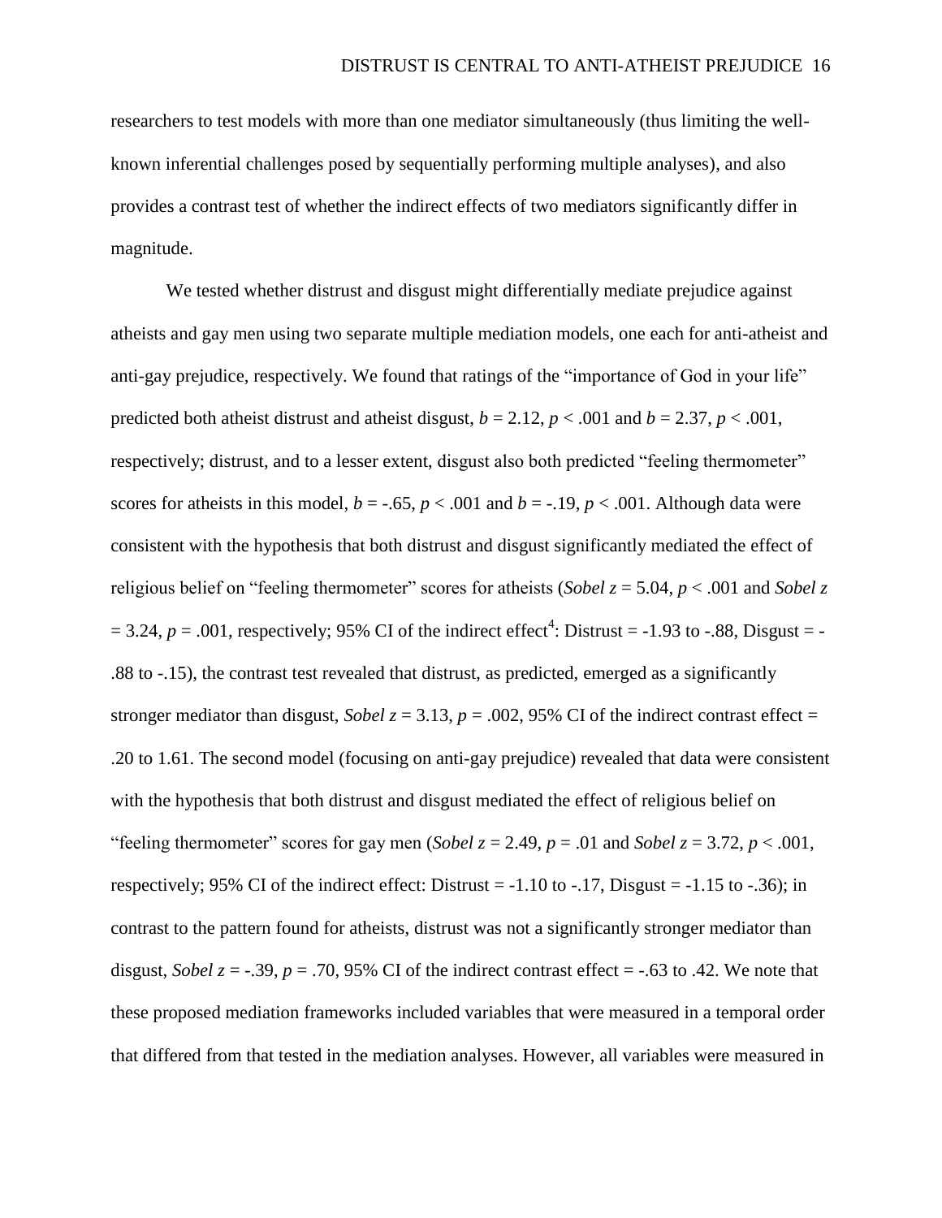researchers to test models with more than one mediator simultaneously (thus limiting the well-known inferential challenges posed by sequentially performing multiple analyses), and also provides a contrast test of whether the indirect effects of two mediators significantly differ in magnitude.

We tested whether distrust and disgust might differentially mediate prejudice against atheists and gay men using two separate multiple mediation models, one each for anti-atheist and anti-gay prejudice, respectively. We found that ratings of the "importance of God in your life" predicted both atheist distrust and atheist disgust, $b = 2.12$, $p < .001$ and $b = 2.37$, $p < .001$, respectively; distrust, and to a lesser extent, disgust also both predicted "feeling thermometer" scores for atheists in this model, $b = -.65$, $p < .001$ and $b = -.19$, $p < .001$. Although data were consistent with the hypothesis that both distrust and disgust significantly mediated the effect of religious belief on "feeling thermometer" scores for atheists (*Sobel* $z = 5.04$, $p < .001$ and *Sobel* $z = 3.24$, $p = .001$, respectively; 95% CI of the indirect effect[4]: Distrust = -1.93 to -.88, Disgust = -.88 to -.15), the contrast test revealed that distrust, as predicted, emerged as a significantly stronger mediator than disgust, *Sobel* $z = 3.13$, $p = .002$, 95% CI of the indirect contrast effect = .20 to 1.61. The second model (focusing on anti-gay prejudice) revealed that data were consistent with the hypothesis that both distrust and disgust mediated the effect of religious belief on "feeling thermometer" scores for gay men (*Sobel* $z = 2.49$, $p = .01$ and *Sobel* $z = 3.72$, $p < .001$, respectively; 95% CI of the indirect effect: Distrust = -1.10 to -.17, Disgust = -1.15 to -.36); in contrast to the pattern found for atheists, distrust was not a significantly stronger mediator than disgust, *Sobel* $z = -.39$, $p = .70$, 95% CI of the indirect contrast effect = -.63 to .42. We note that these proposed mediation frameworks included variables that were measured in a temporal order that differed from that tested in the mediation analyses. However, all variables were measured in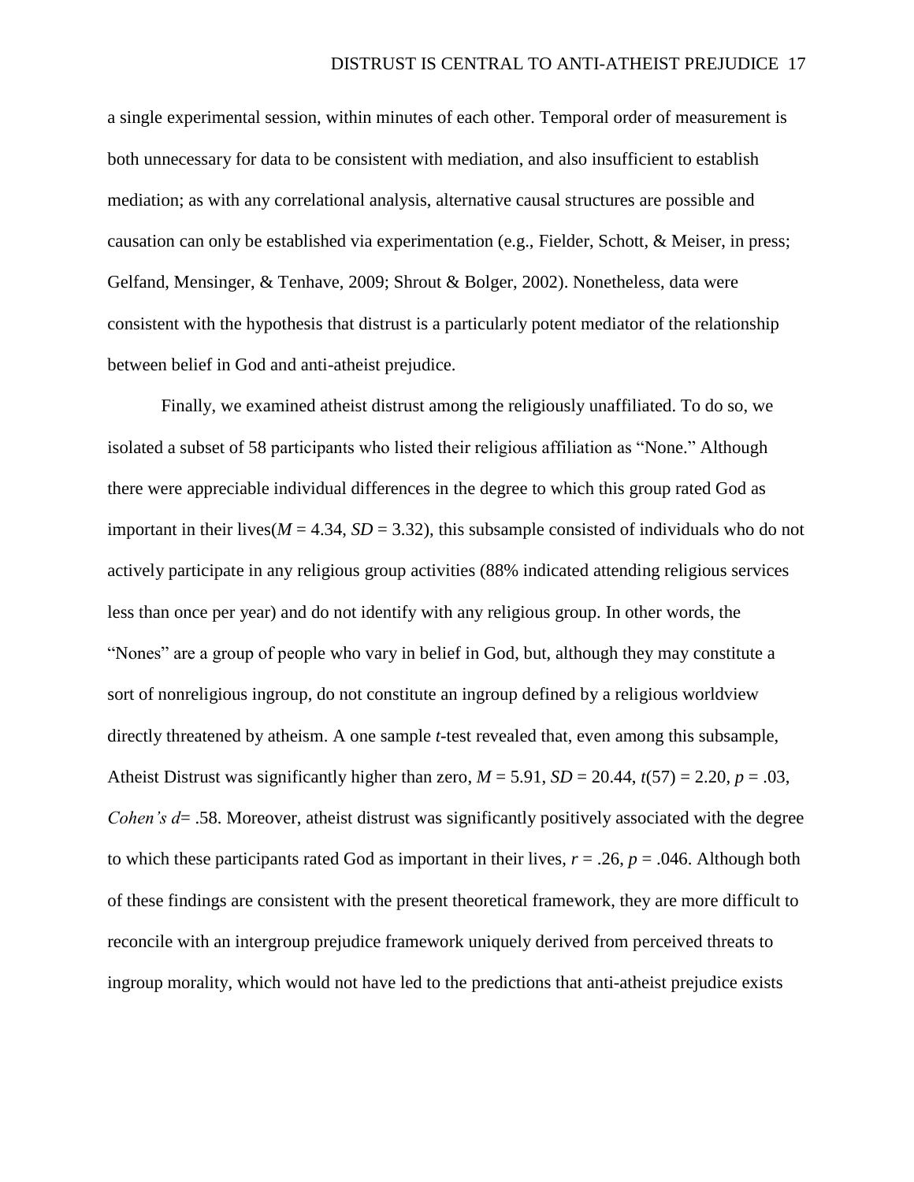a single experimental session, within minutes of each other. Temporal order of measurement is both unnecessary for data to be consistent with mediation, and also insufficient to establish mediation; as with any correlational analysis, alternative causal structures are possible and causation can only be established via experimentation (e.g., Fielder, Schott, & Meiser, in press; Gelfand, Mensinger, & Tenhave, 2009; Shrout & Bolger, 2002). Nonetheless, data were consistent with the hypothesis that distrust is a particularly potent mediator of the relationship between belief in God and anti-atheist prejudice.

Finally, we examined atheist distrust among the religiously unaffiliated. To do so, we isolated a subset of 58 participants who listed their religious affiliation as "None." Although there were appreciable individual differences in the degree to which this group rated God as important in their lives($M = 4.34$, $SD = 3.32$), this subsample consisted of individuals who do not actively participate in any religious group activities (88% indicated attending religious services less than once per year) and do not identify with any religious group. In other words, the "Nones" are a group of people who vary in belief in God, but, although they may constitute a sort of nonreligious ingroup, do not constitute an ingroup defined by a religious worldview directly threatened by atheism. A one sample *t*-test revealed that, even among this subsample, Atheist Distrust was significantly higher than zero, $M = 5.91$, $SD = 20.44$, $t(57) = 2.20$, $p = .03$, *Cohen's d*= .58. Moreover, atheist distrust was significantly positively associated with the degree to which these participants rated God as important in their lives, $r = .26$, $p = .046$. Although both of these findings are consistent with the present theoretical framework, they are more difficult to reconcile with an intergroup prejudice framework uniquely derived from perceived threats to ingroup morality, which would not have led to the predictions that anti-atheist prejudice exists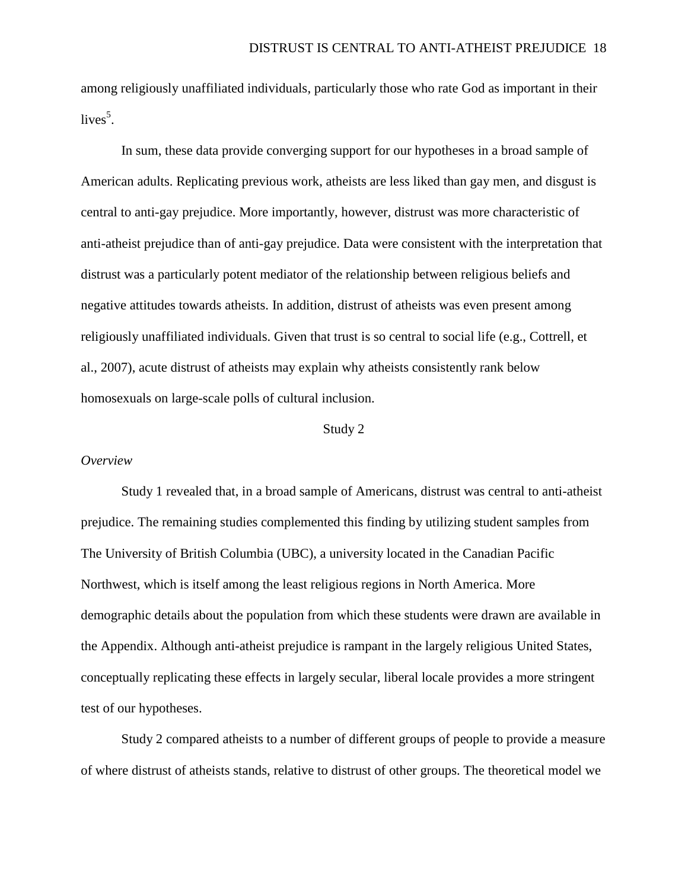among religiously unaffiliated individuals, particularly those who rate God as important in their lives[5].

In sum, these data provide converging support for our hypotheses in a broad sample of American adults. Replicating previous work, atheists are less liked than gay men, and disgust is central to anti-gay prejudice. More importantly, however, distrust was more characteristic of anti-atheist prejudice than of anti-gay prejudice. Data were consistent with the interpretation that distrust was a particularly potent mediator of the relationship between religious beliefs and negative attitudes towards atheists. In addition, distrust of atheists was even present among religiously unaffiliated individuals. Given that trust is so central to social life (e.g., Cottrell, et al., 2007), acute distrust of atheists may explain why atheists consistently rank below homosexuals on large-scale polls of cultural inclusion.

## Study 2

### *Overview*

Study 1 revealed that, in a broad sample of Americans, distrust was central to anti-atheist prejudice. The remaining studies complemented this finding by utilizing student samples from The University of British Columbia (UBC), a university located in the Canadian Pacific Northwest, which is itself among the least religious regions in North America. More demographic details about the population from which these students were drawn are available in the Appendix. Although anti-atheist prejudice is rampant in the largely religious United States, conceptually replicating these effects in largely secular, liberal locale provides a more stringent test of our hypotheses.

Study 2 compared atheists to a number of different groups of people to provide a measure of where distrust of atheists stands, relative to distrust of other groups. The theoretical model we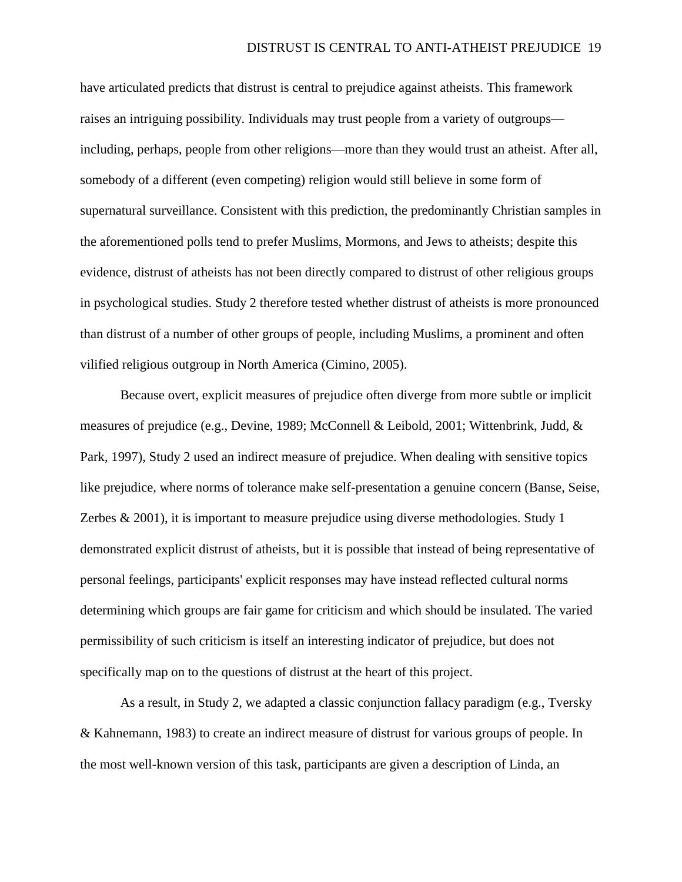have articulated predicts that distrust is central to prejudice against atheists. This framework raises an intriguing possibility. Individuals may trust people from a variety of outgroups—including, perhaps, people from other religions—more than they would trust an atheist. After all, somebody of a different (even competing) religion would still believe in some form of supernatural surveillance. Consistent with this prediction, the predominantly Christian samples in the aforementioned polls tend to prefer Muslims, Mormons, and Jews to atheists; despite this evidence, distrust of atheists has not been directly compared to distrust of other religious groups in psychological studies. Study 2 therefore tested whether distrust of atheists is more pronounced than distrust of a number of other groups of people, including Muslims, a prominent and often vilified religious outgroup in North America (Cimino, 2005).

Because overt, explicit measures of prejudice often diverge from more subtle or implicit measures of prejudice (e.g., Devine, 1989; McConnell & Leibold, 2001; Wittenbrink, Judd, & Park, 1997), Study 2 used an indirect measure of prejudice. When dealing with sensitive topics like prejudice, where norms of tolerance make self-presentation a genuine concern (Banse, Seise, Zerbes & 2001), it is important to measure prejudice using diverse methodologies. Study 1 demonstrated explicit distrust of atheists, but it is possible that instead of being representative of personal feelings, participants' explicit responses may have instead reflected cultural norms determining which groups are fair game for criticism and which should be insulated. The varied permissibility of such criticism is itself an interesting indicator of prejudice, but does not specifically map on to the questions of distrust at the heart of this project.

As a result, in Study 2, we adapted a classic conjunction fallacy paradigm (e.g., Tversky & Kahnemann, 1983) to create an indirect measure of distrust for various groups of people. In the most well-known version of this task, participants are given a description of Linda, an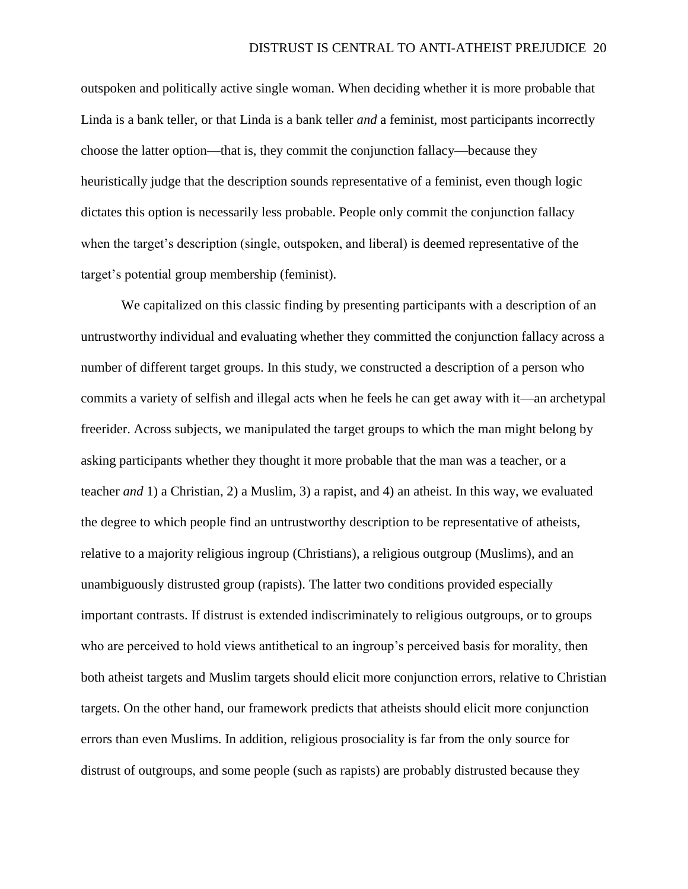outspoken and politically active single woman. When deciding whether it is more probable that Linda is a bank teller, or that Linda is a bank teller *and* a feminist, most participants incorrectly choose the latter option—that is, they commit the conjunction fallacy—because they heuristically judge that the description sounds representative of a feminist, even though logic dictates this option is necessarily less probable. People only commit the conjunction fallacy when the target's description (single, outspoken, and liberal) is deemed representative of the target's potential group membership (feminist).

We capitalized on this classic finding by presenting participants with a description of an untrustworthy individual and evaluating whether they committed the conjunction fallacy across a number of different target groups. In this study, we constructed a description of a person who commits a variety of selfish and illegal acts when he feels he can get away with it—an archetypal freerider. Across subjects, we manipulated the target groups to which the man might belong by asking participants whether they thought it more probable that the man was a teacher, or a teacher *and* 1) a Christian, 2) a Muslim, 3) a rapist, and 4) an atheist. In this way, we evaluated the degree to which people find an untrustworthy description to be representative of atheists, relative to a majority religious ingroup (Christians), a religious outgroup (Muslims), and an unambiguously distrusted group (rapists). The latter two conditions provided especially important contrasts. If distrust is extended indiscriminately to religious outgroups, or to groups who are perceived to hold views antithetical to an ingroup's perceived basis for morality, then both atheist targets and Muslim targets should elicit more conjunction errors, relative to Christian targets. On the other hand, our framework predicts that atheists should elicit more conjunction errors than even Muslims. In addition, religious prosociality is far from the only source for distrust of outgroups, and some people (such as rapists) are probably distrusted because they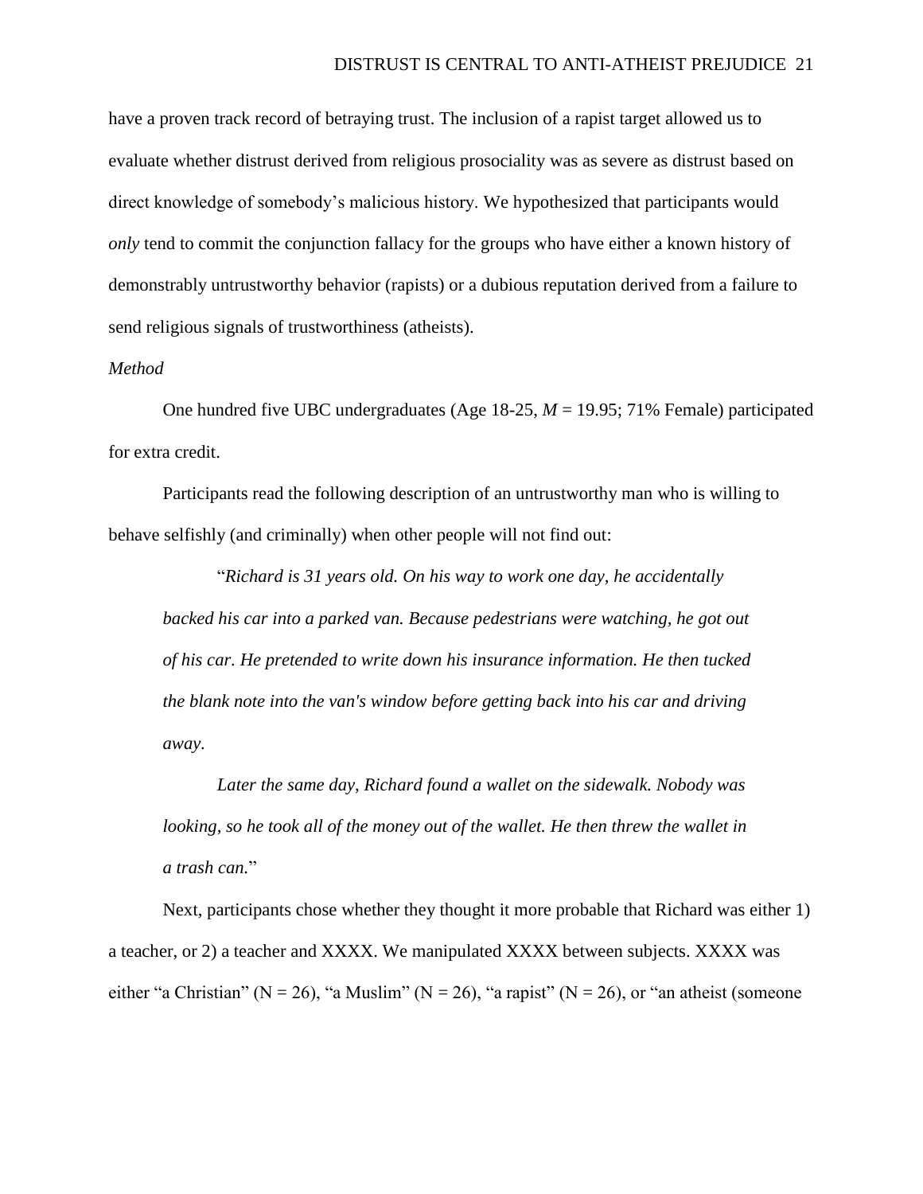have a proven track record of betraying trust. The inclusion of a rapist target allowed us to evaluate whether distrust derived from religious prosociality was as severe as distrust based on direct knowledge of somebody's malicious history. We hypothesized that participants would *only* tend to commit the conjunction fallacy for the groups who have either a known history of demonstrably untrustworthy behavior (rapists) or a dubious reputation derived from a failure to send religious signals of trustworthiness (atheists).

*Method*

One hundred five UBC undergraduates (Age 18-25, $M = 19.95$; 71% Female) participated for extra credit.

Participants read the following description of an untrustworthy man who is willing to behave selfishly (and criminally) when other people will not find out:

> "*Richard is 31 years old. On his way to work one day, he accidentally backed his car into a parked van. Because pedestrians were watching, he got out of his car. He pretended to write down his insurance information. He then tucked the blank note into the van's window before getting back into his car and driving away.*
>
> *Later the same day, Richard found a wallet on the sidewalk. Nobody was looking, so he took all of the money out of the wallet. He then threw the wallet in a trash can.*"

Next, participants chose whether they thought it more probable that Richard was either 1) a teacher, or 2) a teacher and XXXX. We manipulated XXXX between subjects. XXXX was either "a Christian" ($N = 26$), "a Muslim" ($N = 26$), "a rapist" ($N = 26$), or "an atheist (someone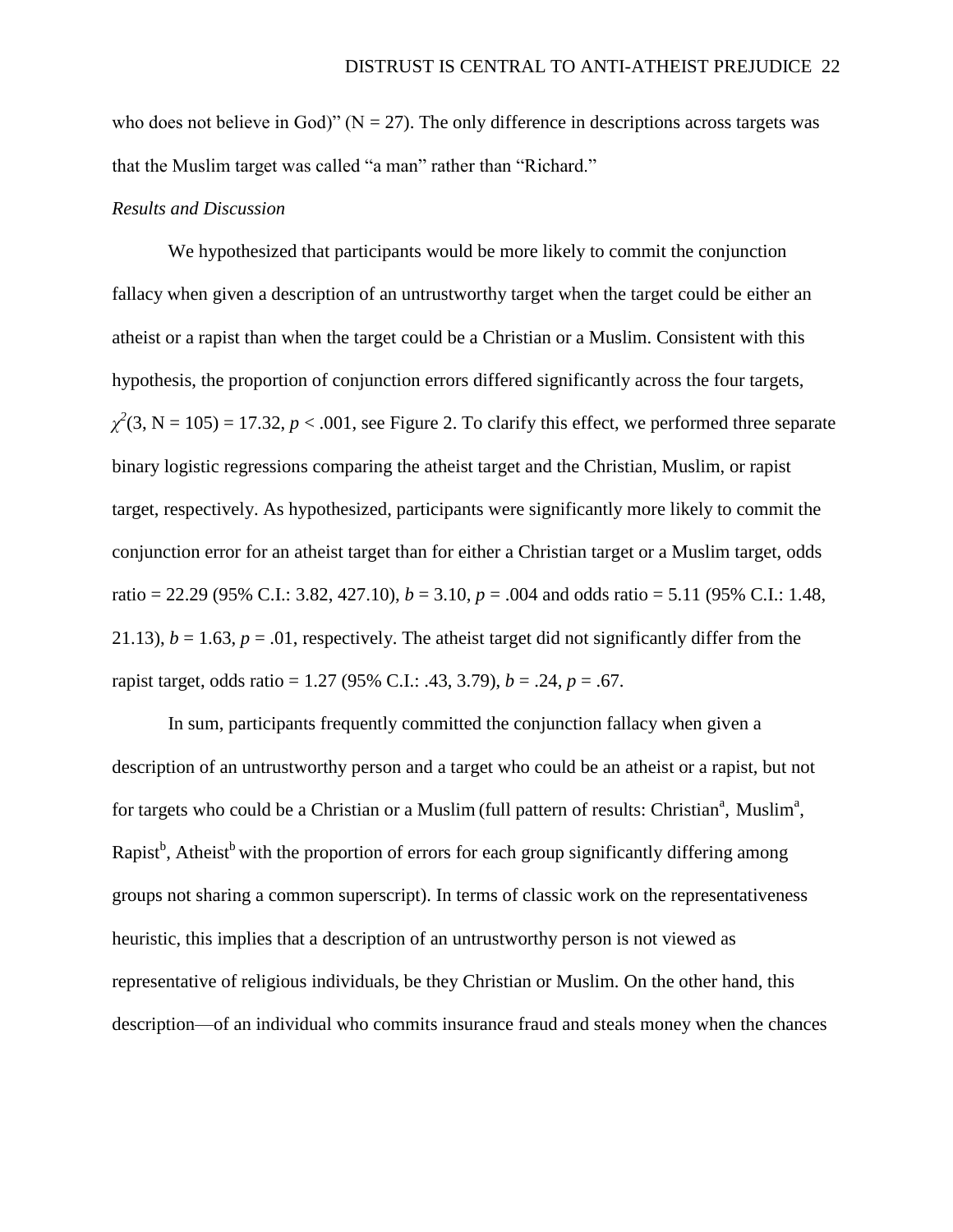who does not believe in God)" (N = 27). The only difference in descriptions across targets was that the Muslim target was called "a man" rather than "Richard."

*Results and Discussion*

We hypothesized that participants would be more likely to commit the conjunction fallacy when given a description of an untrustworthy target when the target could be either an atheist or a rapist than when the target could be a Christian or a Muslim. Consistent with this hypothesis, the proportion of conjunction errors differed significantly across the four targets, $\chi^2(3, N = 105) = 17.32$, $p < .001$, see Figure 2. To clarify this effect, we performed three separate binary logistic regressions comparing the atheist target and the Christian, Muslim, or rapist target, respectively. As hypothesized, participants were significantly more likely to commit the conjunction error for an atheist target than for either a Christian target or a Muslim target, odds ratio = 22.29 (95% C.I.: 3.82, 427.10), $b = 3.10$, $p = .004$ and odds ratio = 5.11 (95% C.I.: 1.48, 21.13), $b = 1.63$, $p = .01$, respectively. The atheist target did not significantly differ from the rapist target, odds ratio = 1.27 (95% C.I.: .43, 3.79), $b = .24$, $p = .67$.

In sum, participants frequently committed the conjunction fallacy when given a description of an untrustworthy person and a target who could be an atheist or a rapist, but not for targets who could be a Christian or a Muslim (full pattern of results: Christian[a], Muslim[a], Rapist[b], Atheist[b] with the proportion of errors for each group significantly differing among groups not sharing a common superscript). In terms of classic work on the representativeness heuristic, this implies that a description of an untrustworthy person is not viewed as representative of religious individuals, be they Christian or Muslim. On the other hand, this description—of an individual who commits insurance fraud and steals money when the chances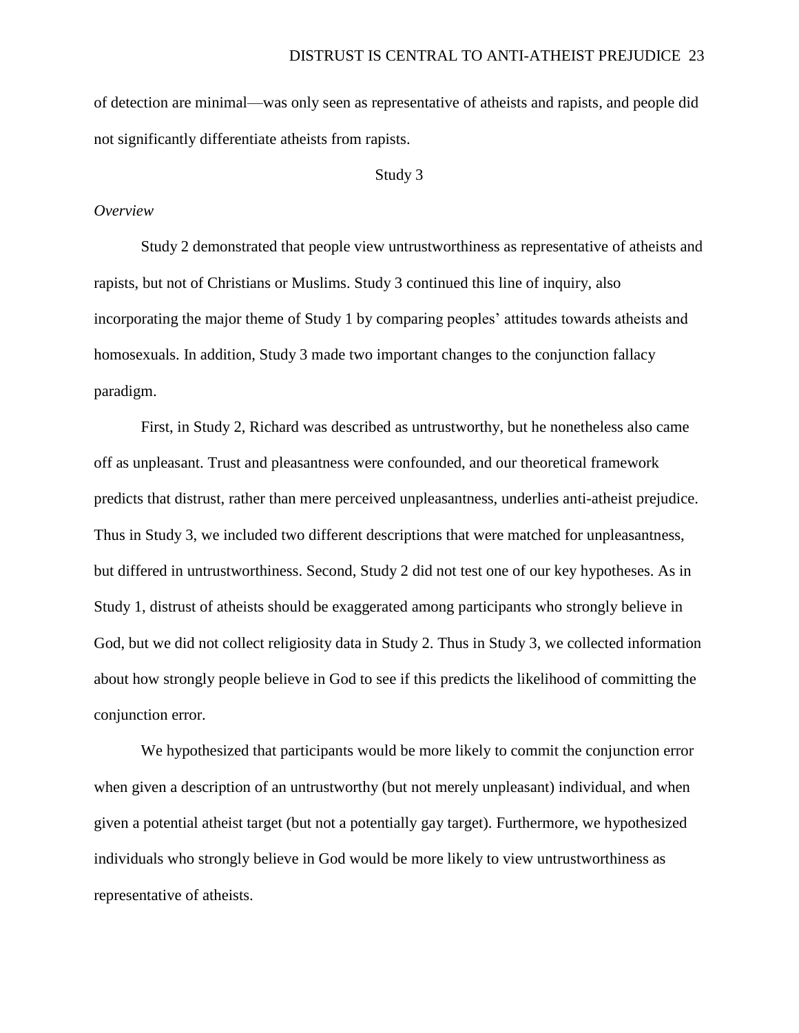of detection are minimal—was only seen as representative of atheists and rapists, and people did not significantly differentiate atheists from rapists.

## Study 3

### *Overview*

Study 2 demonstrated that people view untrustworthiness as representative of atheists and rapists, but not of Christians or Muslims. Study 3 continued this line of inquiry, also incorporating the major theme of Study 1 by comparing peoples' attitudes towards atheists and homosexuals. In addition, Study 3 made two important changes to the conjunction fallacy paradigm.

First, in Study 2, Richard was described as untrustworthy, but he nonetheless also came off as unpleasant. Trust and pleasantness were confounded, and our theoretical framework predicts that distrust, rather than mere perceived unpleasantness, underlies anti-atheist prejudice. Thus in Study 3, we included two different descriptions that were matched for unpleasantness, but differed in untrustworthiness. Second, Study 2 did not test one of our key hypotheses. As in Study 1, distrust of atheists should be exaggerated among participants who strongly believe in God, but we did not collect religiosity data in Study 2. Thus in Study 3, we collected information about how strongly people believe in God to see if this predicts the likelihood of committing the conjunction error.

We hypothesized that participants would be more likely to commit the conjunction error when given a description of an untrustworthy (but not merely unpleasant) individual, and when given a potential atheist target (but not a potentially gay target). Furthermore, we hypothesized individuals who strongly believe in God would be more likely to view untrustworthiness as representative of atheists.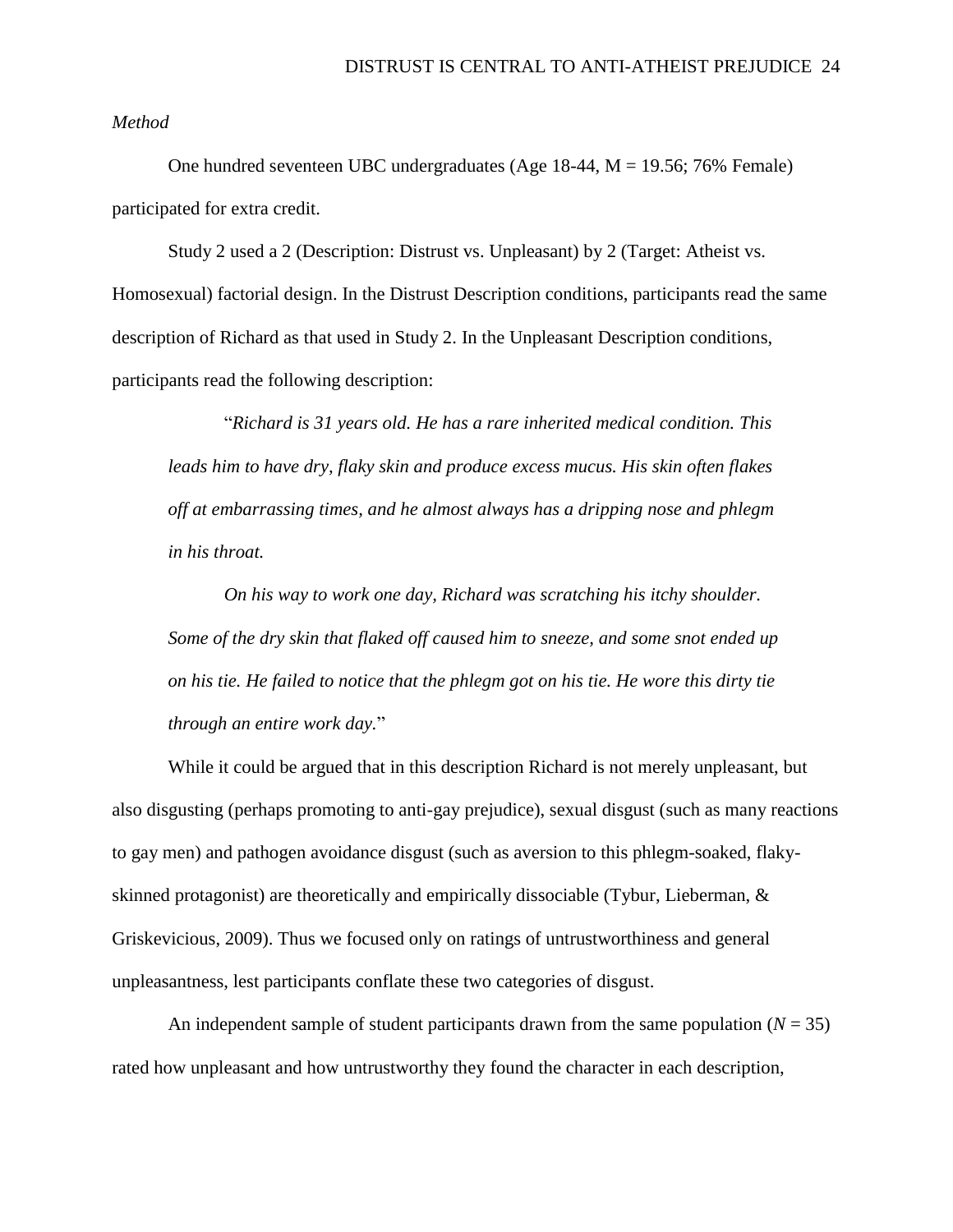*Method*

One hundred seventeen UBC undergraduates (Age 18-44, M = 19.56; 76% Female) participated for extra credit.

Study 2 used a 2 (Description: Distrust vs. Unpleasant) by 2 (Target: Atheist vs. Homosexual) factorial design. In the Distrust Description conditions, participants read the same description of Richard as that used in Study 2. In the Unpleasant Description conditions, participants read the following description:

> "*Richard is 31 years old. He has a rare inherited medical condition. This leads him to have dry, flaky skin and produce excess mucus. His skin often flakes off at embarrassing times, and he almost always has a dripping nose and phlegm in his throat.*
>
> *On his way to work one day, Richard was scratching his itchy shoulder. Some of the dry skin that flaked off caused him to sneeze, and some snot ended up on his tie. He failed to notice that the phlegm got on his tie. He wore this dirty tie through an entire work day.*"

While it could be argued that in this description Richard is not merely unpleasant, but also disgusting (perhaps promoting to anti-gay prejudice), sexual disgust (such as many reactions to gay men) and pathogen avoidance disgust (such as aversion to this phlegm-soaked, flaky-skinned protagonist) are theoretically and empirically dissociable (Tybur, Lieberman, & Griskevicious, 2009). Thus we focused only on ratings of untrustworthiness and general unpleasantness, lest participants conflate these two categories of disgust.

An independent sample of student participants drawn from the same population ($N$ = 35) rated how unpleasant and how untrustworthy they found the character in each description,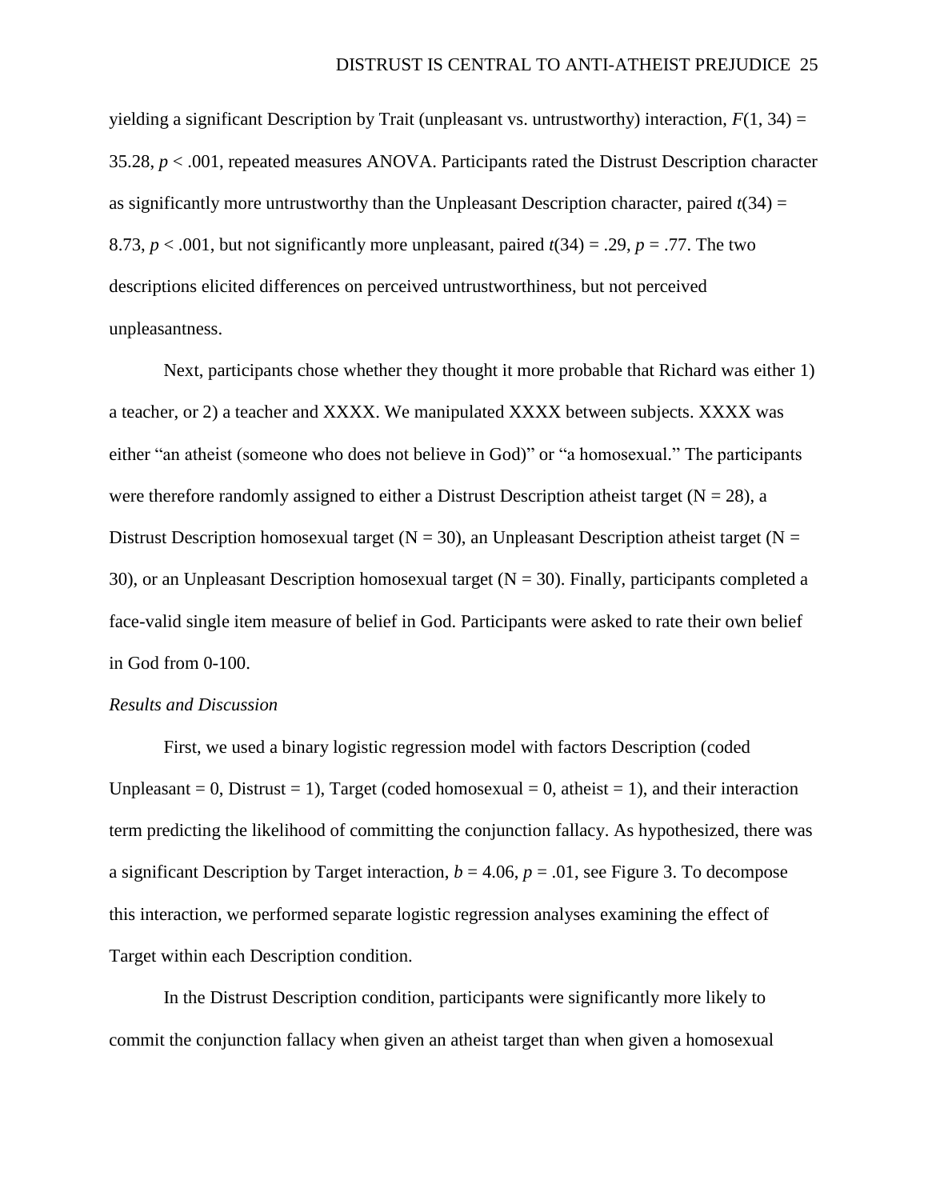yielding a significant Description by Trait (unpleasant vs. untrustworthy) interaction, $F(1, 34) = 35.28$, $p < .001$, repeated measures ANOVA. Participants rated the Distrust Description character as significantly more untrustworthy than the Unpleasant Description character, paired $t(34) = 8.73$, $p < .001$, but not significantly more unpleasant, paired $t(34) = .29$, $p = .77$. The two descriptions elicited differences on perceived untrustworthiness, but not perceived unpleasantness.

Next, participants chose whether they thought it more probable that Richard was either 1) a teacher, or 2) a teacher and XXXX. We manipulated XXXX between subjects. XXXX was either "an atheist (someone who does not believe in God)" or "a homosexual." The participants were therefore randomly assigned to either a Distrust Description atheist target (N = 28), a Distrust Description homosexual target (N = 30), an Unpleasant Description atheist target (N = 30), or an Unpleasant Description homosexual target (N = 30). Finally, participants completed a face-valid single item measure of belief in God. Participants were asked to rate their own belief in God from 0-100.

*Results and Discussion*

First, we used a binary logistic regression model with factors Description (coded Unpleasant = 0, Distrust = 1), Target (coded homosexual = 0, atheist = 1), and their interaction term predicting the likelihood of committing the conjunction fallacy. As hypothesized, there was a significant Description by Target interaction, $b = 4.06$, $p = .01$, see Figure 3. To decompose this interaction, we performed separate logistic regression analyses examining the effect of Target within each Description condition.

In the Distrust Description condition, participants were significantly more likely to commit the conjunction fallacy when given an atheist target than when given a homosexual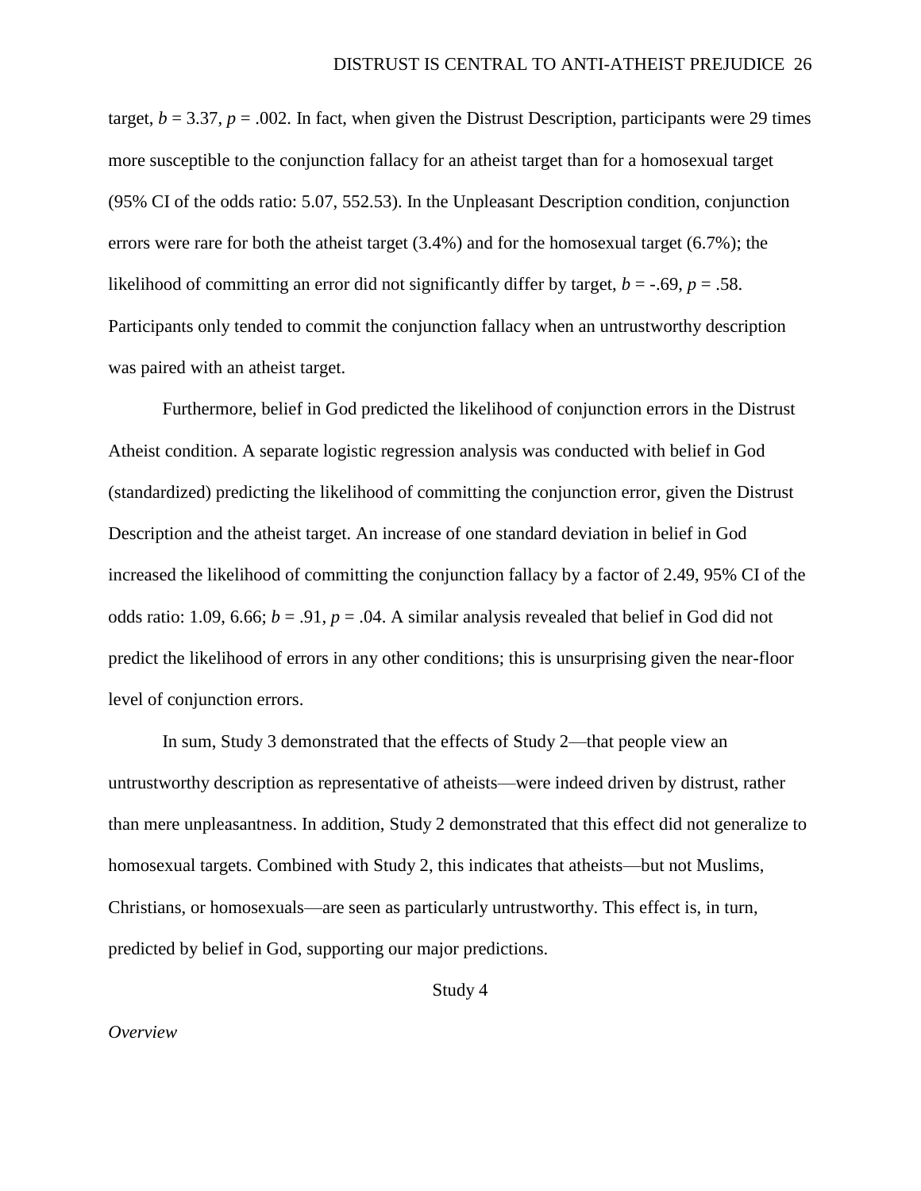target, $b = 3.37$, $p = .002$. In fact, when given the Distrust Description, participants were 29 times more susceptible to the conjunction fallacy for an atheist target than for a homosexual target (95% CI of the odds ratio: 5.07, 552.53). In the Unpleasant Description condition, conjunction errors were rare for both the atheist target (3.4%) and for the homosexual target (6.7%); the likelihood of committing an error did not significantly differ by target, $b = -.69$, $p = .58$. Participants only tended to commit the conjunction fallacy when an untrustworthy description was paired with an atheist target.

Furthermore, belief in God predicted the likelihood of conjunction errors in the Distrust Atheist condition. A separate logistic regression analysis was conducted with belief in God (standardized) predicting the likelihood of committing the conjunction error, given the Distrust Description and the atheist target. An increase of one standard deviation in belief in God increased the likelihood of committing the conjunction fallacy by a factor of 2.49, 95% CI of the odds ratio: 1.09, 6.66; $b = .91$, $p = .04$. A similar analysis revealed that belief in God did not predict the likelihood of errors in any other conditions; this is unsurprising given the near-floor level of conjunction errors.

In sum, Study 3 demonstrated that the effects of Study 2—that people view an untrustworthy description as representative of atheists—were indeed driven by distrust, rather than mere unpleasantness. In addition, Study 2 demonstrated that this effect did not generalize to homosexual targets. Combined with Study 2, this indicates that atheists—but not Muslims, Christians, or homosexuals—are seen as particularly untrustworthy. This effect is, in turn, predicted by belief in God, supporting our major predictions.

## Study 4

### *Overview*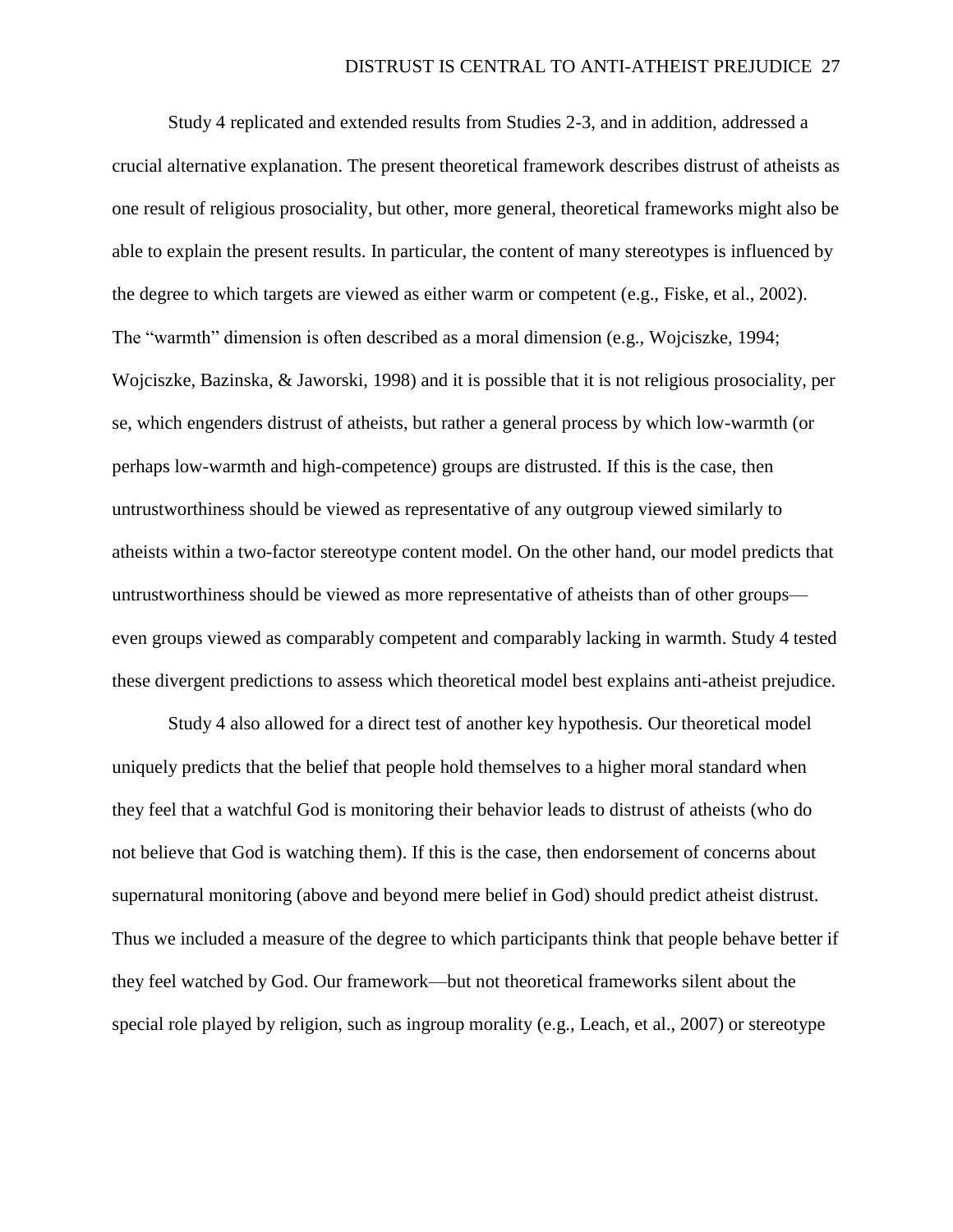Study 4 replicated and extended results from Studies 2-3, and in addition, addressed a crucial alternative explanation. The present theoretical framework describes distrust of atheists as one result of religious prosociality, but other, more general, theoretical frameworks might also be able to explain the present results. In particular, the content of many stereotypes is influenced by the degree to which targets are viewed as either warm or competent (e.g., Fiske, et al., 2002). The "warmth" dimension is often described as a moral dimension (e.g., Wojciszke, 1994; Wojciszke, Bazinska, & Jaworski, 1998) and it is possible that it is not religious prosociality, per se, which engenders distrust of atheists, but rather a general process by which low-warmth (or perhaps low-warmth and high-competence) groups are distrusted. If this is the case, then untrustworthiness should be viewed as representative of any outgroup viewed similarly to atheists within a two-factor stereotype content model. On the other hand, our model predicts that untrustworthiness should be viewed as more representative of atheists than of other groups—even groups viewed as comparably competent and comparably lacking in warmth. Study 4 tested these divergent predictions to assess which theoretical model best explains anti-atheist prejudice.

Study 4 also allowed for a direct test of another key hypothesis. Our theoretical model uniquely predicts that the belief that people hold themselves to a higher moral standard when they feel that a watchful God is monitoring their behavior leads to distrust of atheists (who do not believe that God is watching them). If this is the case, then endorsement of concerns about supernatural monitoring (above and beyond mere belief in God) should predict atheist distrust. Thus we included a measure of the degree to which participants think that people behave better if they feel watched by God. Our framework—but not theoretical frameworks silent about the special role played by religion, such as ingroup morality (e.g., Leach, et al., 2007) or stereotype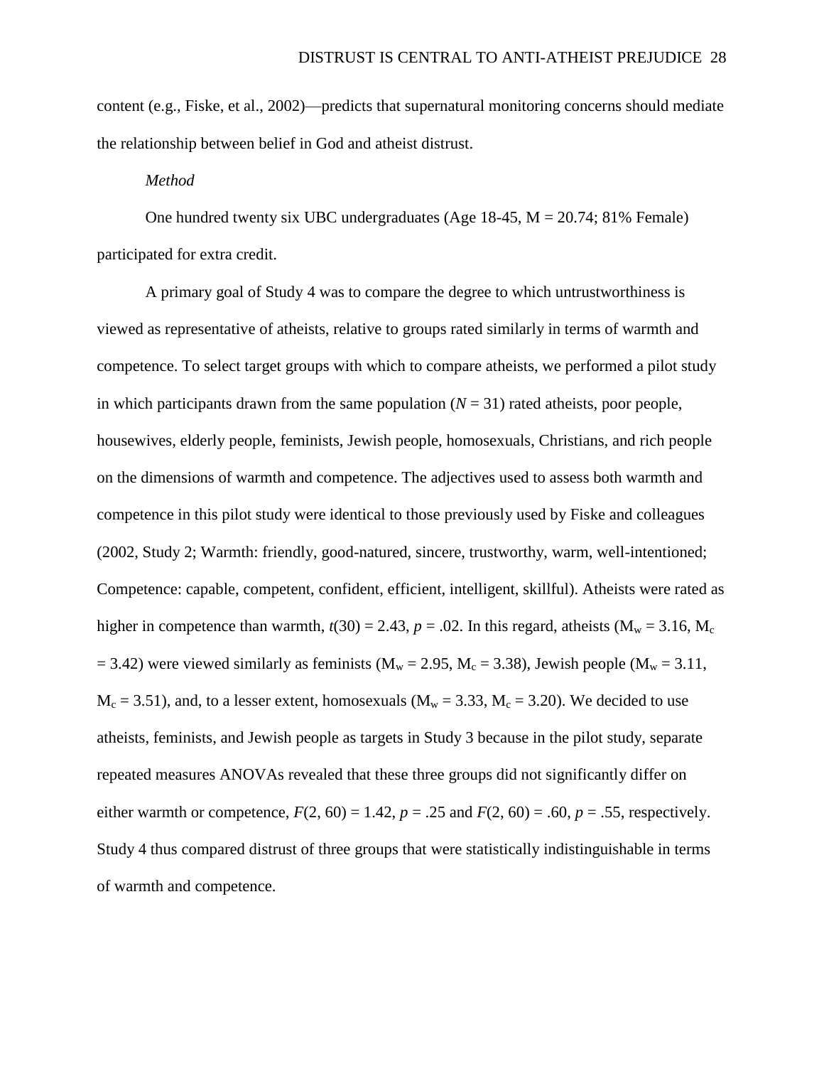content (e.g., Fiske, et al., 2002)—predicts that supernatural monitoring concerns should mediate the relationship between belief in God and atheist distrust.

*Method*

One hundred twenty six UBC undergraduates (Age 18-45, M = 20.74; 81% Female) participated for extra credit.

A primary goal of Study 4 was to compare the degree to which untrustworthiness is viewed as representative of atheists, relative to groups rated similarly in terms of warmth and competence. To select target groups with which to compare atheists, we performed a pilot study in which participants drawn from the same population ($N$ = 31) rated atheists, poor people, housewives, elderly people, feminists, Jewish people, homosexuals, Christians, and rich people on the dimensions of warmth and competence. The adjectives used to assess both warmth and competence in this pilot study were identical to those previously used by Fiske and colleagues (2002, Study 2; Warmth: friendly, good-natured, sincere, trustworthy, warm, well-intentioned; Competence: capable, competent, confident, efficient, intelligent, skillful). Atheists were rated as higher in competence than warmth, $t(30) = 2.43$, $p = .02$. In this regard, atheists ($M_w = 3.16$, $M_c = 3.42$) were viewed similarly as feminists ($M_w = 2.95$, $M_c = 3.38$), Jewish people ($M_w = 3.11$, $M_c = 3.51$), and, to a lesser extent, homosexuals ($M_w = 3.33$, $M_c = 3.20$). We decided to use atheists, feminists, and Jewish people as targets in Study 3 because in the pilot study, separate repeated measures ANOVAs revealed that these three groups did not significantly differ on either warmth or competence, $F(2, 60) = 1.42$, $p = .25$ and $F(2, 60) = .60$, $p = .55$, respectively. Study 4 thus compared distrust of three groups that were statistically indistinguishable in terms of warmth and competence.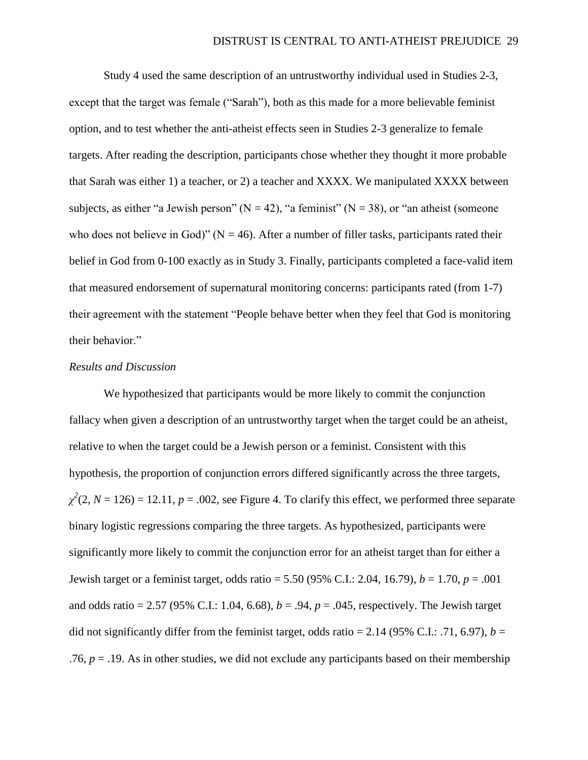Study 4 used the same description of an untrustworthy individual used in Studies 2-3, except that the target was female ("Sarah"), both as this made for a more believable feminist option, and to test whether the anti-atheist effects seen in Studies 2-3 generalize to female targets. After reading the description, participants chose whether they thought it more probable that Sarah was either 1) a teacher, or 2) a teacher and XXXX. We manipulated XXXX between subjects, as either "a Jewish person" ($N = 42$), "a feminist" ($N = 38$), or "an atheist (someone who does not believe in God)" ($N = 46$). After a number of filler tasks, participants rated their belief in God from 0-100 exactly as in Study 3. Finally, participants completed a face-valid item that measured endorsement of supernatural monitoring concerns: participants rated (from 1-7) their agreement with the statement "People behave better when they feel that God is monitoring their behavior."

*Results and Discussion*

We hypothesized that participants would be more likely to commit the conjunction fallacy when given a description of an untrustworthy target when the target could be an atheist, relative to when the target could be a Jewish person or a feminist. Consistent with this hypothesis, the proportion of conjunction errors differed significantly across the three targets, $\chi^2(2, N = 126) = 12.11$, $p = .002$, see Figure 4. To clarify this effect, we performed three separate binary logistic regressions comparing the three targets. As hypothesized, participants were significantly more likely to commit the conjunction error for an atheist target than for either a Jewish target or a feminist target, odds ratio = 5.50 (95% C.I.: 2.04, 16.79), $b = 1.70$, $p = .001$ and odds ratio = 2.57 (95% C.I.: 1.04, 6.68), $b = .94$, $p = .045$, respectively. The Jewish target did not significantly differ from the feminist target, odds ratio = 2.14 (95% C.I.: .71, 6.97), $b = .76$, $p = .19$. As in other studies, we did not exclude any participants based on their membership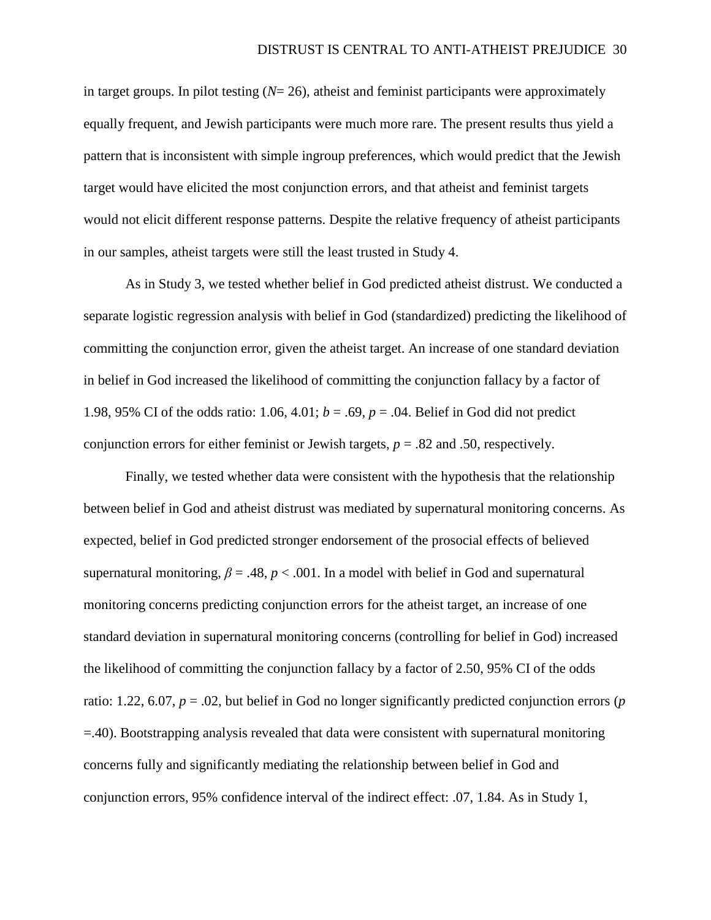in target groups. In pilot testing ($N$= 26), atheist and feminist participants were approximately equally frequent, and Jewish participants were much more rare. The present results thus yield a pattern that is inconsistent with simple ingroup preferences, which would predict that the Jewish target would have elicited the most conjunction errors, and that atheist and feminist targets would not elicit different response patterns. Despite the relative frequency of atheist participants in our samples, atheist targets were still the least trusted in Study 4.

As in Study 3, we tested whether belief in God predicted atheist distrust. We conducted a separate logistic regression analysis with belief in God (standardized) predicting the likelihood of committing the conjunction error, given the atheist target. An increase of one standard deviation in belief in God increased the likelihood of committing the conjunction fallacy by a factor of 1.98, 95% CI of the odds ratio: 1.06, 4.01; $b = .69$, $p = .04$. Belief in God did not predict conjunction errors for either feminist or Jewish targets, $p = .82$ and .50, respectively.

Finally, we tested whether data were consistent with the hypothesis that the relationship between belief in God and atheist distrust was mediated by supernatural monitoring concerns. As expected, belief in God predicted stronger endorsement of the prosocial effects of believed supernatural monitoring, $\beta = .48$, $p < .001$. In a model with belief in God and supernatural monitoring concerns predicting conjunction errors for the atheist target, an increase of one standard deviation in supernatural monitoring concerns (controlling for belief in God) increased the likelihood of committing the conjunction fallacy by a factor of 2.50, 95% CI of the odds ratio: 1.22, 6.07, $p = .02$, but belief in God no longer significantly predicted conjunction errors ($p$ =.40). Bootstrapping analysis revealed that data were consistent with supernatural monitoring concerns fully and significantly mediating the relationship between belief in God and conjunction errors, 95% confidence interval of the indirect effect: .07, 1.84. As in Study 1,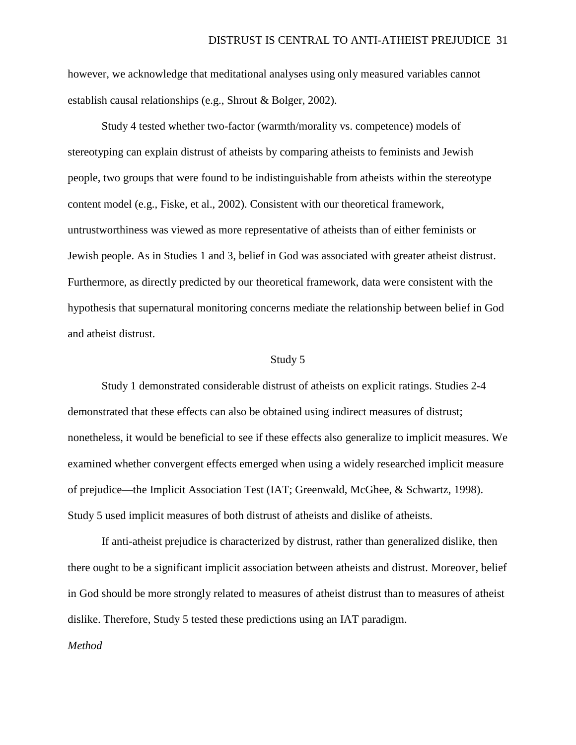however, we acknowledge that meditational analyses using only measured variables cannot establish causal relationships (e.g., Shrout & Bolger, 2002).

Study 4 tested whether two-factor (warmth/morality vs. competence) models of stereotyping can explain distrust of atheists by comparing atheists to feminists and Jewish people, two groups that were found to be indistinguishable from atheists within the stereotype content model (e.g., Fiske, et al., 2002). Consistent with our theoretical framework, untrustworthiness was viewed as more representative of atheists than of either feminists or Jewish people. As in Studies 1 and 3, belief in God was associated with greater atheist distrust. Furthermore, as directly predicted by our theoretical framework, data were consistent with the hypothesis that supernatural monitoring concerns mediate the relationship between belief in God and atheist distrust.

## Study 5

Study 1 demonstrated considerable distrust of atheists on explicit ratings. Studies 2-4 demonstrated that these effects can also be obtained using indirect measures of distrust; nonetheless, it would be beneficial to see if these effects also generalize to implicit measures. We examined whether convergent effects emerged when using a widely researched implicit measure of prejudice—the Implicit Association Test (IAT; Greenwald, McGhee, & Schwartz, 1998). Study 5 used implicit measures of both distrust of atheists and dislike of atheists.

If anti-atheist prejudice is characterized by distrust, rather than generalized dislike, then there ought to be a significant implicit association between atheists and distrust. Moreover, belief in God should be more strongly related to measures of atheist distrust than to measures of atheist dislike. Therefore, Study 5 tested these predictions using an IAT paradigm.

### *Method*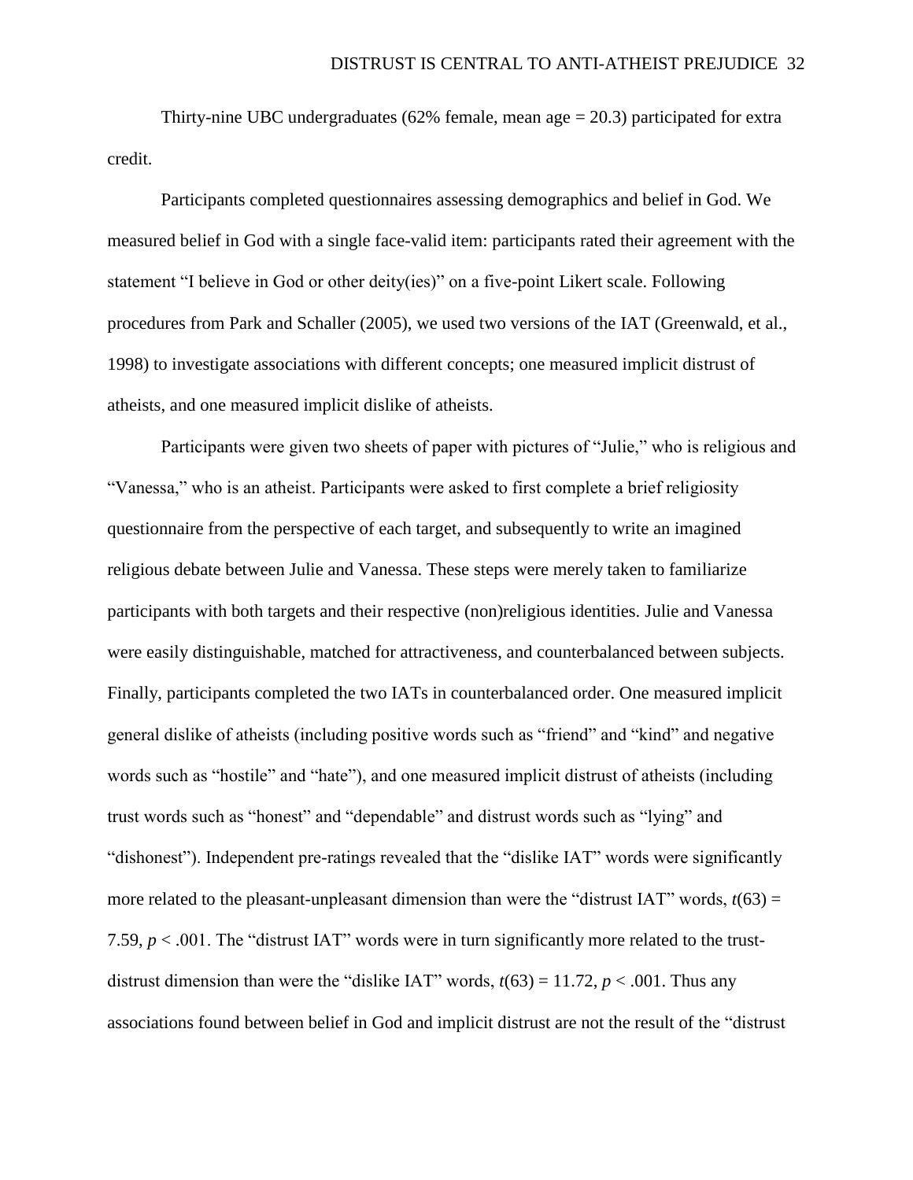Thirty-nine UBC undergraduates (62% female, mean age = 20.3) participated for extra credit.

Participants completed questionnaires assessing demographics and belief in God. We measured belief in God with a single face-valid item: participants rated their agreement with the statement "I believe in God or other deity(ies)" on a five-point Likert scale. Following procedures from Park and Schaller (2005), we used two versions of the IAT (Greenwald, et al., 1998) to investigate associations with different concepts; one measured implicit distrust of atheists, and one measured implicit dislike of atheists.

Participants were given two sheets of paper with pictures of "Julie," who is religious and "Vanessa," who is an atheist. Participants were asked to first complete a brief religiosity questionnaire from the perspective of each target, and subsequently to write an imagined religious debate between Julie and Vanessa. These steps were merely taken to familiarize participants with both targets and their respective (non)religious identities. Julie and Vanessa were easily distinguishable, matched for attractiveness, and counterbalanced between subjects. Finally, participants completed the two IATs in counterbalanced order. One measured implicit general dislike of atheists (including positive words such as "friend" and "kind" and negative words such as "hostile" and "hate"), and one measured implicit distrust of atheists (including trust words such as "honest" and "dependable" and distrust words such as "lying" and "dishonest"). Independent pre-ratings revealed that the "dislike IAT" words were significantly more related to the pleasant-unpleasant dimension than were the "distrust IAT" words, $t(63) = 7.59$, $p < .001$. The "distrust IAT" words were in turn significantly more related to the trust-distrust dimension than were the "dislike IAT" words, $t(63) = 11.72$, $p < .001$. Thus any associations found between belief in God and implicit distrust are not the result of the "distrust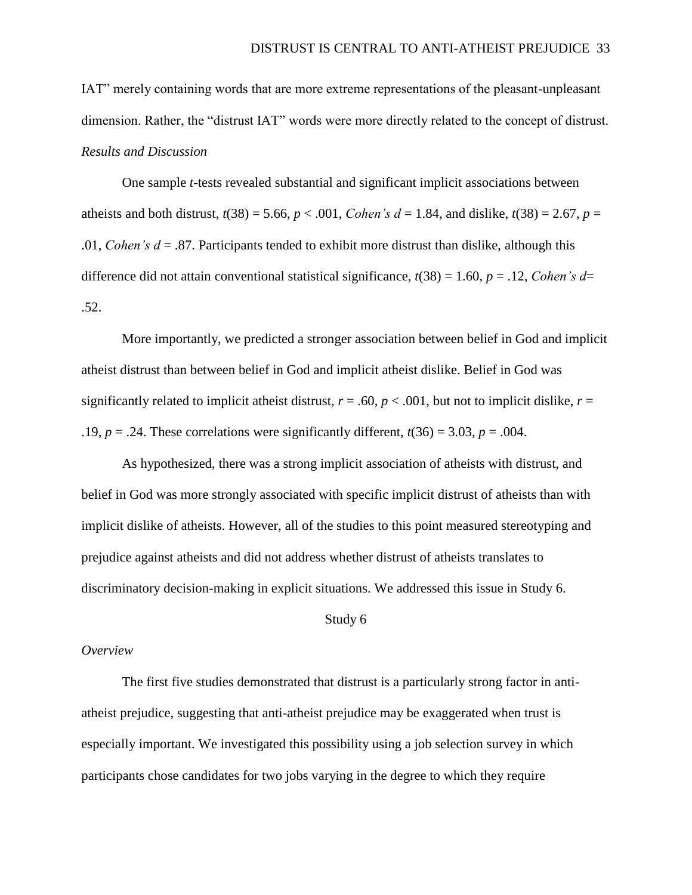IAT" merely containing words that are more extreme representations of the pleasant-unpleasant dimension. Rather, the "distrust IAT" words were more directly related to the concept of distrust.

### *Results and Discussion*

One sample *t*-tests revealed substantial and significant implicit associations between atheists and both distrust, $t(38) = 5.66$, $p < .001$, *Cohen's* $d = 1.84$, and dislike, $t(38) = 2.67$, $p = .01$, *Cohen's* $d = .87$. Participants tended to exhibit more distrust than dislike, although this difference did not attain conventional statistical significance, $t(38) = 1.60$, $p = .12$, *Cohen's* $d = .52$.

More importantly, we predicted a stronger association between belief in God and implicit atheist distrust than between belief in God and implicit atheist dislike. Belief in God was significantly related to implicit atheist distrust, $r = .60$, $p < .001$, but not to implicit dislike, $r = .19$, $p = .24$. These correlations were significantly different, $t(36) = 3.03$, $p = .004$.

As hypothesized, there was a strong implicit association of atheists with distrust, and belief in God was more strongly associated with specific implicit distrust of atheists than with implicit dislike of atheists. However, all of the studies to this point measured stereotyping and prejudice against atheists and did not address whether distrust of atheists translates to discriminatory decision-making in explicit situations. We addressed this issue in Study 6.

## Study 6

### *Overview*

The first five studies demonstrated that distrust is a particularly strong factor in anti-atheist prejudice, suggesting that anti-atheist prejudice may be exaggerated when trust is especially important. We investigated this possibility using a job selection survey in which participants chose candidates for two jobs varying in the degree to which they require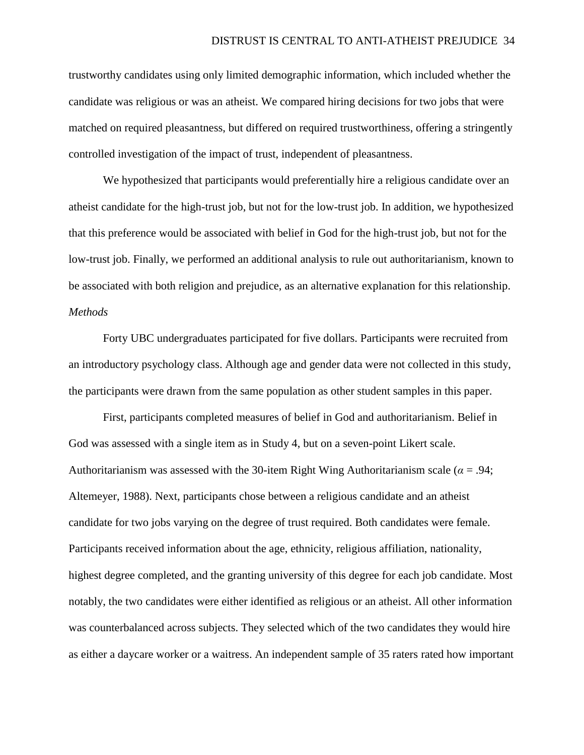trustworthy candidates using only limited demographic information, which included whether the candidate was religious or was an atheist. We compared hiring decisions for two jobs that were matched on required pleasantness, but differed on required trustworthiness, offering a stringently controlled investigation of the impact of trust, independent of pleasantness.

We hypothesized that participants would preferentially hire a religious candidate over an atheist candidate for the high-trust job, but not for the low-trust job. In addition, we hypothesized that this preference would be associated with belief in God for the high-trust job, but not for the low-trust job. Finally, we performed an additional analysis to rule out authoritarianism, known to be associated with both religion and prejudice, as an alternative explanation for this relationship.

*Methods*

Forty UBC undergraduates participated for five dollars. Participants were recruited from an introductory psychology class. Although age and gender data were not collected in this study, the participants were drawn from the same population as other student samples in this paper.

First, participants completed measures of belief in God and authoritarianism. Belief in God was assessed with a single item as in Study 4, but on a seven-point Likert scale. Authoritarianism was assessed with the 30-item Right Wing Authoritarianism scale ($\alpha = .94$; Altemeyer, 1988). Next, participants chose between a religious candidate and an atheist candidate for two jobs varying on the degree of trust required. Both candidates were female. Participants received information about the age, ethnicity, religious affiliation, nationality, highest degree completed, and the granting university of this degree for each job candidate. Most notably, the two candidates were either identified as religious or an atheist. All other information was counterbalanced across subjects. They selected which of the two candidates they would hire as either a daycare worker or a waitress. An independent sample of 35 raters rated how important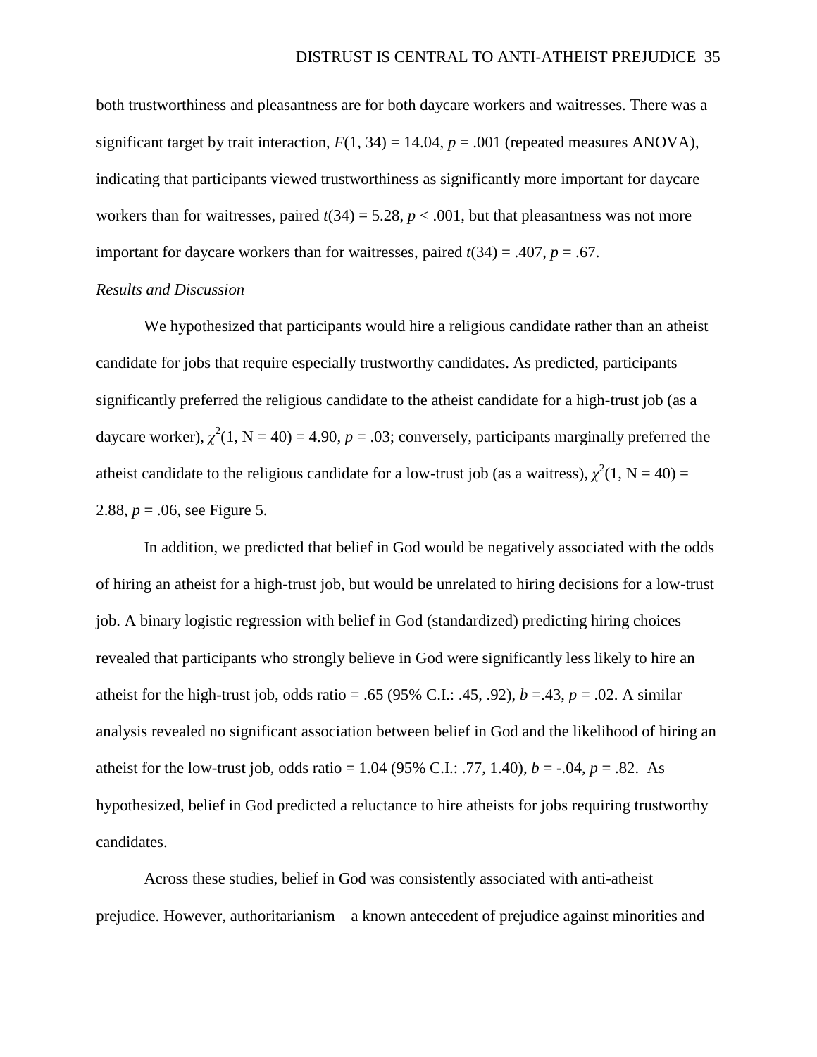both trustworthiness and pleasantness are for both daycare workers and waitresses. There was a significant target by trait interaction, $F(1, 34) = 14.04$, $p = .001$ (repeated measures ANOVA), indicating that participants viewed trustworthiness as significantly more important for daycare workers than for waitresses, paired $t(34) = 5.28$, $p < .001$, but that pleasantness was not more important for daycare workers than for waitresses, paired $t(34) = .407$, $p = .67$.

*Results and Discussion*

We hypothesized that participants would hire a religious candidate rather than an atheist candidate for jobs that require especially trustworthy candidates. As predicted, participants significantly preferred the religious candidate to the atheist candidate for a high-trust job (as a daycare worker), $\chi^2(1, N = 40) = 4.90$, $p = .03$; conversely, participants marginally preferred the atheist candidate to the religious candidate for a low-trust job (as a waitress), $\chi^2(1, N = 40) = 2.88$, $p = .06$, see Figure 5.

In addition, we predicted that belief in God would be negatively associated with the odds of hiring an atheist for a high-trust job, but would be unrelated to hiring decisions for a low-trust job. A binary logistic regression with belief in God (standardized) predicting hiring choices revealed that participants who strongly believe in God were significantly less likely to hire an atheist for the high-trust job, odds ratio = .65 (95% C.I.: .45, .92), $b = .43$, $p = .02$. A similar analysis revealed no significant association between belief in God and the likelihood of hiring an atheist for the low-trust job, odds ratio = 1.04 (95% C.I.: .77, 1.40), $b = -.04$, $p = .82$. As hypothesized, belief in God predicted a reluctance to hire atheists for jobs requiring trustworthy candidates.

Across these studies, belief in God was consistently associated with anti-atheist prejudice. However, authoritarianism—a known antecedent of prejudice against minorities and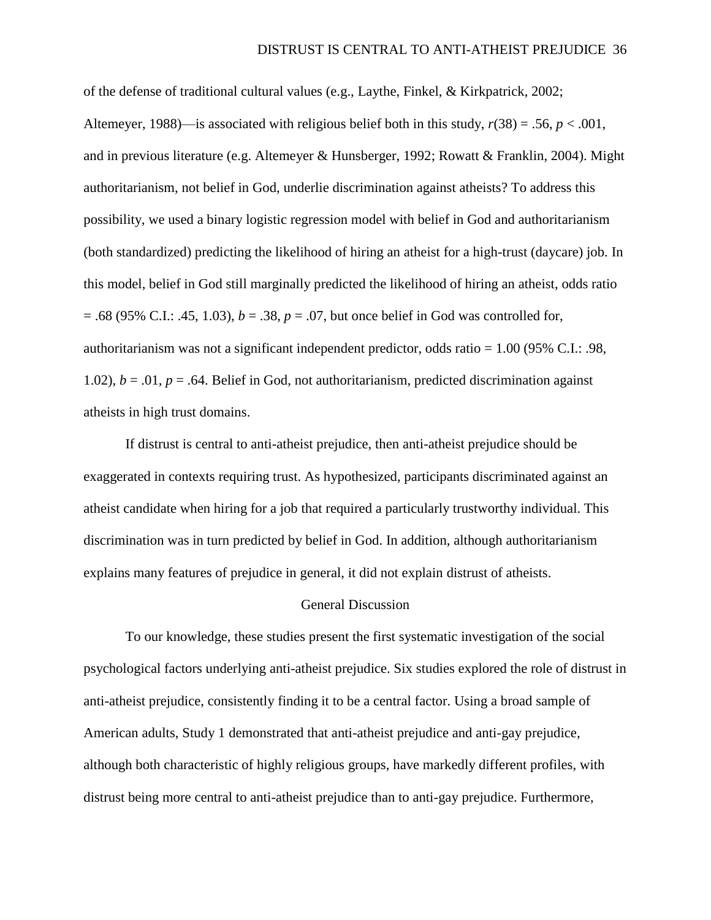of the defense of traditional cultural values (e.g., Laythe, Finkel, & Kirkpatrick, 2002; Altemeyer, 1988)—is associated with religious belief both in this study, $r(38) = .56$, $p < .001$, and in previous literature (e.g. Altemeyer & Hunsberger, 1992; Rowatt & Franklin, 2004). Might authoritarianism, not belief in God, underlie discrimination against atheists? To address this possibility, we used a binary logistic regression model with belief in God and authoritarianism (both standardized) predicting the likelihood of hiring an atheist for a high-trust (daycare) job. In this model, belief in God still marginally predicted the likelihood of hiring an atheist, odds ratio = .68 (95% C.I.: .45, 1.03), $b = .38$, $p = .07$, but once belief in God was controlled for, authoritarianism was not a significant independent predictor, odds ratio = 1.00 (95% C.I.: .98, 1.02), $b = .01$, $p = .64$. Belief in God, not authoritarianism, predicted discrimination against atheists in high trust domains.

If distrust is central to anti-atheist prejudice, then anti-atheist prejudice should be exaggerated in contexts requiring trust. As hypothesized, participants discriminated against an atheist candidate when hiring for a job that required a particularly trustworthy individual. This discrimination was in turn predicted by belief in God. In addition, although authoritarianism explains many features of prejudice in general, it did not explain distrust of atheists.

## General Discussion

To our knowledge, these studies present the first systematic investigation of the social psychological factors underlying anti-atheist prejudice. Six studies explored the role of distrust in anti-atheist prejudice, consistently finding it to be a central factor. Using a broad sample of American adults, Study 1 demonstrated that anti-atheist prejudice and anti-gay prejudice, although both characteristic of highly religious groups, have markedly different profiles, with distrust being more central to anti-atheist prejudice than to anti-gay prejudice. Furthermore,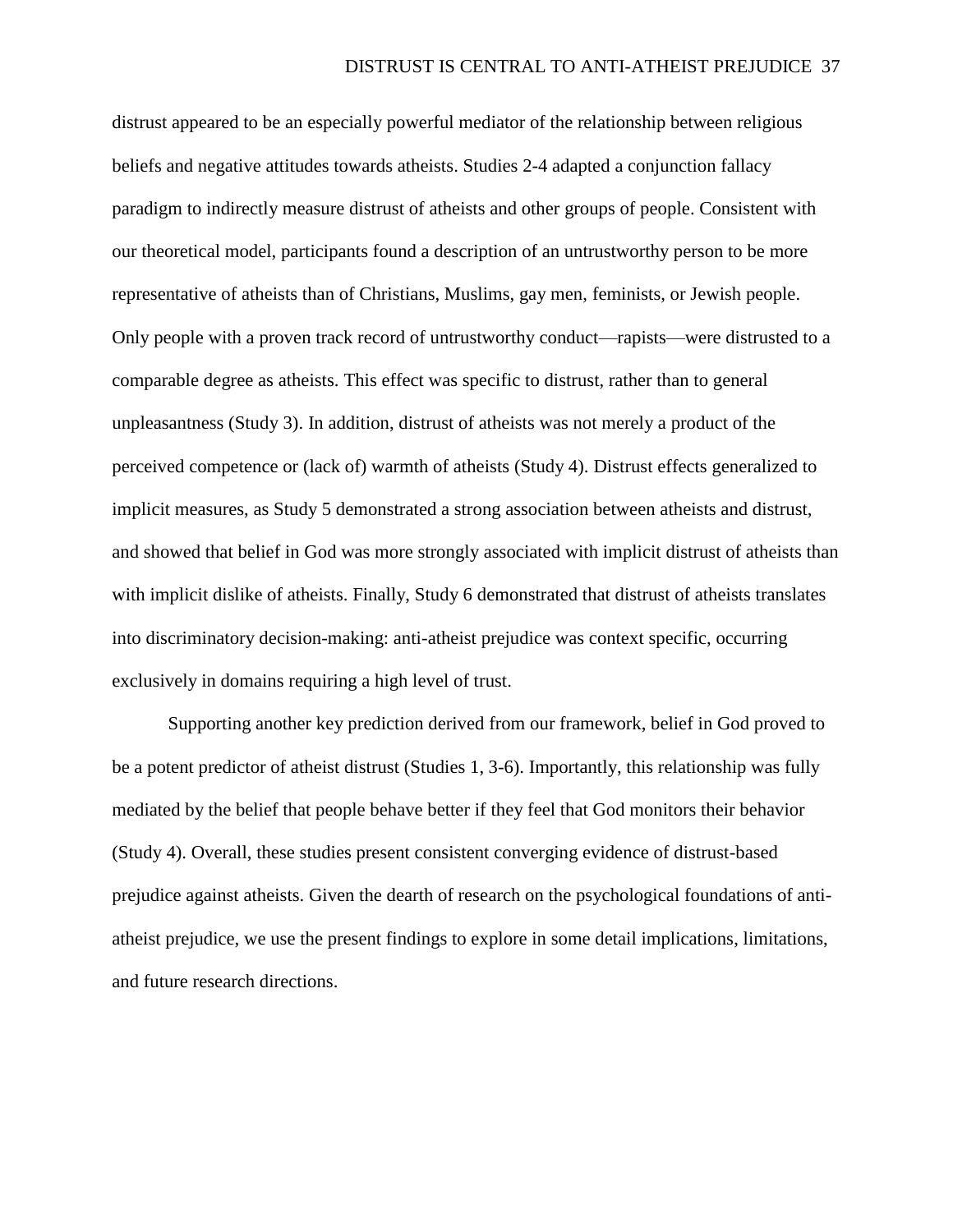distrust appeared to be an especially powerful mediator of the relationship between religious beliefs and negative attitudes towards atheists. Studies 2-4 adapted a conjunction fallacy paradigm to indirectly measure distrust of atheists and other groups of people. Consistent with our theoretical model, participants found a description of an untrustworthy person to be more representative of atheists than of Christians, Muslims, gay men, feminists, or Jewish people. Only people with a proven track record of untrustworthy conduct—rapists—were distrusted to a comparable degree as atheists. This effect was specific to distrust, rather than to general unpleasantness (Study 3). In addition, distrust of atheists was not merely a product of the perceived competence or (lack of) warmth of atheists (Study 4). Distrust effects generalized to implicit measures, as Study 5 demonstrated a strong association between atheists and distrust, and showed that belief in God was more strongly associated with implicit distrust of atheists than with implicit dislike of atheists. Finally, Study 6 demonstrated that distrust of atheists translates into discriminatory decision-making: anti-atheist prejudice was context specific, occurring exclusively in domains requiring a high level of trust.

Supporting another key prediction derived from our framework, belief in God proved to be a potent predictor of atheist distrust (Studies 1, 3-6). Importantly, this relationship was fully mediated by the belief that people behave better if they feel that God monitors their behavior (Study 4). Overall, these studies present consistent converging evidence of distrust-based prejudice against atheists. Given the dearth of research on the psychological foundations of anti-atheist prejudice, we use the present findings to explore in some detail implications, limitations, and future research directions.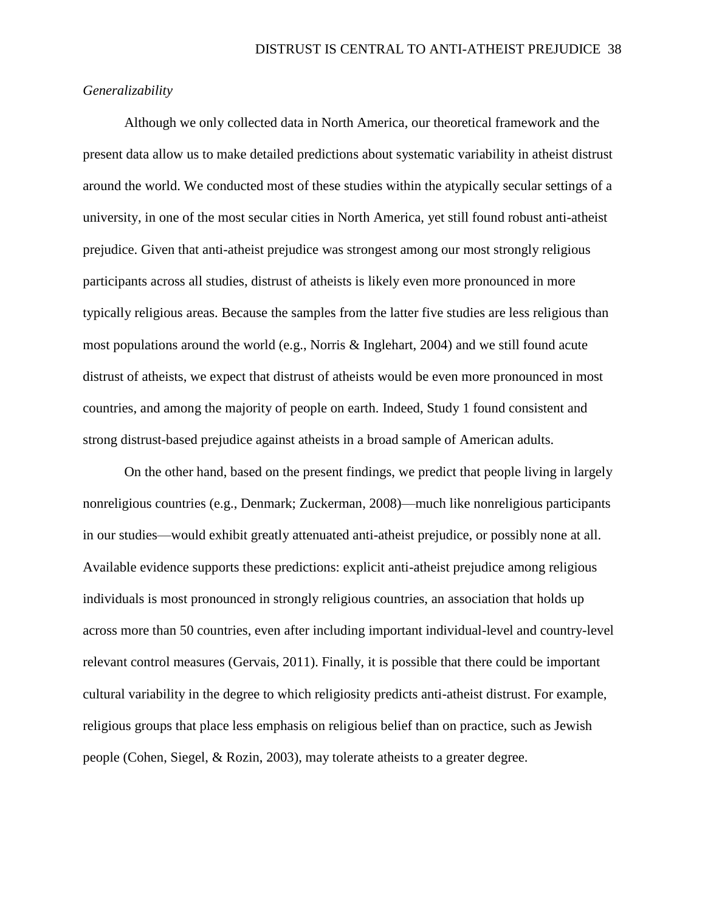*Generalizability*

Although we only collected data in North America, our theoretical framework and the present data allow us to make detailed predictions about systematic variability in atheist distrust around the world. We conducted most of these studies within the atypically secular settings of a university, in one of the most secular cities in North America, yet still found robust anti-atheist prejudice. Given that anti-atheist prejudice was strongest among our most strongly religious participants across all studies, distrust of atheists is likely even more pronounced in more typically religious areas. Because the samples from the latter five studies are less religious than most populations around the world (e.g., Norris & Inglehart, 2004) and we still found acute distrust of atheists, we expect that distrust of atheists would be even more pronounced in most countries, and among the majority of people on earth. Indeed, Study 1 found consistent and strong distrust-based prejudice against atheists in a broad sample of American adults.

On the other hand, based on the present findings, we predict that people living in largely nonreligious countries (e.g., Denmark; Zuckerman, 2008)—much like nonreligious participants in our studies—would exhibit greatly attenuated anti-atheist prejudice, or possibly none at all. Available evidence supports these predictions: explicit anti-atheist prejudice among religious individuals is most pronounced in strongly religious countries, an association that holds up across more than 50 countries, even after including important individual-level and country-level relevant control measures (Gervais, 2011). Finally, it is possible that there could be important cultural variability in the degree to which religiosity predicts anti-atheist distrust. For example, religious groups that place less emphasis on religious belief than on practice, such as Jewish people (Cohen, Siegel, & Rozin, 2003), may tolerate atheists to a greater degree.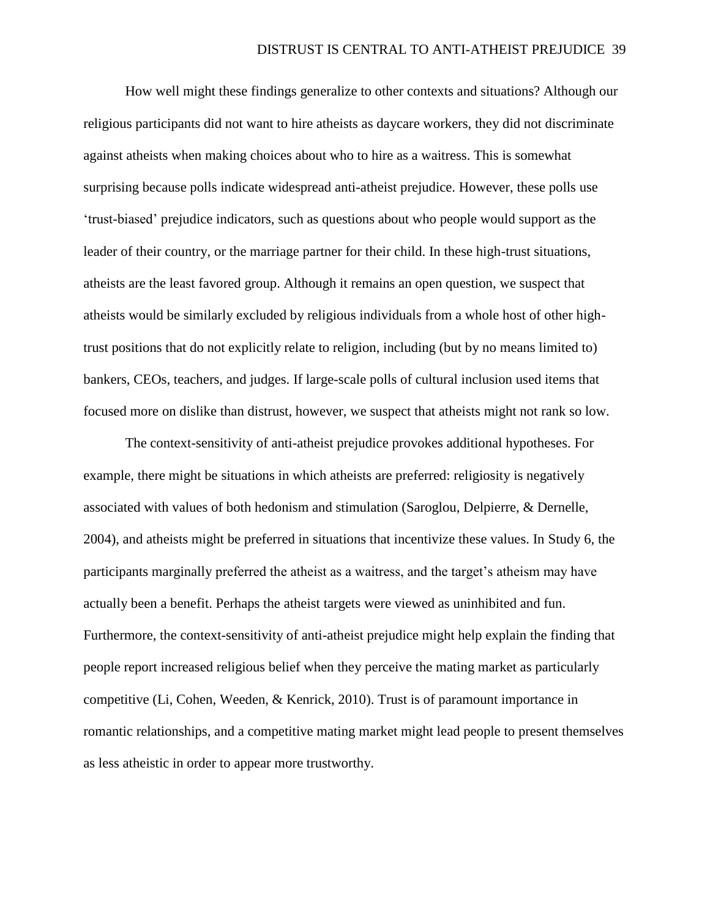How well might these findings generalize to other contexts and situations? Although our religious participants did not want to hire atheists as daycare workers, they did not discriminate against atheists when making choices about who to hire as a waitress. This is somewhat surprising because polls indicate widespread anti-atheist prejudice. However, these polls use 'trust-biased' prejudice indicators, such as questions about who people would support as the leader of their country, or the marriage partner for their child. In these high-trust situations, atheists are the least favored group. Although it remains an open question, we suspect that atheists would be similarly excluded by religious individuals from a whole host of other high-trust positions that do not explicitly relate to religion, including (but by no means limited to) bankers, CEOs, teachers, and judges. If large-scale polls of cultural inclusion used items that focused more on dislike than distrust, however, we suspect that atheists might not rank so low.

The context-sensitivity of anti-atheist prejudice provokes additional hypotheses. For example, there might be situations in which atheists are preferred: religiosity is negatively associated with values of both hedonism and stimulation (Saroglou, Delpierre, & Dernelle, 2004), and atheists might be preferred in situations that incentivize these values. In Study 6, the participants marginally preferred the atheist as a waitress, and the target's atheism may have actually been a benefit. Perhaps the atheist targets were viewed as uninhibited and fun. Furthermore, the context-sensitivity of anti-atheist prejudice might help explain the finding that people report increased religious belief when they perceive the mating market as particularly competitive (Li, Cohen, Weeden, & Kenrick, 2010). Trust is of paramount importance in romantic relationships, and a competitive mating market might lead people to present themselves as less atheistic in order to appear more trustworthy.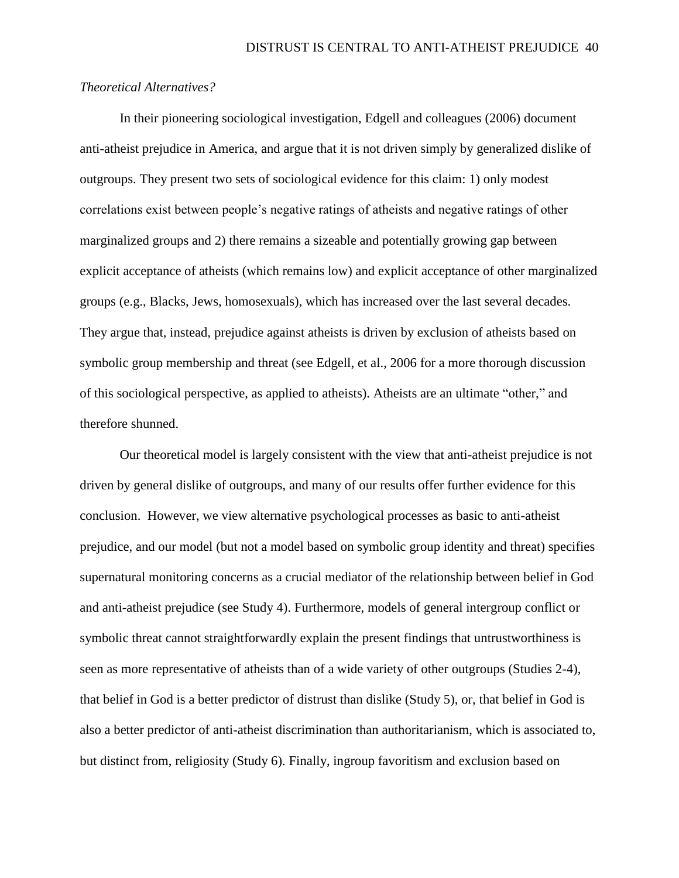*Theoretical Alternatives?*

In their pioneering sociological investigation, Edgell and colleagues (2006) document anti-atheist prejudice in America, and argue that it is not driven simply by generalized dislike of outgroups. They present two sets of sociological evidence for this claim: 1) only modest correlations exist between people's negative ratings of atheists and negative ratings of other marginalized groups and 2) there remains a sizeable and potentially growing gap between explicit acceptance of atheists (which remains low) and explicit acceptance of other marginalized groups (e.g., Blacks, Jews, homosexuals), which has increased over the last several decades. They argue that, instead, prejudice against atheists is driven by exclusion of atheists based on symbolic group membership and threat (see Edgell, et al., 2006 for a more thorough discussion of this sociological perspective, as applied to atheists). Atheists are an ultimate "other," and therefore shunned.

Our theoretical model is largely consistent with the view that anti-atheist prejudice is not driven by general dislike of outgroups, and many of our results offer further evidence for this conclusion. However, we view alternative psychological processes as basic to anti-atheist prejudice, and our model (but not a model based on symbolic group identity and threat) specifies supernatural monitoring concerns as a crucial mediator of the relationship between belief in God and anti-atheist prejudice (see Study 4). Furthermore, models of general intergroup conflict or symbolic threat cannot straightforwardly explain the present findings that untrustworthiness is seen as more representative of atheists than of a wide variety of other outgroups (Studies 2-4), that belief in God is a better predictor of distrust than dislike (Study 5), or, that belief in God is also a better predictor of anti-atheist discrimination than authoritarianism, which is associated to, but distinct from, religiosity (Study 6). Finally, ingroup favoritism and exclusion based on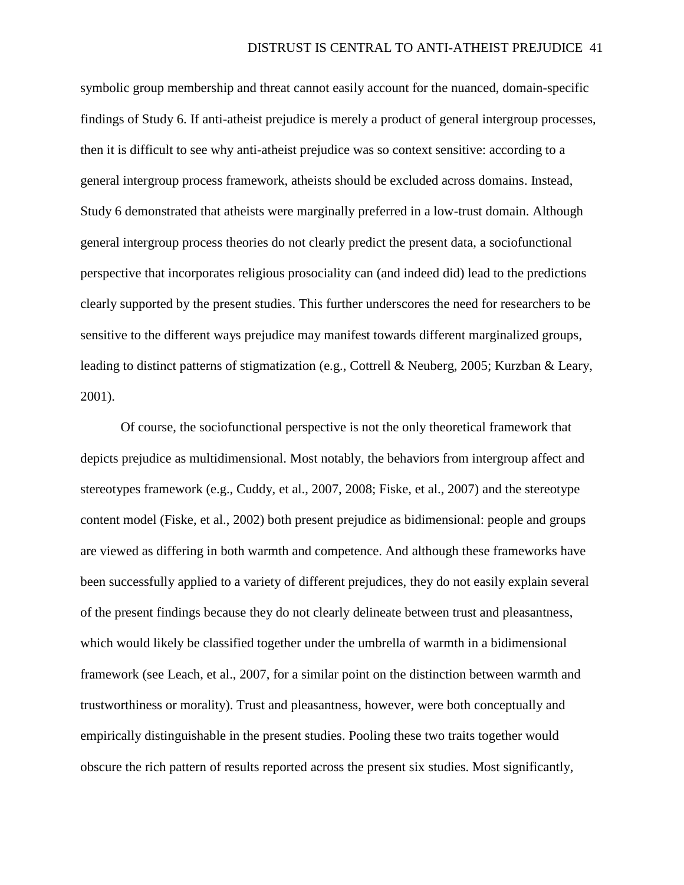symbolic group membership and threat cannot easily account for the nuanced, domain-specific findings of Study 6. If anti-atheist prejudice is merely a product of general intergroup processes, then it is difficult to see why anti-atheist prejudice was so context sensitive: according to a general intergroup process framework, atheists should be excluded across domains. Instead, Study 6 demonstrated that atheists were marginally preferred in a low-trust domain. Although general intergroup process theories do not clearly predict the present data, a sociofunctional perspective that incorporates religious prosociality can (and indeed did) lead to the predictions clearly supported by the present studies. This further underscores the need for researchers to be sensitive to the different ways prejudice may manifest towards different marginalized groups, leading to distinct patterns of stigmatization (e.g., Cottrell & Neuberg, 2005; Kurzban & Leary, 2001).

Of course, the sociofunctional perspective is not the only theoretical framework that depicts prejudice as multidimensional. Most notably, the behaviors from intergroup affect and stereotypes framework (e.g., Cuddy, et al., 2007, 2008; Fiske, et al., 2007) and the stereotype content model (Fiske, et al., 2002) both present prejudice as bidimensional: people and groups are viewed as differing in both warmth and competence. And although these frameworks have been successfully applied to a variety of different prejudices, they do not easily explain several of the present findings because they do not clearly delineate between trust and pleasantness, which would likely be classified together under the umbrella of warmth in a bidimensional framework (see Leach, et al., 2007, for a similar point on the distinction between warmth and trustworthiness or morality). Trust and pleasantness, however, were both conceptually and empirically distinguishable in the present studies. Pooling these two traits together would obscure the rich pattern of results reported across the present six studies. Most significantly,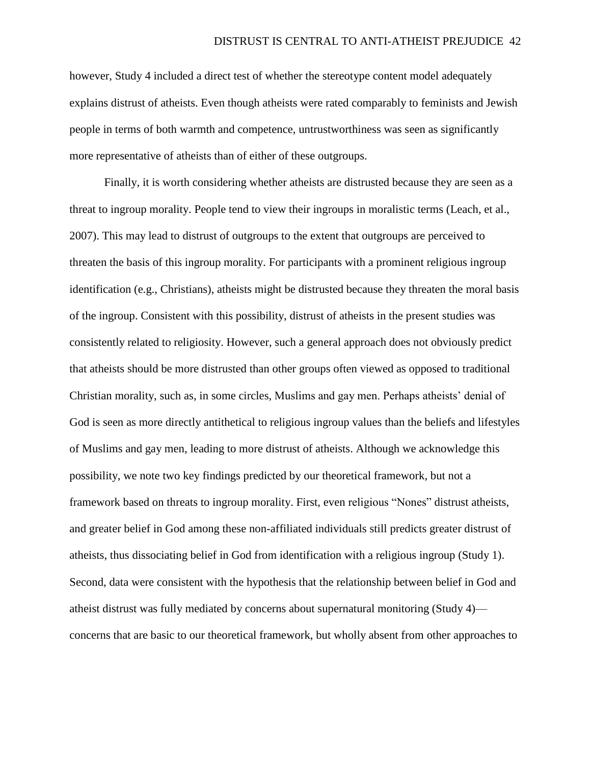however, Study 4 included a direct test of whether the stereotype content model adequately explains distrust of atheists. Even though atheists were rated comparably to feminists and Jewish people in terms of both warmth and competence, untrustworthiness was seen as significantly more representative of atheists than of either of these outgroups.

Finally, it is worth considering whether atheists are distrusted because they are seen as a threat to ingroup morality. People tend to view their ingroups in moralistic terms (Leach, et al., 2007). This may lead to distrust of outgroups to the extent that outgroups are perceived to threaten the basis of this ingroup morality. For participants with a prominent religious ingroup identification (e.g., Christians), atheists might be distrusted because they threaten the moral basis of the ingroup. Consistent with this possibility, distrust of atheists in the present studies was consistently related to religiosity. However, such a general approach does not obviously predict that atheists should be more distrusted than other groups often viewed as opposed to traditional Christian morality, such as, in some circles, Muslims and gay men. Perhaps atheists' denial of God is seen as more directly antithetical to religious ingroup values than the beliefs and lifestyles of Muslims and gay men, leading to more distrust of atheists. Although we acknowledge this possibility, we note two key findings predicted by our theoretical framework, but not a framework based on threats to ingroup morality. First, even religious "Nones" distrust atheists, and greater belief in God among these non-affiliated individuals still predicts greater distrust of atheists, thus dissociating belief in God from identification with a religious ingroup (Study 1). Second, data were consistent with the hypothesis that the relationship between belief in God and atheist distrust was fully mediated by concerns about supernatural monitoring (Study 4)—concerns that are basic to our theoretical framework, but wholly absent from other approaches to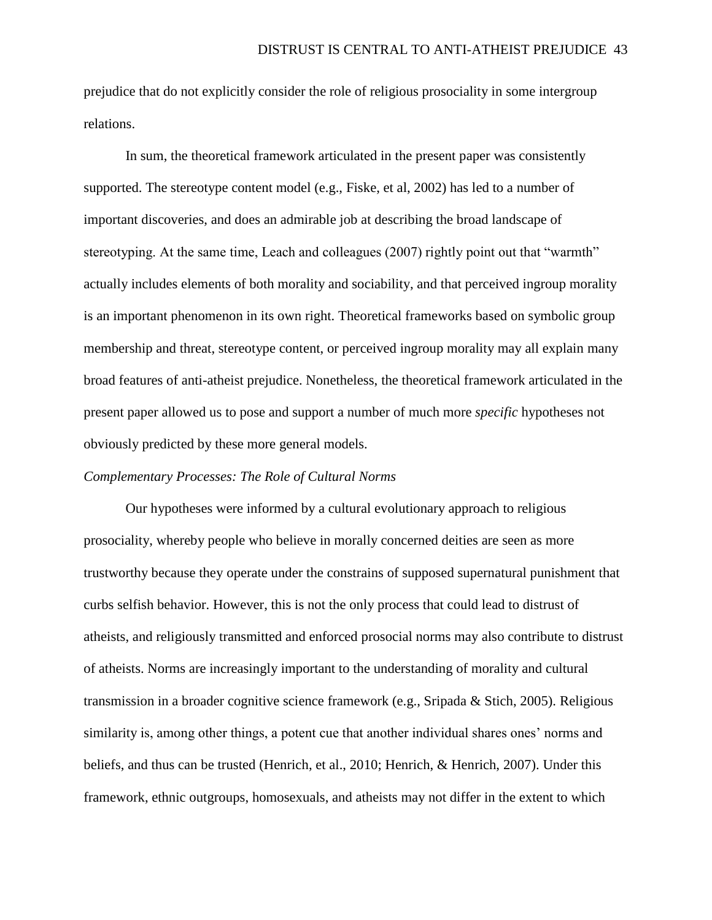prejudice that do not explicitly consider the role of religious prosociality in some intergroup relations.

In sum, the theoretical framework articulated in the present paper was consistently supported. The stereotype content model (e.g., Fiske, et al, 2002) has led to a number of important discoveries, and does an admirable job at describing the broad landscape of stereotyping. At the same time, Leach and colleagues (2007) rightly point out that "warmth" actually includes elements of both morality and sociability, and that perceived ingroup morality is an important phenomenon in its own right. Theoretical frameworks based on symbolic group membership and threat, stereotype content, or perceived ingroup morality may all explain many broad features of anti-atheist prejudice. Nonetheless, the theoretical framework articulated in the present paper allowed us to pose and support a number of much more *specific* hypotheses not obviously predicted by these more general models.

*Complementary Processes: The Role of Cultural Norms*

Our hypotheses were informed by a cultural evolutionary approach to religious prosociality, whereby people who believe in morally concerned deities are seen as more trustworthy because they operate under the constrains of supposed supernatural punishment that curbs selfish behavior. However, this is not the only process that could lead to distrust of atheists, and religiously transmitted and enforced prosocial norms may also contribute to distrust of atheists. Norms are increasingly important to the understanding of morality and cultural transmission in a broader cognitive science framework (e.g., Sripada & Stich, 2005). Religious similarity is, among other things, a potent cue that another individual shares ones' norms and beliefs, and thus can be trusted (Henrich, et al., 2010; Henrich, & Henrich, 2007). Under this framework, ethnic outgroups, homosexuals, and atheists may not differ in the extent to which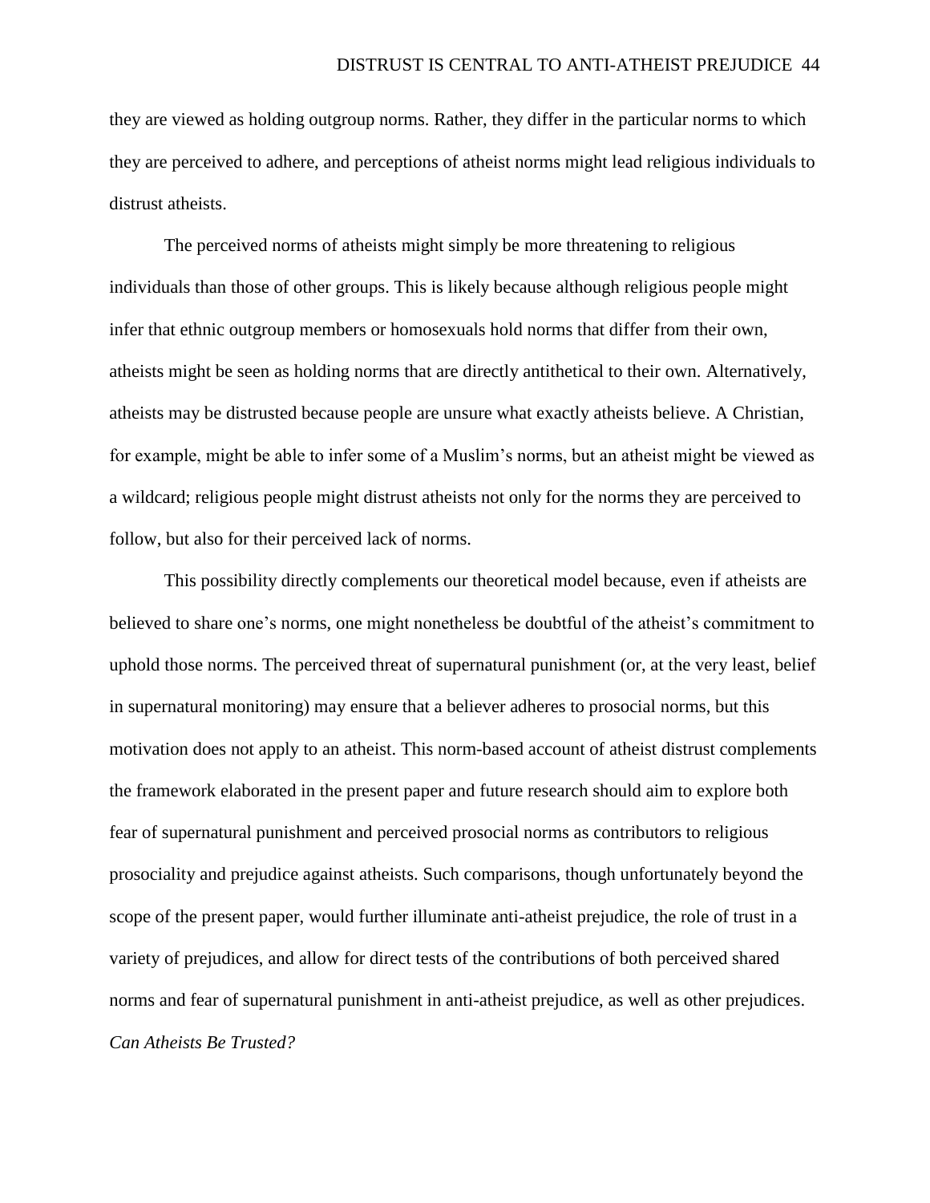they are viewed as holding outgroup norms. Rather, they differ in the particular norms to which they are perceived to adhere, and perceptions of atheist norms might lead religious individuals to distrust atheists.

The perceived norms of atheists might simply be more threatening to religious individuals than those of other groups. This is likely because although religious people might infer that ethnic outgroup members or homosexuals hold norms that differ from their own, atheists might be seen as holding norms that are directly antithetical to their own. Alternatively, atheists may be distrusted because people are unsure what exactly atheists believe. A Christian, for example, might be able to infer some of a Muslim's norms, but an atheist might be viewed as a wildcard; religious people might distrust atheists not only for the norms they are perceived to follow, but also for their perceived lack of norms.

This possibility directly complements our theoretical model because, even if atheists are believed to share one's norms, one might nonetheless be doubtful of the atheist's commitment to uphold those norms. The perceived threat of supernatural punishment (or, at the very least, belief in supernatural monitoring) may ensure that a believer adheres to prosocial norms, but this motivation does not apply to an atheist. This norm-based account of atheist distrust complements the framework elaborated in the present paper and future research should aim to explore both fear of supernatural punishment and perceived prosocial norms as contributors to religious prosociality and prejudice against atheists. Such comparisons, though unfortunately beyond the scope of the present paper, would further illuminate anti-atheist prejudice, the role of trust in a variety of prejudices, and allow for direct tests of the contributions of both perceived shared norms and fear of supernatural punishment in anti-atheist prejudice, as well as other prejudices.

*Can Atheists Be Trusted?*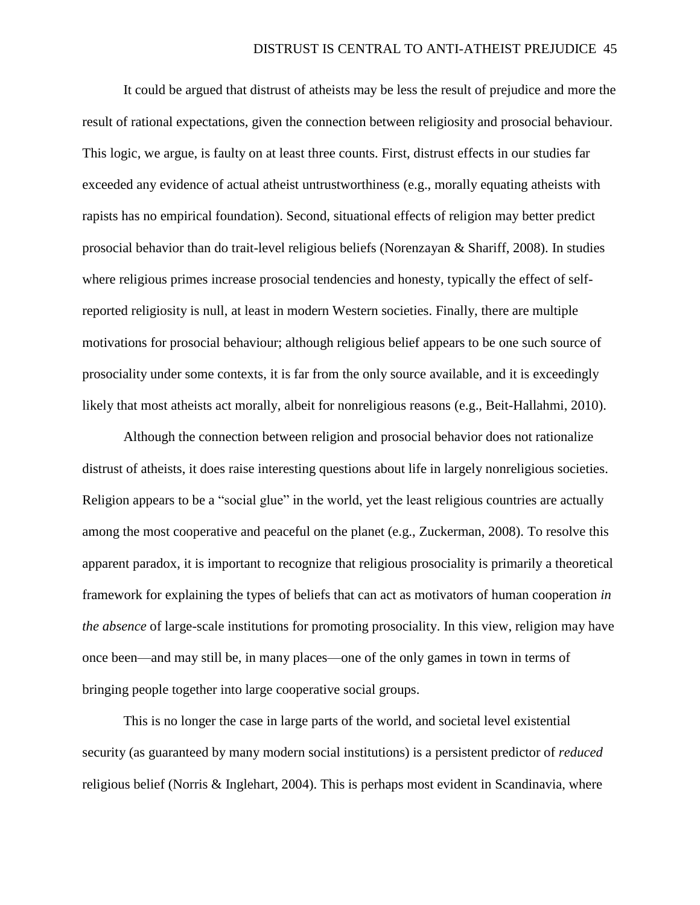It could be argued that distrust of atheists may be less the result of prejudice and more the result of rational expectations, given the connection between religiosity and prosocial behaviour. This logic, we argue, is faulty on at least three counts. First, distrust effects in our studies far exceeded any evidence of actual atheist untrustworthiness (e.g., morally equating atheists with rapists has no empirical foundation). Second, situational effects of religion may better predict prosocial behavior than do trait-level religious beliefs (Norenzayan & Shariff, 2008). In studies where religious primes increase prosocial tendencies and honesty, typically the effect of self-reported religiosity is null, at least in modern Western societies. Finally, there are multiple motivations for prosocial behaviour; although religious belief appears to be one such source of prosociality under some contexts, it is far from the only source available, and it is exceedingly likely that most atheists act morally, albeit for nonreligious reasons (e.g., Beit-Hallahmi, 2010).

Although the connection between religion and prosocial behavior does not rationalize distrust of atheists, it does raise interesting questions about life in largely nonreligious societies. Religion appears to be a "social glue" in the world, yet the least religious countries are actually among the most cooperative and peaceful on the planet (e.g., Zuckerman, 2008). To resolve this apparent paradox, it is important to recognize that religious prosociality is primarily a theoretical framework for explaining the types of beliefs that can act as motivators of human cooperation *in the absence* of large-scale institutions for promoting prosociality. In this view, religion may have once been—and may still be, in many places—one of the only games in town in terms of bringing people together into large cooperative social groups.

This is no longer the case in large parts of the world, and societal level existential security (as guaranteed by many modern social institutions) is a persistent predictor of *reduced* religious belief (Norris & Inglehart, 2004). This is perhaps most evident in Scandinavia, where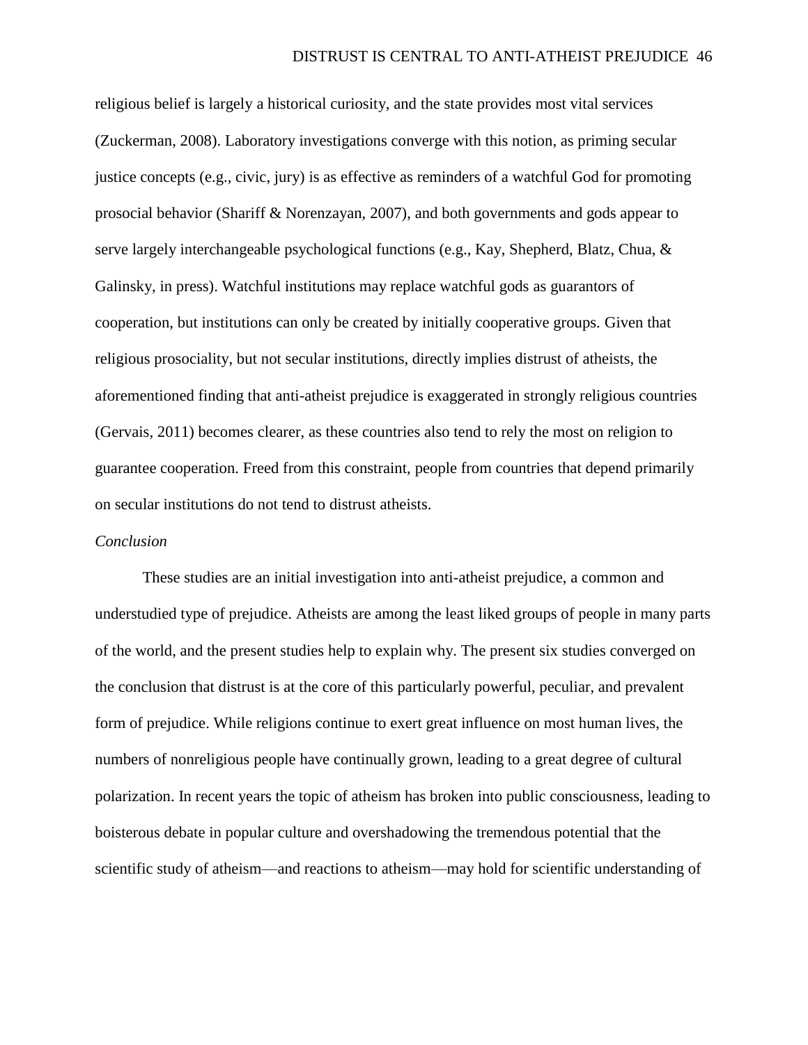religious belief is largely a historical curiosity, and the state provides most vital services (Zuckerman, 2008). Laboratory investigations converge with this notion, as priming secular justice concepts (e.g., civic, jury) is as effective as reminders of a watchful God for promoting prosocial behavior (Shariff & Norenzayan, 2007), and both governments and gods appear to serve largely interchangeable psychological functions (e.g., Kay, Shepherd, Blatz, Chua, & Galinsky, in press). Watchful institutions may replace watchful gods as guarantors of cooperation, but institutions can only be created by initially cooperative groups. Given that religious prosociality, but not secular institutions, directly implies distrust of atheists, the aforementioned finding that anti-atheist prejudice is exaggerated in strongly religious countries (Gervais, 2011) becomes clearer, as these countries also tend to rely the most on religion to guarantee cooperation. Freed from this constraint, people from countries that depend primarily on secular institutions do not tend to distrust atheists.

*Conclusion*

These studies are an initial investigation into anti-atheist prejudice, a common and understudied type of prejudice. Atheists are among the least liked groups of people in many parts of the world, and the present studies help to explain why. The present six studies converged on the conclusion that distrust is at the core of this particularly powerful, peculiar, and prevalent form of prejudice. While religions continue to exert great influence on most human lives, the numbers of nonreligious people have continually grown, leading to a great degree of cultural polarization. In recent years the topic of atheism has broken into public consciousness, leading to boisterous debate in popular culture and overshadowing the tremendous potential that the scientific study of atheism—and reactions to atheism—may hold for scientific understanding of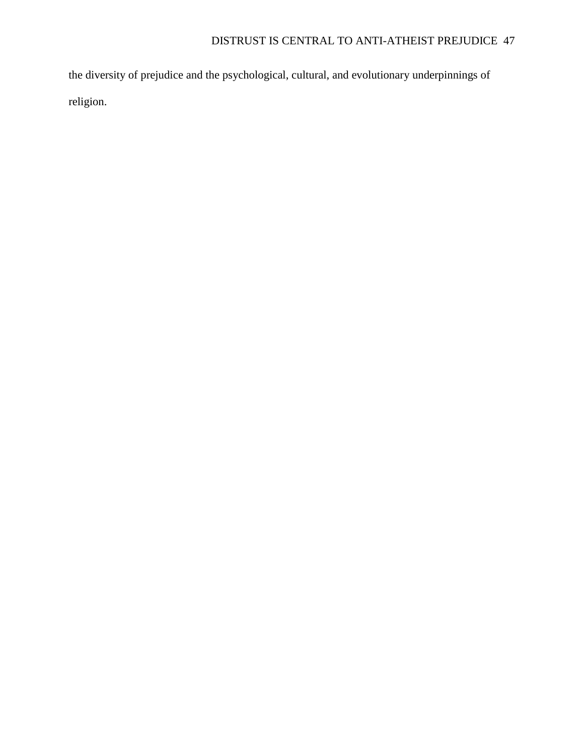the diversity of prejudice and the psychological, cultural, and evolutionary underpinnings of religion.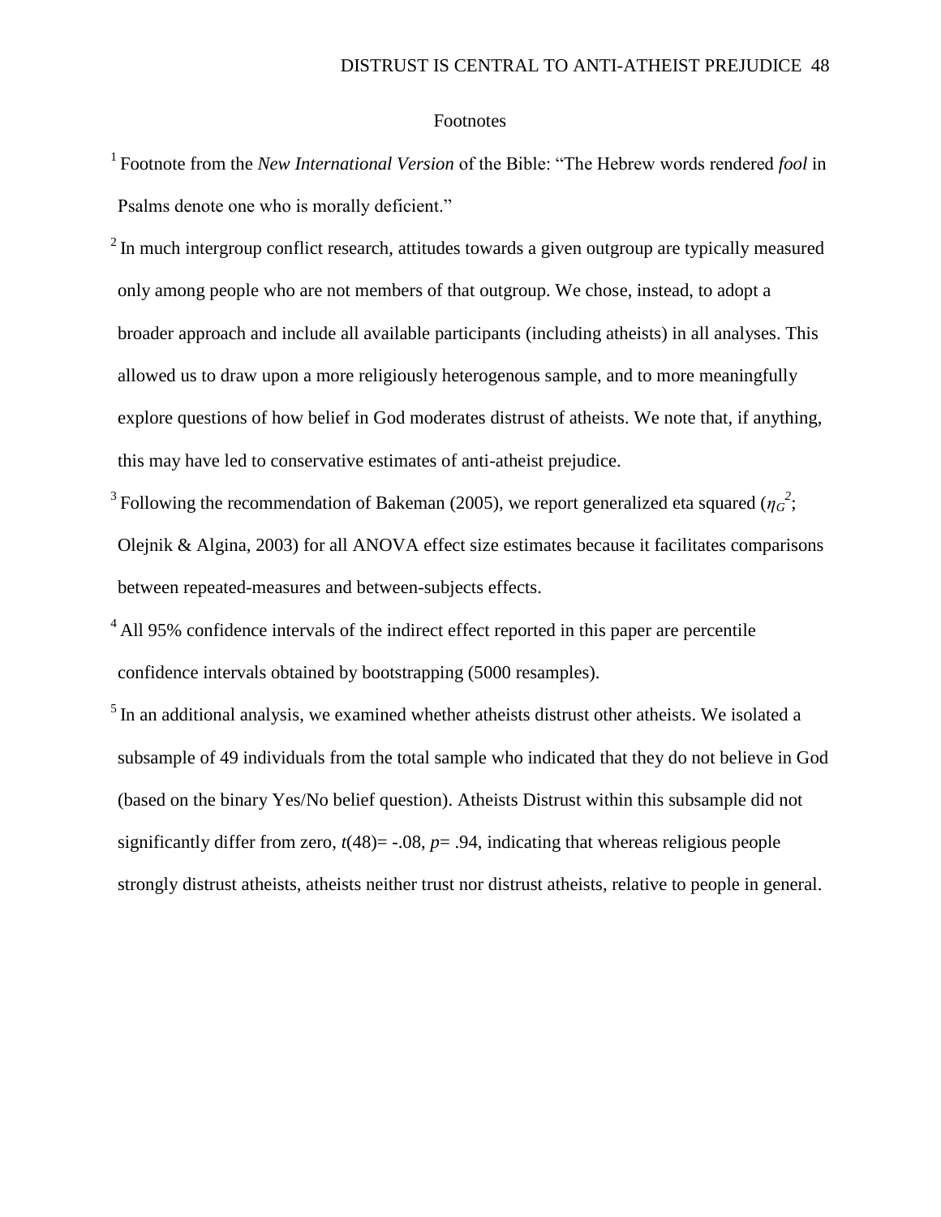# Footnotes

[1] Footnote from the *New International Version* of the Bible: "The Hebrew words rendered *fool* in Psalms denote one who is morally deficient."

[2] In much intergroup conflict research, attitudes towards a given outgroup are typically measured only among people who are not members of that outgroup. We chose, instead, to adopt a broader approach and include all available participants (including atheists) in all analyses. This allowed us to draw upon a more religiously heterogenous sample, and to more meaningfully explore questions of how belief in God moderates distrust of atheists. We note that, if anything, this may have led to conservative estimates of anti-atheist prejudice.

[3] Following the recommendation of Bakeman (2005), we report generalized eta squared ($\eta_G^{2}$; Olejnik & Algina, 2003) for all ANOVA effect size estimates because it facilitates comparisons between repeated-measures and between-subjects effects.

[4] All 95% confidence intervals of the indirect effect reported in this paper are percentile confidence intervals obtained by bootstrapping (5000 resamples).

[5] In an additional analysis, we examined whether atheists distrust other atheists. We isolated a subsample of 49 individuals from the total sample who indicated that they do not believe in God (based on the binary Yes/No belief question). Atheists Distrust within this subsample did not significantly differ from zero, $t(48)= -.08$, $p= .94$, indicating that whereas religious people strongly distrust atheists, atheists neither trust nor distrust atheists, relative to people in general.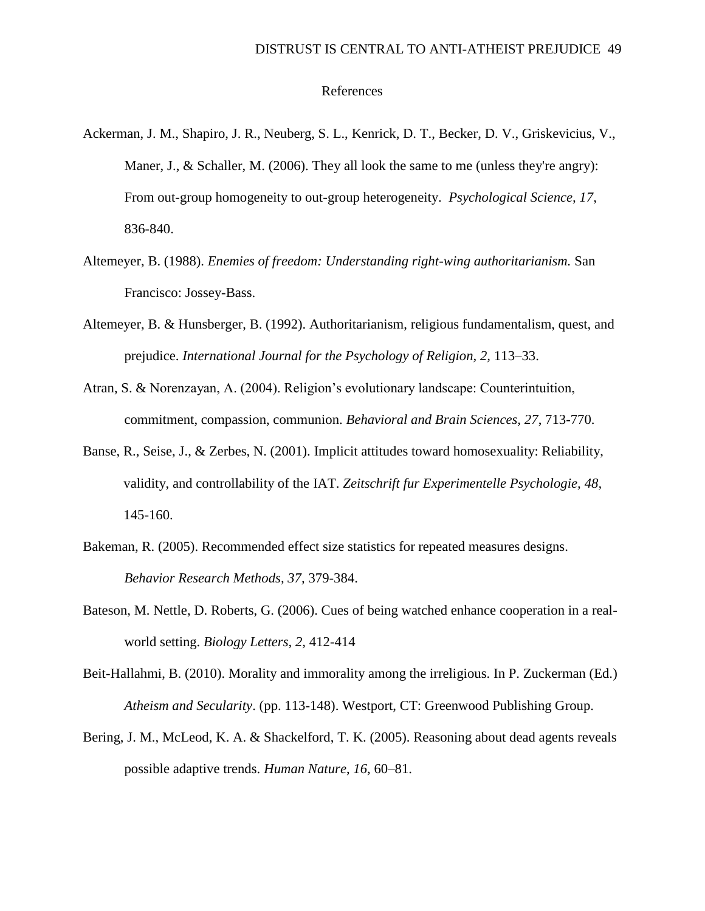# References

Ackerman, J. M., Shapiro, J. R., Neuberg, S. L., Kenrick, D. T., Becker, D. V., Griskevicius, V., Maner, J., & Schaller, M. (2006). They all look the same to me (unless they're angry): From out-group homogeneity to out-group heterogeneity. *Psychological Science, 17,* 836-840.

Altemeyer, B. (1988). *Enemies of freedom: Understanding right-wing authoritarianism.* San Francisco: Jossey-Bass.

Altemeyer, B. & Hunsberger, B. (1992). Authoritarianism, religious fundamentalism, quest, and prejudice. *International Journal for the Psychology of Religion, 2,* 113–33.

Atran, S. & Norenzayan, A. (2004). Religion's evolutionary landscape: Counterintuition, commitment, compassion, communion. *Behavioral and Brain Sciences, 27*, 713-770.

Banse, R., Seise, J., & Zerbes, N. (2001). Implicit attitudes toward homosexuality: Reliability, validity, and controllability of the IAT. *Zeitschrift fur Experimentelle Psychologie, 48,* 145-160.

Bakeman, R. (2005). Recommended effect size statistics for repeated measures designs. *Behavior Research Methods, 37,* 379-384.

Bateson, M. Nettle, D. Roberts, G. (2006). Cues of being watched enhance cooperation in a real-world setting. *Biology Letters, 2,* 412-414

Beit-Hallahmi, B. (2010). Morality and immorality among the irreligious. In P. Zuckerman (Ed.) *Atheism and Secularity*. (pp. 113-148). Westport, CT: Greenwood Publishing Group.

Bering, J. M., McLeod, K. A. & Shackelford, T. K. (2005). Reasoning about dead agents reveals possible adaptive trends. *Human Nature, 16*, 60–81.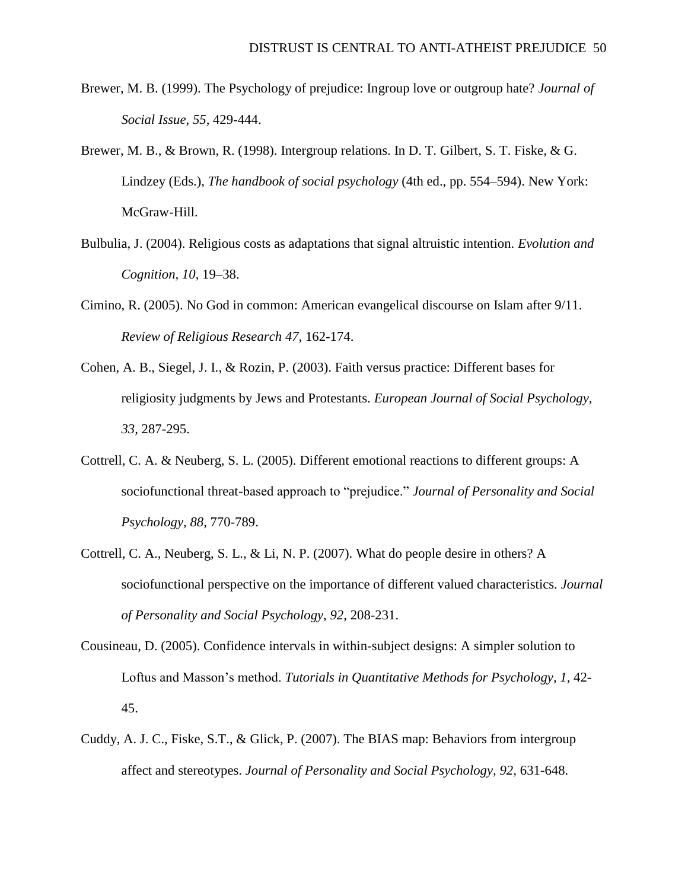Brewer, M. B. (1999). The Psychology of prejudice: Ingroup love or outgroup hate? *Journal of Social Issue, 55*, 429-444.

Brewer, M. B., & Brown, R. (1998). Intergroup relations. In D. T. Gilbert, S. T. Fiske, & G. Lindzey (Eds.), *The handbook of social psychology* (4th ed., pp. 554–594). New York: McGraw-Hill.

Bulbulia, J. (2004). Religious costs as adaptations that signal altruistic intention. *Evolution and Cognition, 10,* 19–38.

Cimino, R. (2005). No God in common: American evangelical discourse on Islam after 9/11. *Review of Religious Research 47*, 162-174.

Cohen, A. B., Siegel, J. I., & Rozin, P. (2003). Faith versus practice: Different bases for religiosity judgments by Jews and Protestants. *European Journal of Social Psychology, 33*, 287-295.

Cottrell, C. A. & Neuberg, S. L. (2005). Different emotional reactions to different groups: A sociofunctional threat-based approach to "prejudice." *Journal of Personality and Social Psychology, 88*, 770-789.

Cottrell, C. A., Neuberg, S. L., & Li, N. P. (2007). What do people desire in others? A sociofunctional perspective on the importance of different valued characteristics. *Journal of Personality and Social Psychology, 92*, 208-231.

Cousineau, D. (2005). Confidence intervals in within-subject designs: A simpler solution to Loftus and Masson's method. *Tutorials in Quantitative Methods for Psychology, 1*, 42-45.

Cuddy, A. J. C., Fiske, S.T., & Glick, P. (2007). The BIAS map: Behaviors from intergroup affect and stereotypes. *Journal of Personality and Social Psychology, 92*, 631-648.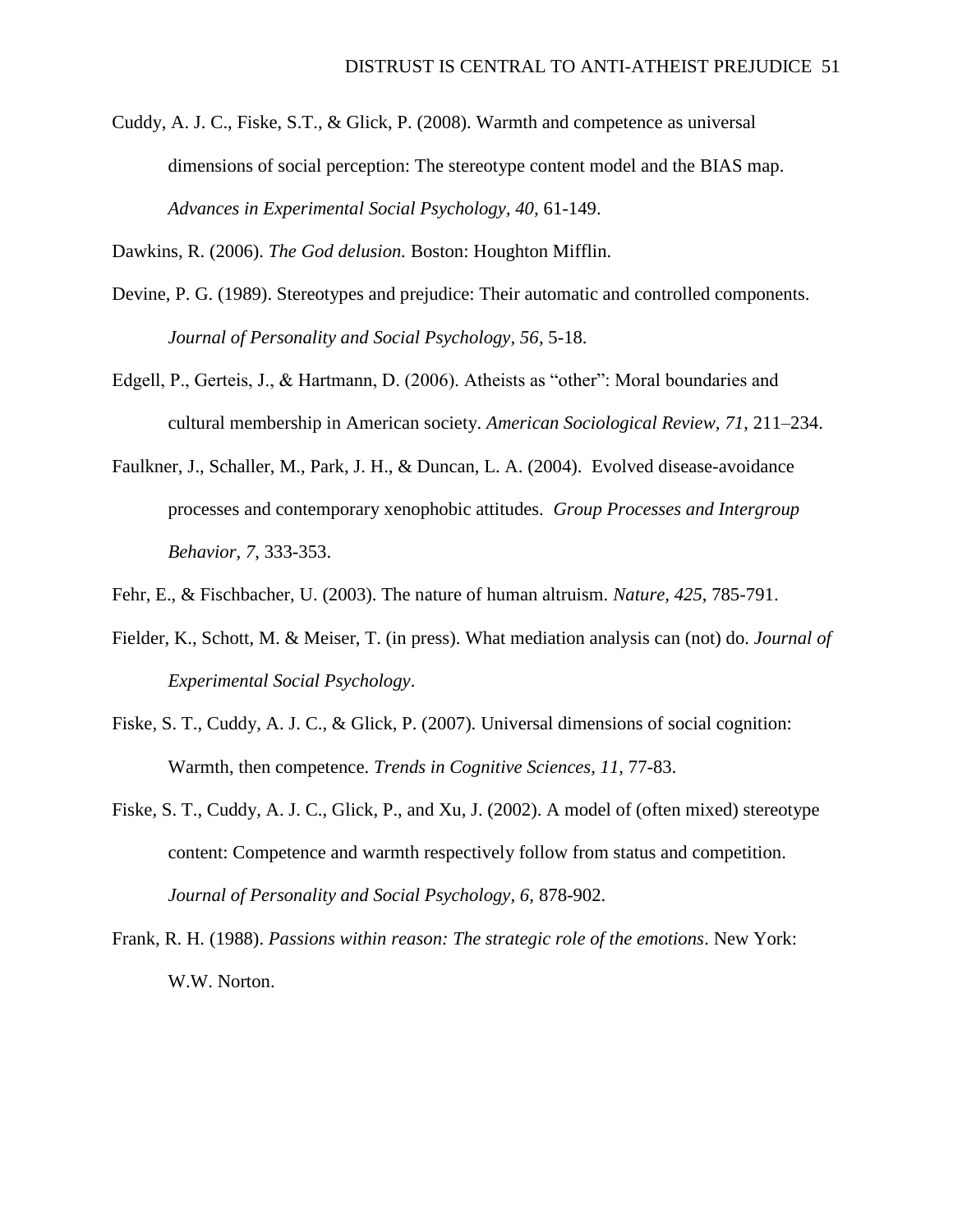Cuddy, A. J. C., Fiske, S.T., & Glick, P. (2008). Warmth and competence as universal dimensions of social perception: The stereotype content model and the BIAS map. *Advances in Experimental Social Psychology, 40*, 61-149.

Dawkins, R. (2006). *The God delusion.* Boston: Houghton Mifflin.

Devine, P. G. (1989). Stereotypes and prejudice: Their automatic and controlled components. *Journal of Personality and Social Psychology, 56*, 5-18.

Edgell, P., Gerteis, J., & Hartmann, D. (2006). Atheists as "other": Moral boundaries and cultural membership in American society. *American Sociological Review, 71*, 211–234.

Faulkner, J., Schaller, M., Park, J. H., & Duncan, L. A. (2004). Evolved disease-avoidance processes and contemporary xenophobic attitudes. *Group Processes and Intergroup Behavior, 7*, 333-353.

Fehr, E., & Fischbacher, U. (2003). The nature of human altruism. *Nature, 425*, 785-791.

Fielder, K., Schott, M. & Meiser, T. (in press). What mediation analysis can (not) do. *Journal of Experimental Social Psychology*.

Fiske, S. T., Cuddy, A. J. C., & Glick, P. (2007). Universal dimensions of social cognition: Warmth, then competence. *Trends in Cognitive Sciences, 11*, 77-83.

Fiske, S. T., Cuddy, A. J. C., Glick, P., and Xu, J. (2002). A model of (often mixed) stereotype content: Competence and warmth respectively follow from status and competition. *Journal of Personality and Social Psychology, 6*, 878-902.

Frank, R. H. (1988). *Passions within reason: The strategic role of the emotions*. New York: W.W. Norton.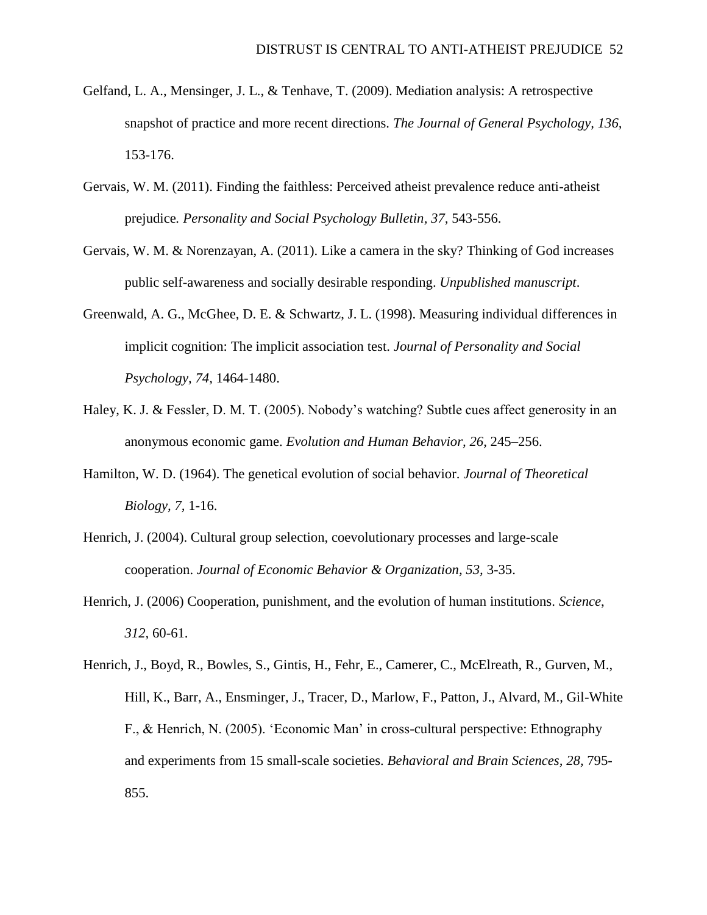Gelfand, L. A., Mensinger, J. L., & Tenhave, T. (2009). Mediation analysis: A retrospective snapshot of practice and more recent directions. *The Journal of General Psychology, 136,* 153-176.

Gervais, W. M. (2011). Finding the faithless: Perceived atheist prevalence reduce anti-atheist prejudice*. Personality and Social Psychology Bulletin, 37,* 543-556.

Gervais, W. M. & Norenzayan, A. (2011). Like a camera in the sky? Thinking of God increases public self-awareness and socially desirable responding. *Unpublished manuscript*.

Greenwald, A. G., McGhee, D. E. & Schwartz, J. L. (1998). Measuring individual differences in implicit cognition: The implicit association test. *Journal of Personality and Social Psychology, 74,* 1464-1480.

Haley, K. J. & Fessler, D. M. T. (2005). Nobody's watching? Subtle cues affect generosity in an anonymous economic game. *Evolution and Human Behavior, 26,* 245–256.

Hamilton, W. D. (1964). The genetical evolution of social behavior. *Journal of Theoretical Biology, 7,* 1-16.

Henrich, J. (2004). Cultural group selection, coevolutionary processes and large-scale cooperation. *Journal of Economic Behavior & Organization, 53,* 3-35.

Henrich, J. (2006) Cooperation, punishment, and the evolution of human institutions. *Science*, *312*, 60-61.

Henrich, J., Boyd, R., Bowles, S., Gintis, H., Fehr, E., Camerer, C., McElreath, R., Gurven, M., Hill, K., Barr, A., Ensminger, J., Tracer, D., Marlow, F., Patton, J., Alvard, M., Gil-White F., & Henrich, N. (2005). 'Economic Man' in cross-cultural perspective: Ethnography and experiments from 15 small-scale societies. *Behavioral and Brain Sciences, 28,* 795-855.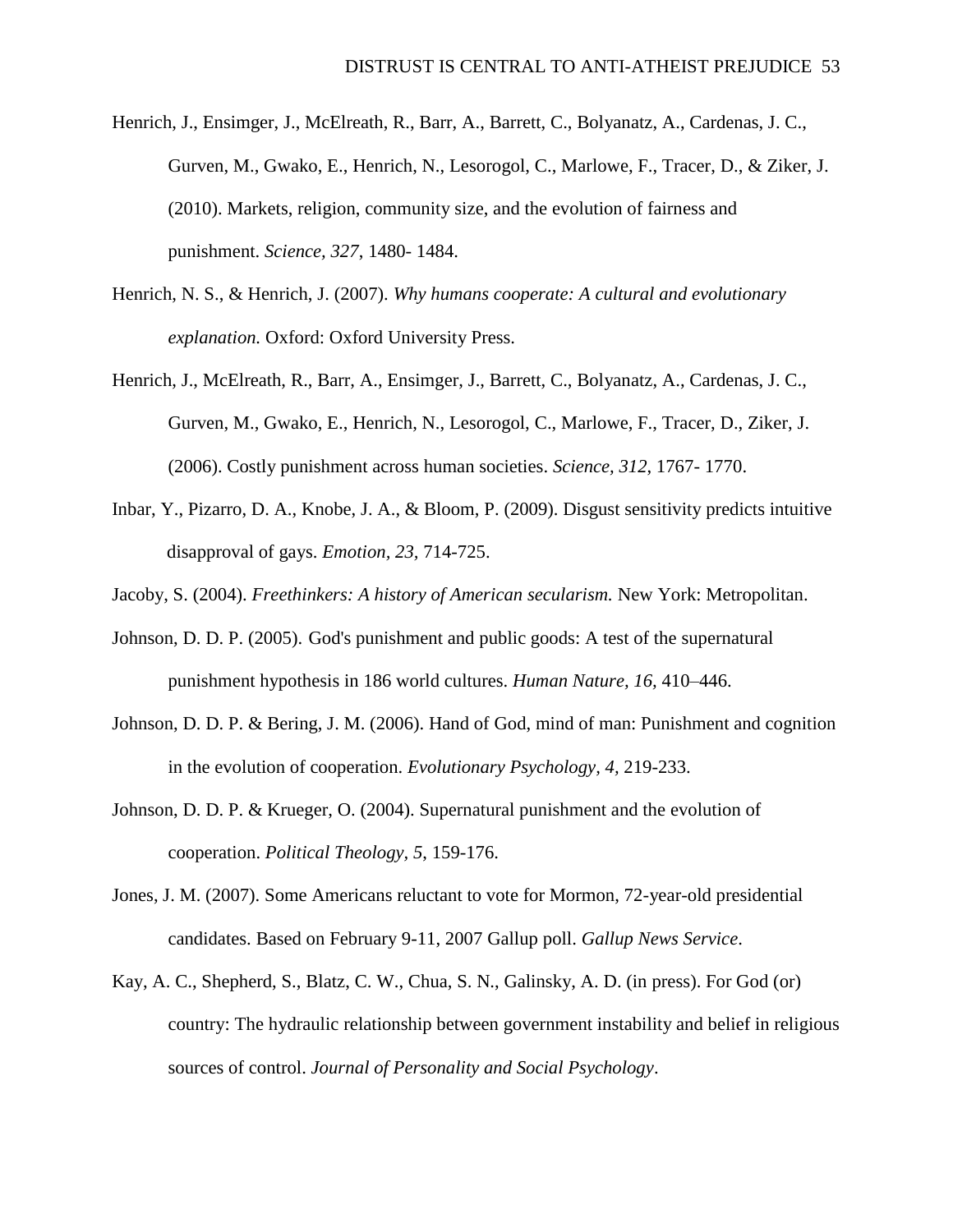Henrich, J., Ensimger, J., McElreath, R., Barr, A., Barrett, C., Bolyanatz, A., Cardenas, J. C., Gurven, M., Gwako, E., Henrich, N., Lesorogol, C., Marlowe, F., Tracer, D., & Ziker, J. (2010). Markets, religion, community size, and the evolution of fairness and punishment. *Science, 327*, 1480- 1484.

Henrich, N. S., & Henrich, J. (2007). *Why humans cooperate: A cultural and evolutionary explanation.* Oxford: Oxford University Press.

Henrich, J., McElreath, R., Barr, A., Ensimger, J., Barrett, C., Bolyanatz, A., Cardenas, J. C., Gurven, M., Gwako, E., Henrich, N., Lesorogol, C., Marlowe, F., Tracer, D., Ziker, J. (2006). Costly punishment across human societies. *Science, 312*, 1767- 1770.

Inbar, Y., Pizarro, D. A., Knobe, J. A., & Bloom, P. (2009). Disgust sensitivity predicts intuitive disapproval of gays. *Emotion, 23,* 714-725.

Jacoby, S. (2004). *Freethinkers: A history of American secularism.* New York: Metropolitan.

Johnson, D. D. P. (2005). God's punishment and public goods: A test of the supernatural punishment hypothesis in 186 world cultures. *Human Nature, 16,* 410–446.

Johnson, D. D. P. & Bering, J. M. (2006). Hand of God, mind of man: Punishment and cognition in the evolution of cooperation. *Evolutionary Psychology, 4,* 219-233.

Johnson, D. D. P. & Krueger, O. (2004). Supernatural punishment and the evolution of cooperation. *Political Theology, 5*, 159-176.

Jones, J. M. (2007). Some Americans reluctant to vote for Mormon, 72-year-old presidential candidates. Based on February 9-11, 2007 Gallup poll. *Gallup News Service*.

Kay, A. C., Shepherd, S., Blatz, C. W., Chua, S. N., Galinsky, A. D. (in press). For God (or) country: The hydraulic relationship between government instability and belief in religious sources of control. *Journal of Personality and Social Psychology*.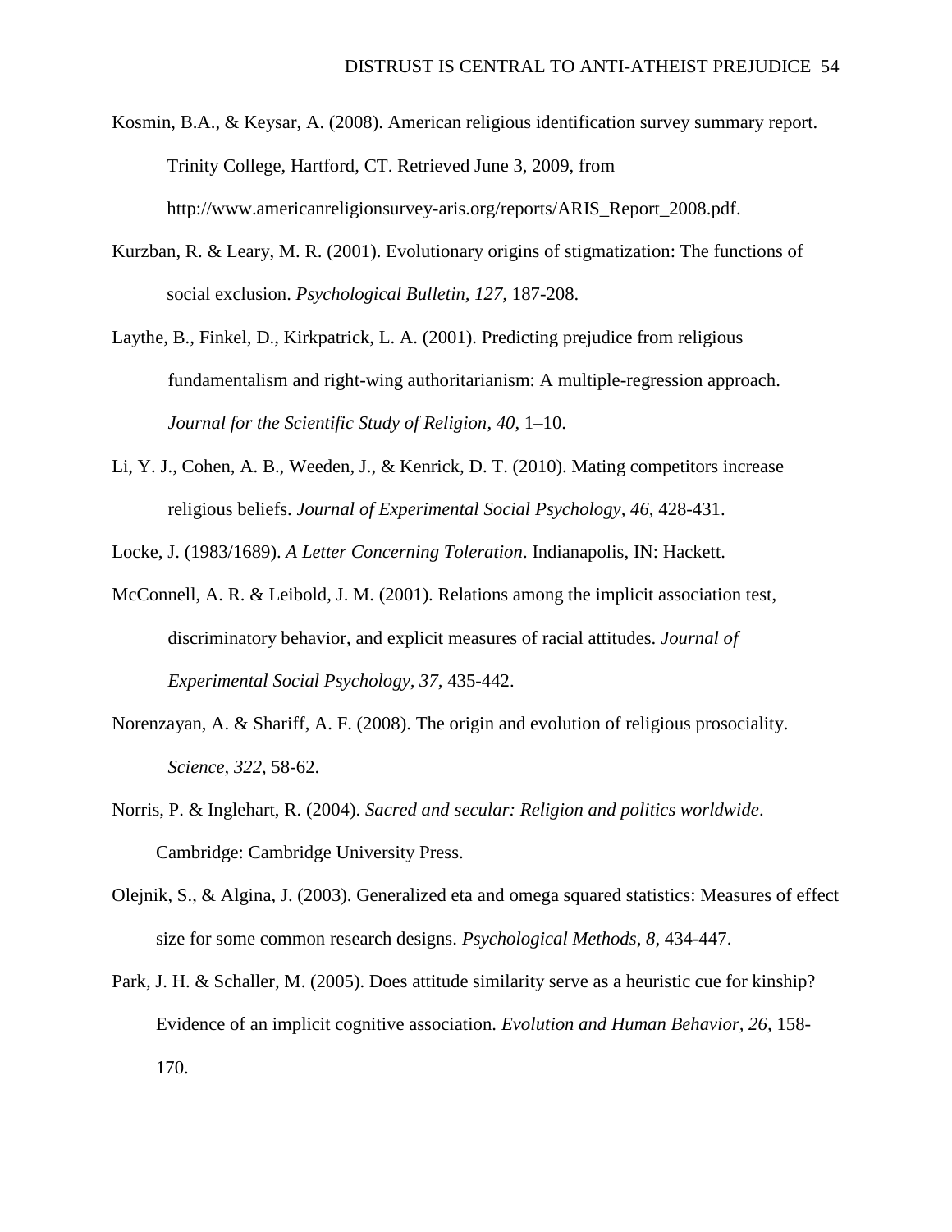Kosmin, B.A., & Keysar, A. (2008). American religious identification survey summary report. Trinity College, Hartford, CT. Retrieved June 3, 2009, from http://www.americanreligionsurvey-aris.org/reports/ARIS_Report_2008.pdf.

Kurzban, R. & Leary, M. R. (2001). Evolutionary origins of stigmatization: The functions of social exclusion. *Psychological Bulletin, 127,* 187-208.

Laythe, B., Finkel, D., Kirkpatrick, L. A. (2001). Predicting prejudice from religious fundamentalism and right-wing authoritarianism: A multiple-regression approach. *Journal for the Scientific Study of Religion*, *40*, 1–10.

Li, Y. J., Cohen, A. B., Weeden, J., & Kenrick, D. T. (2010). Mating competitors increase religious beliefs. *Journal of Experimental Social Psychology, 46,* 428-431.

Locke, J. (1983/1689). *A Letter Concerning Toleration*. Indianapolis, IN: Hackett.

McConnell, A. R. & Leibold, J. M. (2001). Relations among the implicit association test, discriminatory behavior, and explicit measures of racial attitudes. *Journal of Experimental Social Psychology, 37,* 435-442.

Norenzayan, A. & Shariff, A. F. (2008). The origin and evolution of religious prosociality. *Science, 322,* 58-62.

Norris, P. & Inglehart, R. (2004). *Sacred and secular: Religion and politics worldwide*. Cambridge: Cambridge University Press.

Olejnik, S., & Algina, J. (2003). Generalized eta and omega squared statistics: Measures of effect size for some common research designs. *Psychological Methods*, *8*, 434-447.

Park, J. H. & Schaller, M. (2005). Does attitude similarity serve as a heuristic cue for kinship? Evidence of an implicit cognitive association. *Evolution and Human Behavior, 26,* 158-170.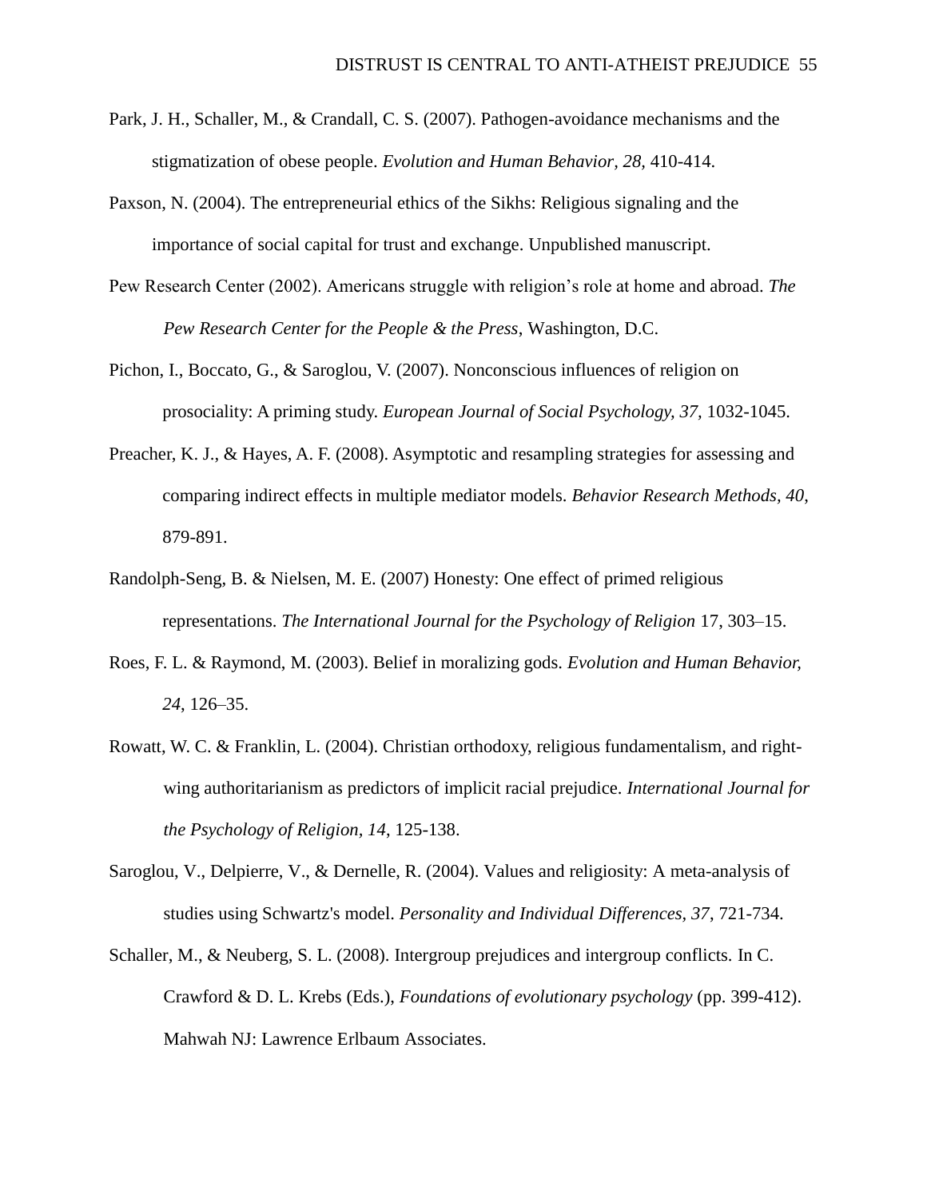Park, J. H., Schaller, M., & Crandall, C. S. (2007). Pathogen-avoidance mechanisms and the stigmatization of obese people. *Evolution and Human Behavior, 28,* 410-414.

Paxson, N. (2004). The entrepreneurial ethics of the Sikhs: Religious signaling and the importance of social capital for trust and exchange. Unpublished manuscript.

Pew Research Center (2002). Americans struggle with religion's role at home and abroad. *The Pew Research Center for the People & the Press*, Washington, D.C.

Pichon, I., Boccato, G., & Saroglou, V. (2007). Nonconscious influences of religion on prosociality: A priming study. *European Journal of Social Psychology, 37,* 1032-1045.

Preacher, K. J., & Hayes, A. F. (2008). Asymptotic and resampling strategies for assessing and comparing indirect effects in multiple mediator models. *Behavior Research Methods, 40*, 879-891.

Randolph-Seng, B. & Nielsen, M. E. (2007) Honesty: One effect of primed religious representations. *The International Journal for the Psychology of Religion* 17, 303–15.

Roes, F. L. & Raymond, M. (2003). Belief in moralizing gods. *Evolution and Human Behavior, 24*, 126–35.

Rowatt, W. C. & Franklin, L. (2004). Christian orthodoxy, religious fundamentalism, and right-wing authoritarianism as predictors of implicit racial prejudice. *International Journal for the Psychology of Religion, 14*, 125-138.

Saroglou, V., Delpierre, V., & Dernelle, R. (2004). Values and religiosity: A meta-analysis of studies using Schwartz's model. *Personality and Individual Differences, 37*, 721-734.

Schaller, M., & Neuberg, S. L. (2008). Intergroup prejudices and intergroup conflicts. In C. Crawford & D. L. Krebs (Eds.), *Foundations of evolutionary psychology* (pp. 399-412). Mahwah NJ: Lawrence Erlbaum Associates.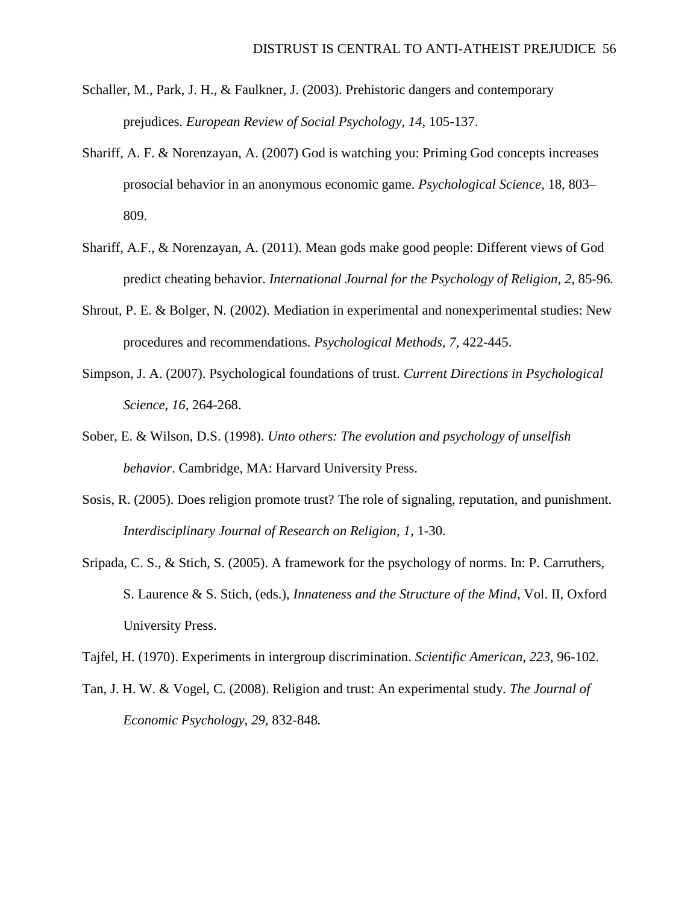Schaller, M., Park, J. H., & Faulkner, J. (2003). Prehistoric dangers and contemporary prejudices. *European Review of Social Psychology, 14,* 105-137.

Shariff, A. F. & Norenzayan, A. (2007) God is watching you: Priming God concepts increases prosocial behavior in an anonymous economic game. *Psychological Science*, 18, 803–809.

Shariff, A.F., & Norenzayan, A. (2011). Mean gods make good people: Different views of God predict cheating behavior. *International Journal for the Psychology of Religion, 2,* 85-96*.*

Shrout, P. E. & Bolger, N. (2002). Mediation in experimental and nonexperimental studies: New procedures and recommendations. *Psychological Methods, 7,* 422-445.

Simpson, J. A. (2007). Psychological foundations of trust. *Current Directions in Psychological Science, 16,* 264-268.

Sober, E. & Wilson, D.S. (1998). *Unto others: The evolution and psychology of unselfish behavior*. Cambridge, MA: Harvard University Press.

Sosis, R. (2005). Does religion promote trust? The role of signaling, reputation, and punishment. *Interdisciplinary Journal of Research on Religion, 1,* 1-30.

Sripada, C. S., & Stich, S. (2005). A framework for the psychology of norms. In: P. Carruthers, S. Laurence & S. Stich, (eds.), *Innateness and the Structure of the Mind*, Vol. II, Oxford University Press.

Tajfel, H. (1970). Experiments in intergroup discrimination. *Scientific American, 223*, 96-102.

Tan, J. H. W. & Vogel, C. (2008). Religion and trust: An experimental study. *The Journal of Economic Psychology, 29,* 832-848*.*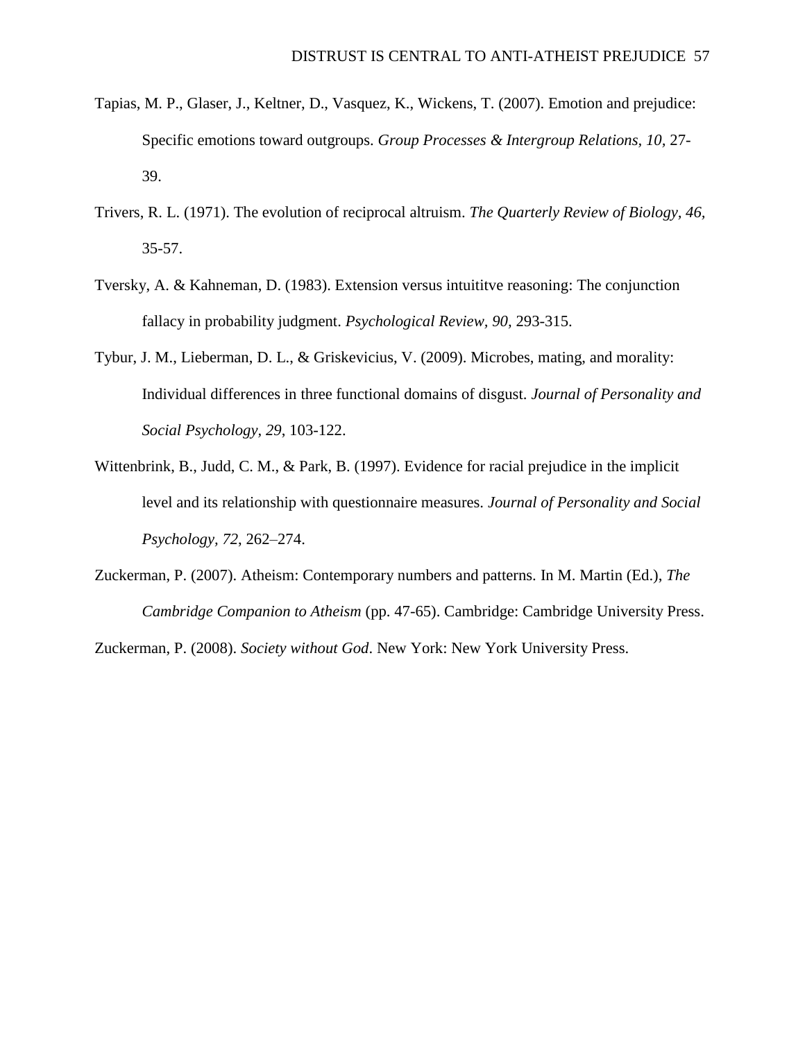Tapias, M. P., Glaser, J., Keltner, D., Vasquez, K., Wickens, T. (2007). Emotion and prejudice: Specific emotions toward outgroups. *Group Processes & Intergroup Relations, 10,* 27-39.

Trivers, R. L. (1971). The evolution of reciprocal altruism. *The Quarterly Review of Biology, 46,* 35-57.

Tversky, A. & Kahneman, D. (1983). Extension versus intuititve reasoning: The conjunction fallacy in probability judgment. *Psychological Review, 90,* 293-315.

Tybur, J. M., Lieberman, D. L., & Griskevicius, V. (2009). Microbes, mating, and morality: Individual differences in three functional domains of disgust. *Journal of Personality and Social Psychology, 29*, 103-122.

Wittenbrink, B., Judd, C. M., & Park, B. (1997). Evidence for racial prejudice in the implicit level and its relationship with questionnaire measures. *Journal of Personality and Social Psychology, 72,* 262–274.

Zuckerman, P. (2007). Atheism: Contemporary numbers and patterns. In M. Martin (Ed.), *The Cambridge Companion to Atheism* (pp. 47-65). Cambridge: Cambridge University Press.

Zuckerman, P. (2008). *Society without God*. New York: New York University Press.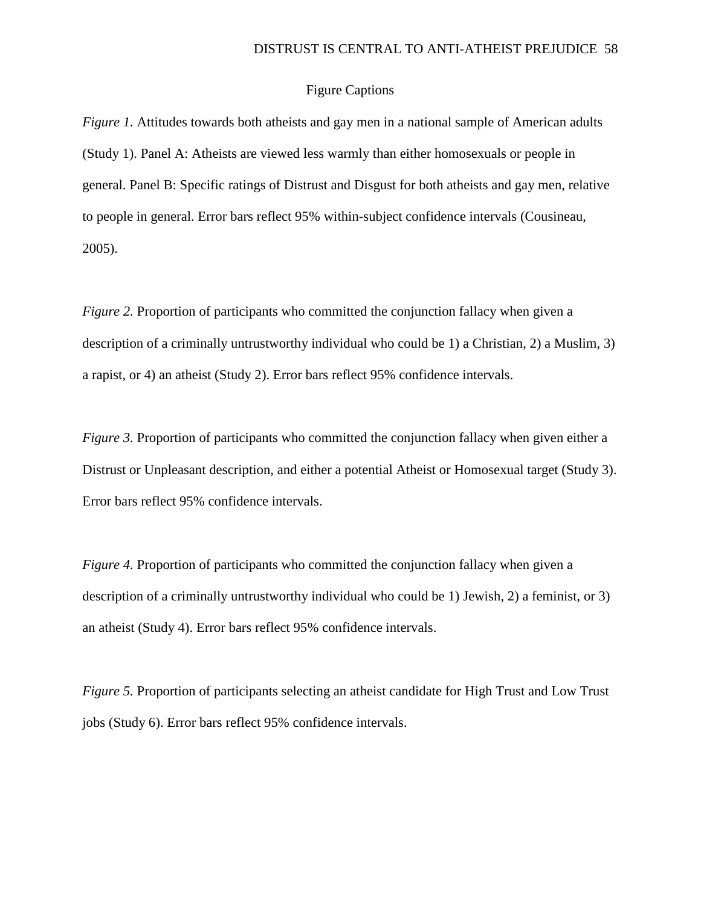# Figure Captions

*Figure 1.* Attitudes towards both atheists and gay men in a national sample of American adults (Study 1). Panel A: Atheists are viewed less warmly than either homosexuals or people in general. Panel B: Specific ratings of Distrust and Disgust for both atheists and gay men, relative to people in general. Error bars reflect 95% within-subject confidence intervals (Cousineau, 2005).

*Figure 2.* Proportion of participants who committed the conjunction fallacy when given a description of a criminally untrustworthy individual who could be 1) a Christian, 2) a Muslim, 3) a rapist, or 4) an atheist (Study 2). Error bars reflect 95% confidence intervals.

*Figure 3.* Proportion of participants who committed the conjunction fallacy when given either a Distrust or Unpleasant description, and either a potential Atheist or Homosexual target (Study 3). Error bars reflect 95% confidence intervals.

*Figure 4.* Proportion of participants who committed the conjunction fallacy when given a description of a criminally untrustworthy individual who could be 1) Jewish, 2) a feminist, or 3) an atheist (Study 4). Error bars reflect 95% confidence intervals.

*Figure 5.* Proportion of participants selecting an atheist candidate for High Trust and Low Trust jobs (Study 6). Error bars reflect 95% confidence intervals.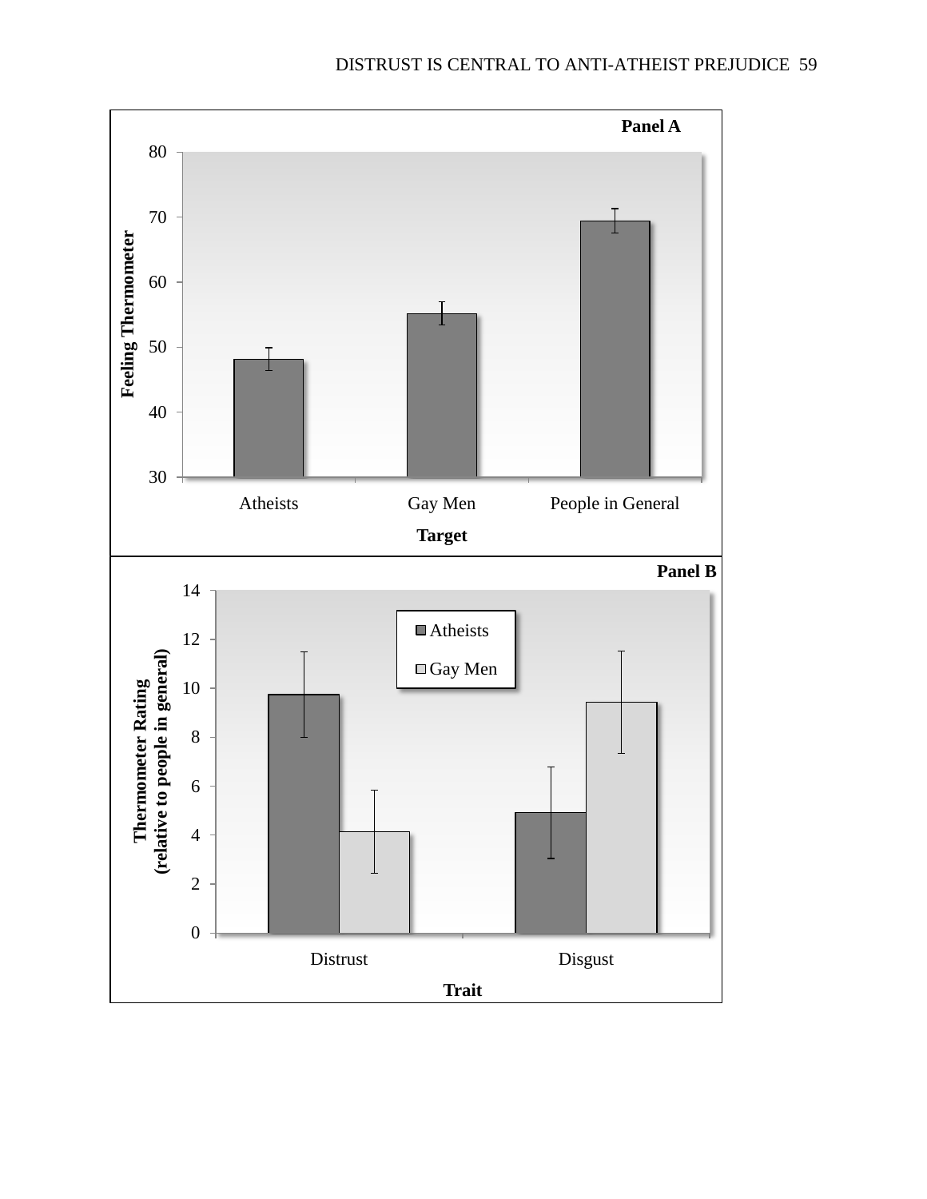**Panel A**

Feeling Thermometer

80
70
60
50
40
30

Atheists | Gay Men | People in General

**Target**

**Panel B**

Thermometer Rating
(relative to people in general)

14
12
10
8
6
4
2
0

Atheists
Gay Men

Distrust | Disgust

**Trait**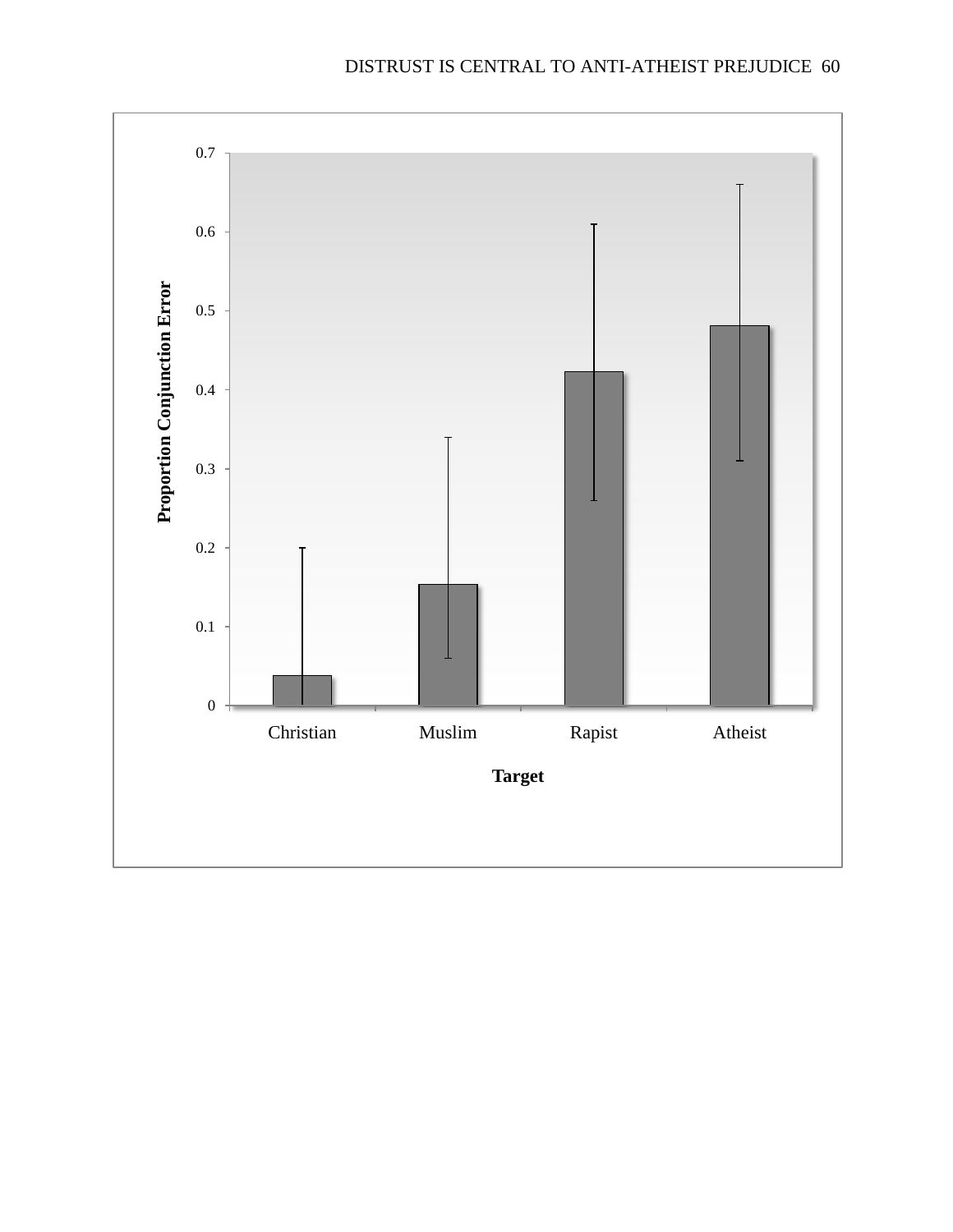Proportion Conjunction Error

0.7
0.6
0.5
0.4
0.3
0.2
0.1
0

Christian Muslim Rapist Atheist

Target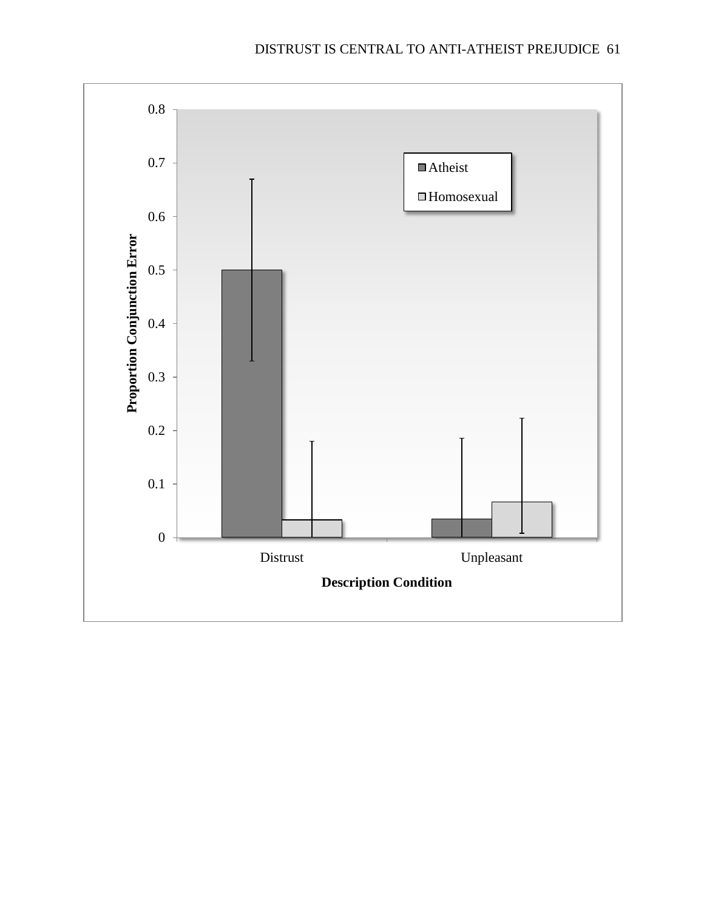Proportion Conjunction Error

0.8
0.7
0.6
0.5
0.4
0.3
0.2
0.1
0

Atheist

Homosexual

Distrust

Unpleasant

**Description Condition**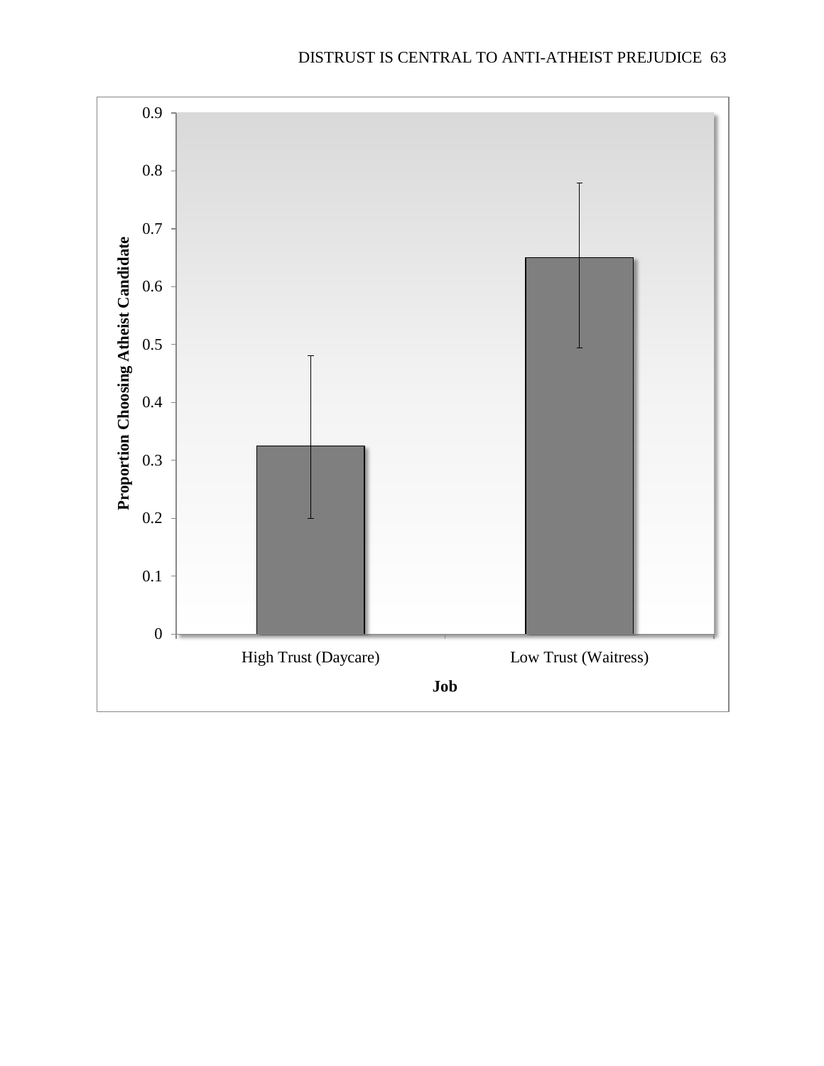Proportion Choosing Atheist Candidate

0.9
0.8
0.7
0.6
0.5
0.4
0.3
0.2
0.1
0

High Trust (Daycare)

Low Trust (Waitress)

**Job**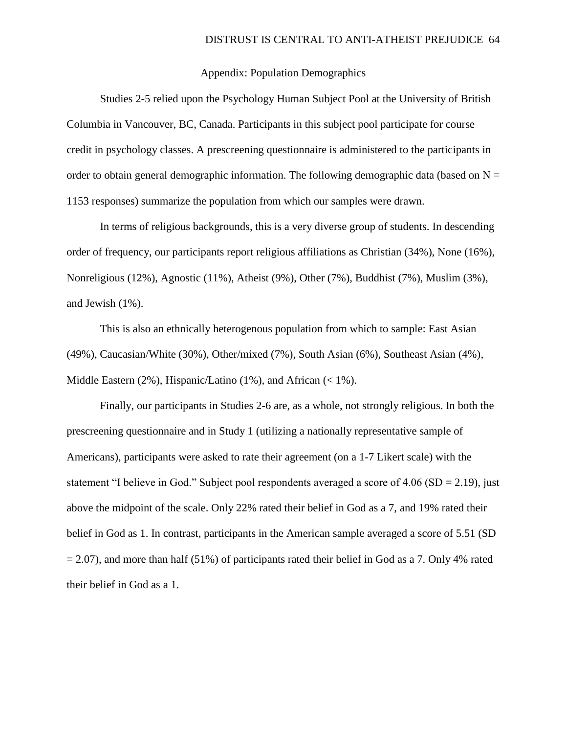## Appendix: Population Demographics

Studies 2-5 relied upon the Psychology Human Subject Pool at the University of British Columbia in Vancouver, BC, Canada. Participants in this subject pool participate for course credit in psychology classes. A prescreening questionnaire is administered to the participants in order to obtain general demographic information. The following demographic data (based on $N = 1153$ responses) summarize the population from which our samples were drawn.

In terms of religious backgrounds, this is a very diverse group of students. In descending order of frequency, our participants report religious affiliations as Christian (34%), None (16%), Nonreligious (12%), Agnostic (11%), Atheist (9%), Other (7%), Buddhist (7%), Muslim (3%), and Jewish (1%).

This is also an ethnically heterogenous population from which to sample: East Asian (49%), Caucasian/White (30%), Other/mixed (7%), South Asian (6%), Southeast Asian (4%), Middle Eastern (2%), Hispanic/Latino (1%), and African (< 1%).

Finally, our participants in Studies 2-6 are, as a whole, not strongly religious. In both the prescreening questionnaire and in Study 1 (utilizing a nationally representative sample of Americans), participants were asked to rate their agreement (on a 1-7 Likert scale) with the statement "I believe in God." Subject pool respondents averaged a score of 4.06 ($SD = 2.19$), just above the midpoint of the scale. Only 22% rated their belief in God as a 7, and 19% rated their belief in God as 1. In contrast, participants in the American sample averaged a score of 5.51 ($SD = 2.07$), and more than half (51%) of participants rated their belief in God as a 7. Only 4% rated their belief in God as a 1.